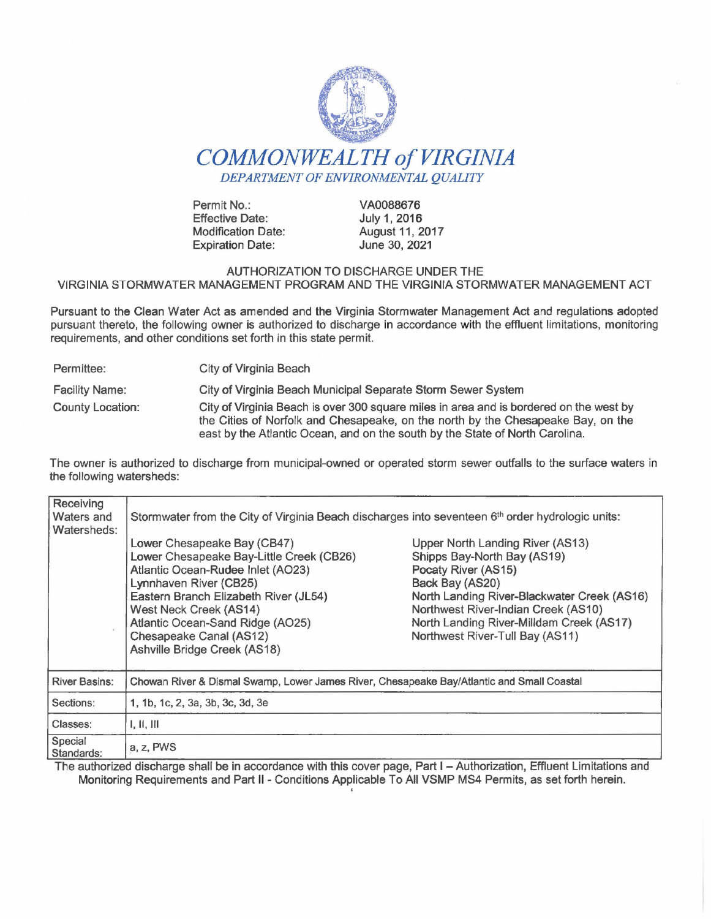# COMMONWEALTH of VIRGINIA

*DEPARTMENT OF ENVIRONMENTAL QUALITY*

| | |
|---|---|
| Permit No.: | VA0088676 |
| Effective Date: | July 1, 2016 |
| Modification Date: | August 11, 2017 |
| Expiration Date: | June 30, 2021 |

AUTHORIZATION TO DISCHARGE UNDER THE
VIRGINIA STORMWATER MANAGEMENT PROGRAM AND THE VIRGINIA STORMWATER MANAGEMENT ACT

Pursuant to the Clean Water Act as amended and the Virginia Stormwater Management Act and regulations adopted pursuant thereto, the following owner is authorized to discharge in accordance with the effluent limitations, monitoring requirements, and other conditions set forth in this state permit.

| | |
|---|---|
| Permittee: | City of Virginia Beach |
| Facility Name: | City of Virginia Beach Municipal Separate Storm Sewer System |
| County Location: | City of Virginia Beach is over 300 square miles in area and is bordered on the west by the Cities of Norfolk and Chesapeake, on the north by the Chesapeake Bay, on the east by the Atlantic Ocean, and on the south by the State of North Carolina. |

The owner is authorized to discharge from municipal-owned or operated storm sewer outfalls to the surface waters in the following watersheds:

| Receiving Waters and Watersheds: | Stormwater from the City of Virginia Beach discharges into seventeen 6th order hydrologic units: | |
|---|---|---|
| | Lower Chesapeake Bay (CB47) | Upper North Landing River (AS13) |
| | Lower Chesapeake Bay-Little Creek (CB26) | Shipps Bay-North Bay (AS19) |
| | Atlantic Ocean-Rudee Inlet (AO23) | Pocaty River (AS15) |
| | Lynnhaven River (CB25) | Back Bay (AS20) |
| | Eastern Branch Elizabeth River (JL54) | North Landing River-Blackwater Creek (AS16) |
| | West Neck Creek (AS14) | Northwest River-Indian Creek (AS10) |
| | Atlantic Ocean-Sand Ridge (AO25) | North Landing River-Milldam Creek (AS17) |
| | Chesapeake Canal (AS12) | Northwest River-Tull Bay (AS11) |
| | Ashville Bridge Creek (AS18) | |
| River Basins: | Chowan River & Dismal Swamp, Lower James River, Chesapeake Bay/Atlantic and Small Coastal | |
| Sections: | 1, 1b, 1c, 2, 3a, 3b, 3c, 3d, 3e | |
| Classes: | I, II, III | |
| Special Standards: | a, z, PWS | |

The authorized discharge shall be in accordance with this cover page, Part I – Authorization, Effluent Limitations and Monitoring Requirements and Part II - Conditions Applicable To All VSMP MS4 Permits, as set forth herein.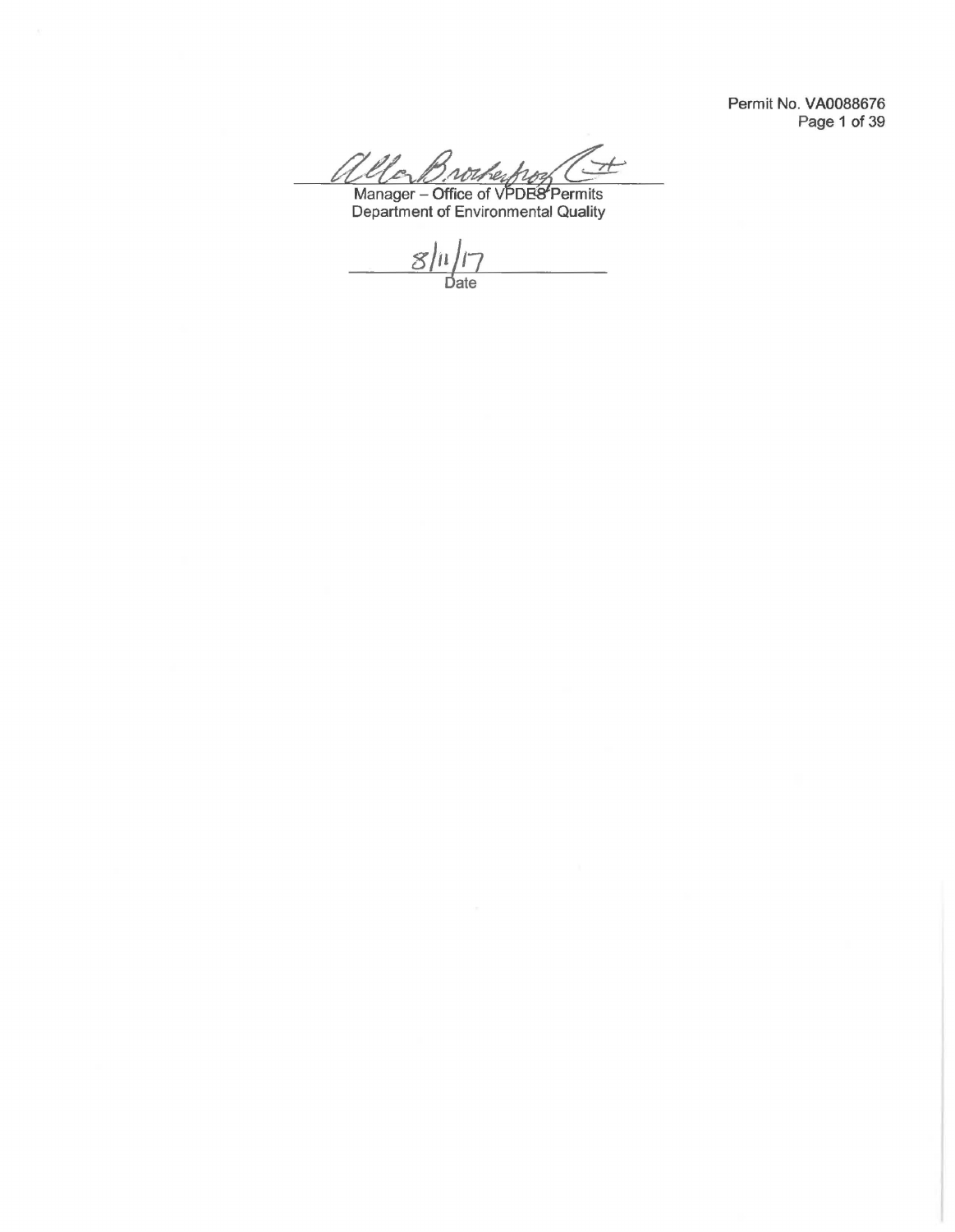Permit No. VA0088676

Manager – Office of VPDES Permits
Department of Environmental Quality

8/11/17
Date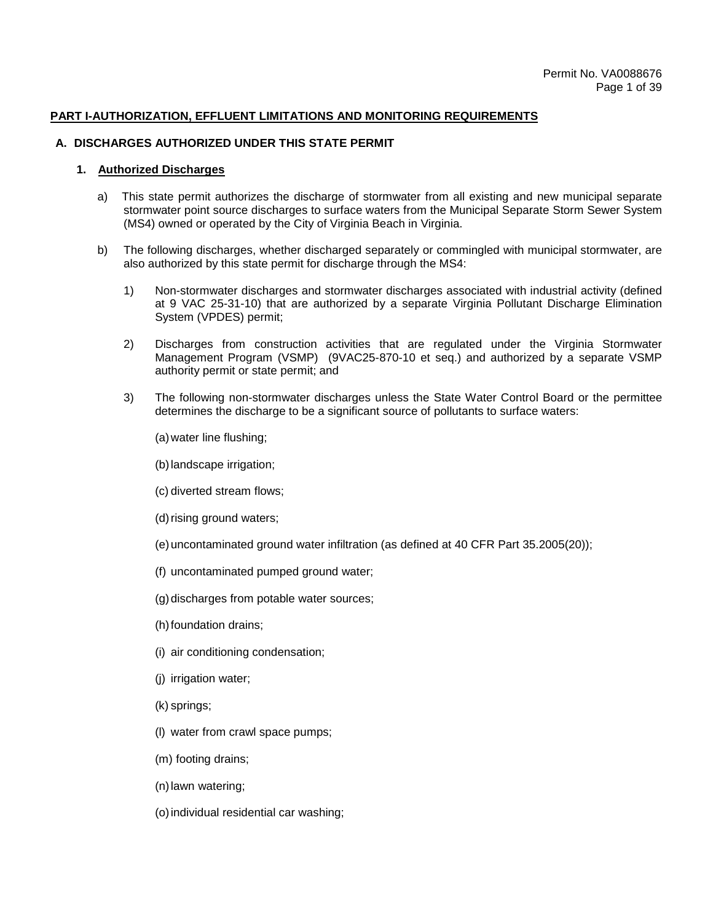**PART I-AUTHORIZATION, EFFLUENT LIMITATIONS AND MONITORING REQUIREMENTS**

**A. DISCHARGES AUTHORIZED UNDER THIS STATE PERMIT**

**1. Authorized Discharges**

a) This state permit authorizes the discharge of stormwater from all existing and new municipal separate stormwater point source discharges to surface waters from the Municipal Separate Storm Sewer System (MS4) owned or operated by the City of Virginia Beach in Virginia.

b) The following discharges, whether discharged separately or commingled with municipal stormwater, are also authorized by this state permit for discharge through the MS4:

1) Non-stormwater discharges and stormwater discharges associated with industrial activity (defined at 9 VAC 25-31-10) that are authorized by a separate Virginia Pollutant Discharge Elimination System (VPDES) permit;

2) Discharges from construction activities that are regulated under the Virginia Stormwater Management Program (VSMP) (9VAC25-870-10 et seq.) and authorized by a separate VSMP authority permit or state permit; and

3) The following non-stormwater discharges unless the State Water Control Board or the permittee determines the discharge to be a significant source of pollutants to surface waters:

(a) water line flushing;

(b) landscape irrigation;

(c) diverted stream flows;

(d) rising ground waters;

(e) uncontaminated ground water infiltration (as defined at 40 CFR Part 35.2005(20));

(f) uncontaminated pumped ground water;

(g) discharges from potable water sources;

(h) foundation drains;

(i) air conditioning condensation;

(j) irrigation water;

(k) springs;

(l) water from crawl space pumps;

(m) footing drains;

(n) lawn watering;

(o) individual residential car washing;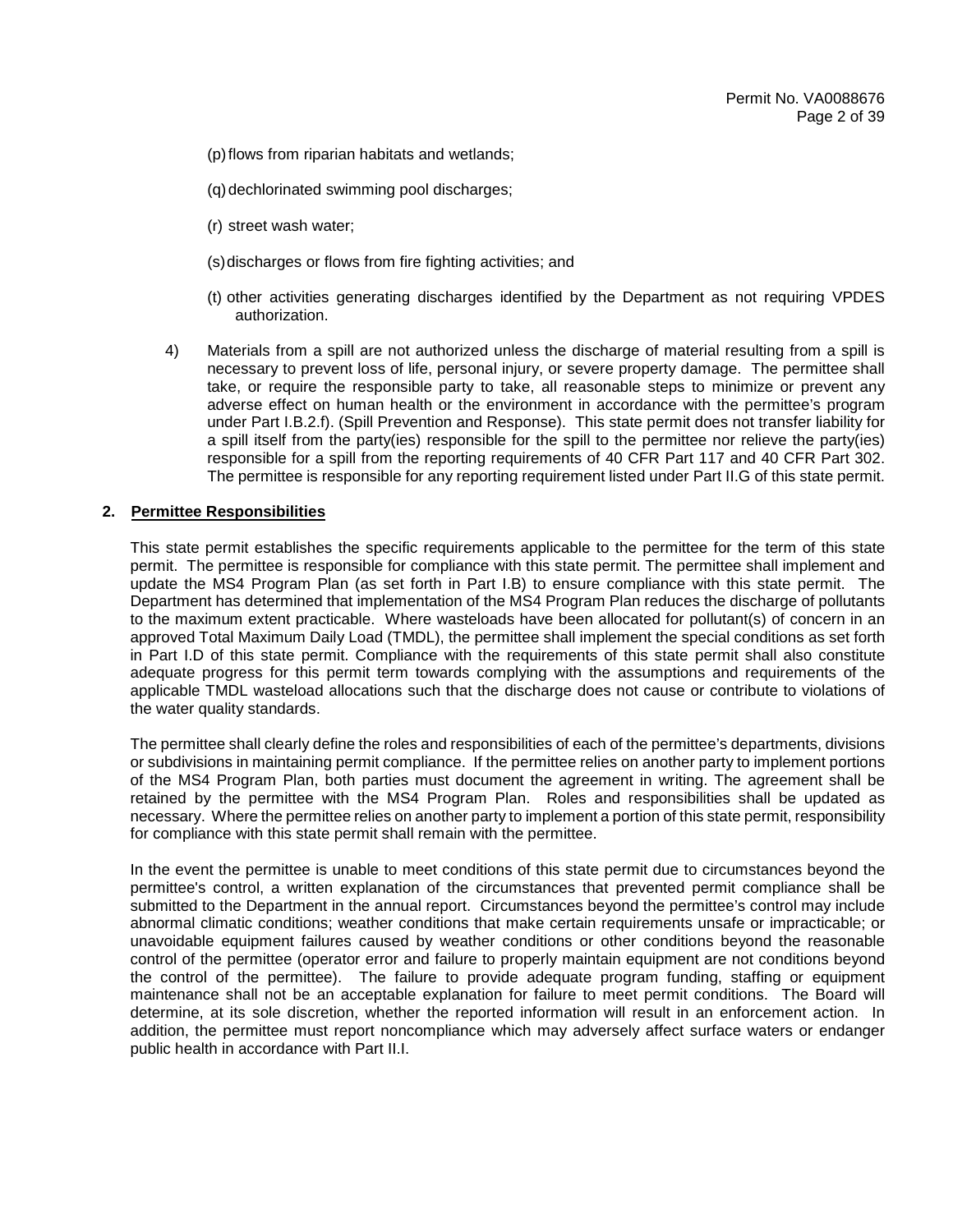(p) flows from riparian habitats and wetlands;

(q) dechlorinated swimming pool discharges;

(r) street wash water;

(s) discharges or flows from fire fighting activities; and

(t) other activities generating discharges identified by the Department as not requiring VPDES authorization.

4) Materials from a spill are not authorized unless the discharge of material resulting from a spill is necessary to prevent loss of life, personal injury, or severe property damage. The permittee shall take, or require the responsible party to take, all reasonable steps to minimize or prevent any adverse effect on human health or the environment in accordance with the permittee's program under Part I.B.2.f). (Spill Prevention and Response). This state permit does not transfer liability for a spill itself from the party(ies) responsible for the spill to the permittee nor relieve the party(ies) responsible for a spill from the reporting requirements of 40 CFR Part 117 and 40 CFR Part 302. The permittee is responsible for any reporting requirement listed under Part II.G of this state permit.

**2. Permittee Responsibilities**

This state permit establishes the specific requirements applicable to the permittee for the term of this state permit. The permittee is responsible for compliance with this state permit. The permittee shall implement and update the MS4 Program Plan (as set forth in Part I.B) to ensure compliance with this state permit. The Department has determined that implementation of the MS4 Program Plan reduces the discharge of pollutants to the maximum extent practicable. Where wasteloads have been allocated for pollutant(s) of concern in an approved Total Maximum Daily Load (TMDL), the permittee shall implement the special conditions as set forth in Part I.D of this state permit. Compliance with the requirements of this state permit shall also constitute adequate progress for this permit term towards complying with the assumptions and requirements of the applicable TMDL wasteload allocations such that the discharge does not cause or contribute to violations of the water quality standards.

The permittee shall clearly define the roles and responsibilities of each of the permittee's departments, divisions or subdivisions in maintaining permit compliance. If the permittee relies on another party to implement portions of the MS4 Program Plan, both parties must document the agreement in writing. The agreement shall be retained by the permittee with the MS4 Program Plan. Roles and responsibilities shall be updated as necessary. Where the permittee relies on another party to implement a portion of this state permit, responsibility for compliance with this state permit shall remain with the permittee.

In the event the permittee is unable to meet conditions of this state permit due to circumstances beyond the permittee's control, a written explanation of the circumstances that prevented permit compliance shall be submitted to the Department in the annual report. Circumstances beyond the permittee's control may include abnormal climatic conditions; weather conditions that make certain requirements unsafe or impracticable; or unavoidable equipment failures caused by weather conditions or other conditions beyond the reasonable control of the permittee (operator error and failure to properly maintain equipment are not conditions beyond the control of the permittee). The failure to provide adequate program funding, staffing or equipment maintenance shall not be an acceptable explanation for failure to meet permit conditions. The Board will determine, at its sole discretion, whether the reported information will result in an enforcement action. In addition, the permittee must report noncompliance which may adversely affect surface waters or endanger public health in accordance with Part II.I.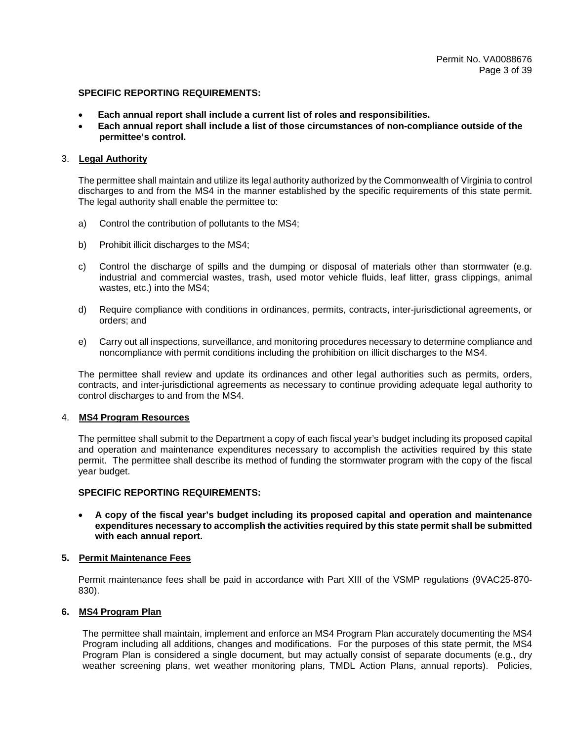**SPECIFIC REPORTING REQUIREMENTS:**

- **Each annual report shall include a current list of roles and responsibilities.**
- **Each annual report shall include a list of those circumstances of non-compliance outside of the permittee's control.**

3. **Legal Authority**

The permittee shall maintain and utilize its legal authority authorized by the Commonwealth of Virginia to control discharges to and from the MS4 in the manner established by the specific requirements of this state permit. The legal authority shall enable the permittee to:

a) Control the contribution of pollutants to the MS4;

b) Prohibit illicit discharges to the MS4;

c) Control the discharge of spills and the dumping or disposal of materials other than stormwater (e.g. industrial and commercial wastes, trash, used motor vehicle fluids, leaf litter, grass clippings, animal wastes, etc.) into the MS4;

d) Require compliance with conditions in ordinances, permits, contracts, inter-jurisdictional agreements, or orders; and

e) Carry out all inspections, surveillance, and monitoring procedures necessary to determine compliance and noncompliance with permit conditions including the prohibition on illicit discharges to the MS4.

The permittee shall review and update its ordinances and other legal authorities such as permits, orders, contracts, and inter-jurisdictional agreements as necessary to continue providing adequate legal authority to control discharges to and from the MS4.

4. **MS4 Program Resources**

The permittee shall submit to the Department a copy of each fiscal year's budget including its proposed capital and operation and maintenance expenditures necessary to accomplish the activities required by this state permit. The permittee shall describe its method of funding the stormwater program with the copy of the fiscal year budget.

**SPECIFIC REPORTING REQUIREMENTS:**

- **A copy of the fiscal year's budget including its proposed capital and operation and maintenance expenditures necessary to accomplish the activities required by this state permit shall be submitted with each annual report.**

**5. Permit Maintenance Fees**

Permit maintenance fees shall be paid in accordance with Part XIII of the VSMP regulations (9VAC25-870-830).

**6. MS4 Program Plan**

The permittee shall maintain, implement and enforce an MS4 Program Plan accurately documenting the MS4 Program including all additions, changes and modifications. For the purposes of this state permit, the MS4 Program Plan is considered a single document, but may actually consist of separate documents (e.g., dry weather screening plans, wet weather monitoring plans, TMDL Action Plans, annual reports). Policies,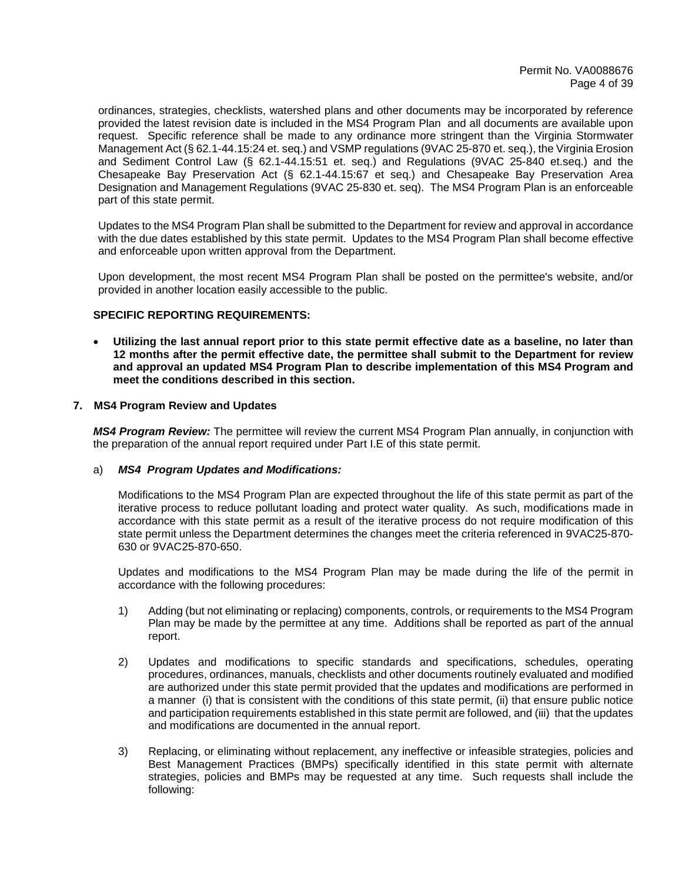ordinances, strategies, checklists, watershed plans and other documents may be incorporated by reference provided the latest revision date is included in the MS4 Program Plan and all documents are available upon request. Specific reference shall be made to any ordinance more stringent than the Virginia Stormwater Management Act (§ 62.1-44.15:24 et. seq.) and VSMP regulations (9VAC 25-870 et. seq.), the Virginia Erosion and Sediment Control Law (§ 62.1-44.15:51 et. seq.) and Regulations (9VAC 25-840 et.seq.) and the Chesapeake Bay Preservation Act (§ 62.1-44.15:67 et seq.) and Chesapeake Bay Preservation Area Designation and Management Regulations (9VAC 25-830 et. seq). The MS4 Program Plan is an enforceable part of this state permit.

Updates to the MS4 Program Plan shall be submitted to the Department for review and approval in accordance with the due dates established by this state permit. Updates to the MS4 Program Plan shall become effective and enforceable upon written approval from the Department.

Upon development, the most recent MS4 Program Plan shall be posted on the permittee's website, and/or provided in another location easily accessible to the public.

**SPECIFIC REPORTING REQUIREMENTS:**

- **Utilizing the last annual report prior to this state permit effective date as a baseline, no later than 12 months after the permit effective date, the permittee shall submit to the Department for review and approval an updated MS4 Program Plan to describe implementation of this MS4 Program and meet the conditions described in this section.**

**7. MS4 Program Review and Updates**

***MS4 Program Review:*** The permittee will review the current MS4 Program Plan annually, in conjunction with the preparation of the annual report required under Part I.E of this state permit.

a) ***MS4 Program Updates and Modifications:***

Modifications to the MS4 Program Plan are expected throughout the life of this state permit as part of the iterative process to reduce pollutant loading and protect water quality. As such, modifications made in accordance with this state permit as a result of the iterative process do not require modification of this state permit unless the Department determines the changes meet the criteria referenced in 9VAC25-870-630 or 9VAC25-870-650.

Updates and modifications to the MS4 Program Plan may be made during the life of the permit in accordance with the following procedures:

1) Adding (but not eliminating or replacing) components, controls, or requirements to the MS4 Program Plan may be made by the permittee at any time. Additions shall be reported as part of the annual report.

2) Updates and modifications to specific standards and specifications, schedules, operating procedures, ordinances, manuals, checklists and other documents routinely evaluated and modified are authorized under this state permit provided that the updates and modifications are performed in a manner (i) that is consistent with the conditions of this state permit, (ii) that ensure public notice and participation requirements established in this state permit are followed, and (iii) that the updates and modifications are documented in the annual report.

3) Replacing, or eliminating without replacement, any ineffective or infeasible strategies, policies and Best Management Practices (BMPs) specifically identified in this state permit with alternate strategies, policies and BMPs may be requested at any time. Such requests shall include the following: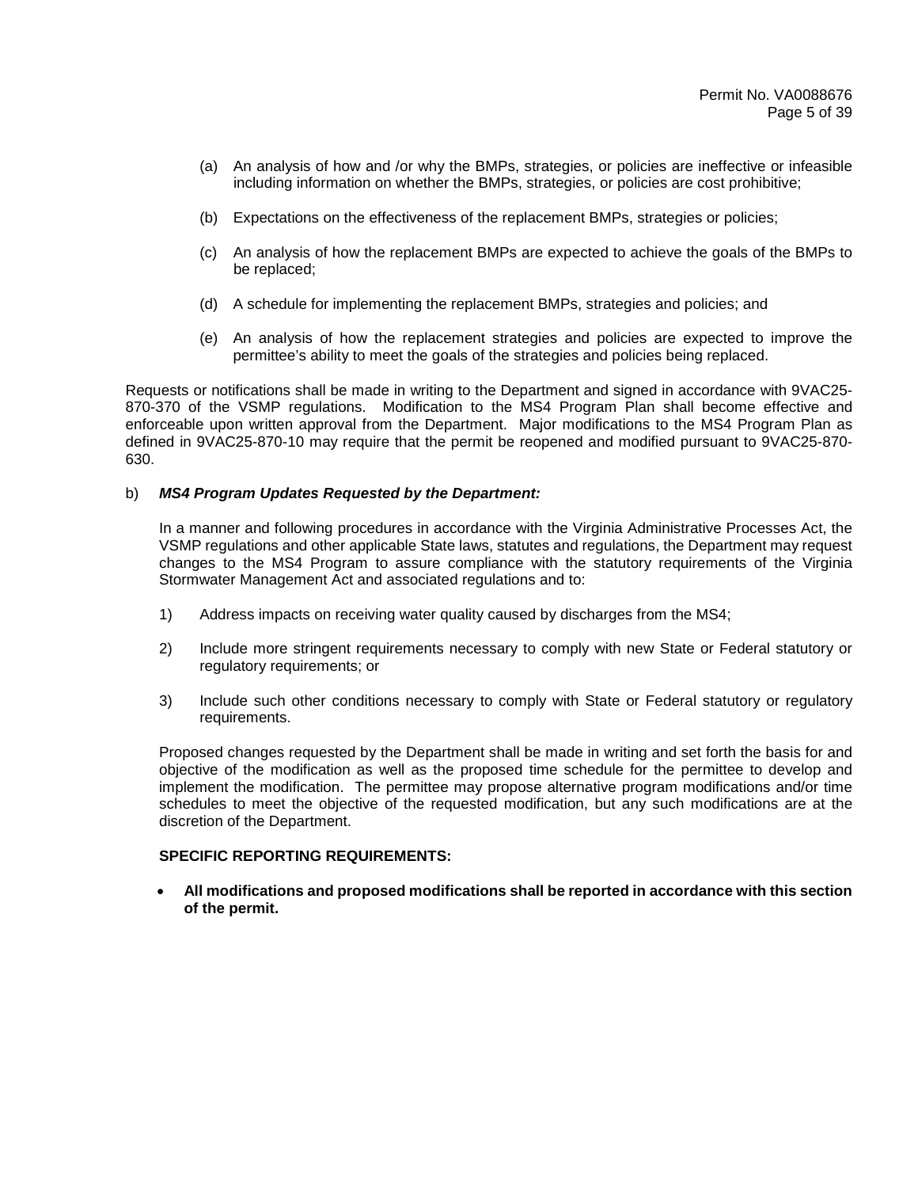(a) An analysis of how and /or why the BMPs, strategies, or policies are ineffective or infeasible including information on whether the BMPs, strategies, or policies are cost prohibitive;

(b) Expectations on the effectiveness of the replacement BMPs, strategies or policies;

(c) An analysis of how the replacement BMPs are expected to achieve the goals of the BMPs to be replaced;

(d) A schedule for implementing the replacement BMPs, strategies and policies; and

(e) An analysis of how the replacement strategies and policies are expected to improve the permittee's ability to meet the goals of the strategies and policies being replaced.

Requests or notifications shall be made in writing to the Department and signed in accordance with 9VAC25-870-370 of the VSMP regulations. Modification to the MS4 Program Plan shall become effective and enforceable upon written approval from the Department. Major modifications to the MS4 Program Plan as defined in 9VAC25-870-10 may require that the permit be reopened and modified pursuant to 9VAC25-870-630.

b) ***MS4 Program Updates Requested by the Department:***

In a manner and following procedures in accordance with the Virginia Administrative Processes Act, the VSMP regulations and other applicable State laws, statutes and regulations, the Department may request changes to the MS4 Program to assure compliance with the statutory requirements of the Virginia Stormwater Management Act and associated regulations and to:

1) Address impacts on receiving water quality caused by discharges from the MS4;

2) Include more stringent requirements necessary to comply with new State or Federal statutory or regulatory requirements; or

3) Include such other conditions necessary to comply with State or Federal statutory or regulatory requirements.

Proposed changes requested by the Department shall be made in writing and set forth the basis for and objective of the modification as well as the proposed time schedule for the permittee to develop and implement the modification. The permittee may propose alternative program modifications and/or time schedules to meet the objective of the requested modification, but any such modifications are at the discretion of the Department.

**SPECIFIC REPORTING REQUIREMENTS:**

- **All modifications and proposed modifications shall be reported in accordance with this section of the permit.**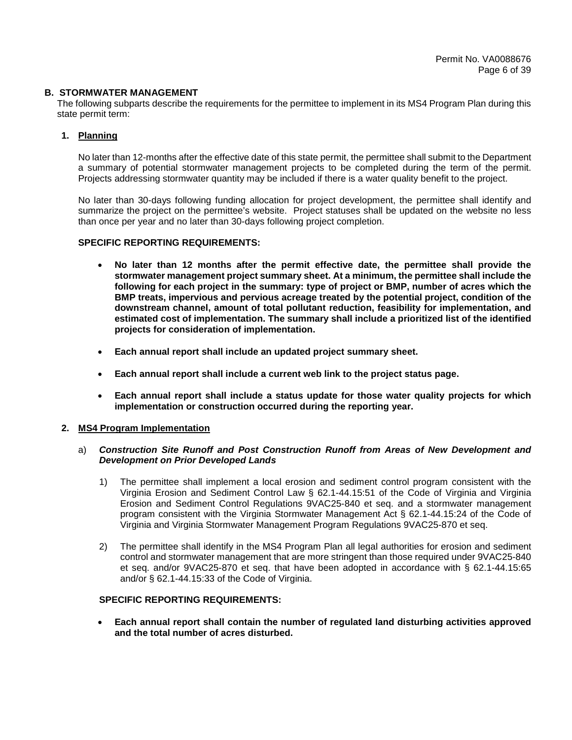## B. STORMWATER MANAGEMENT

The following subparts describe the requirements for the permittee to implement in its MS4 Program Plan during this state permit term:

### 1. Planning

No later than 12-months after the effective date of this state permit, the permittee shall submit to the Department a summary of potential stormwater management projects to be completed during the term of the permit. Projects addressing stormwater quantity may be included if there is a water quality benefit to the project.

No later than 30-days following funding allocation for project development, the permittee shall identify and summarize the project on the permittee's website. Project statuses shall be updated on the website no less than once per year and no later than 30-days following project completion.

**SPECIFIC REPORTING REQUIREMENTS:**

- **No later than 12 months after the permit effective date, the permittee shall provide the stormwater management project summary sheet. At a minimum, the permittee shall include the following for each project in the summary: type of project or BMP, number of acres which the BMP treats, impervious and pervious acreage treated by the potential project, condition of the downstream channel, amount of total pollutant reduction, feasibility for implementation, and estimated cost of implementation. The summary shall include a prioritized list of the identified projects for consideration of implementation.**
- **Each annual report shall include an updated project summary sheet.**
- **Each annual report shall include a current web link to the project status page.**
- **Each annual report shall include a status update for those water quality projects for which implementation or construction occurred during the reporting year.**

### 2. MS4 Program Implementation

a) ***Construction Site Runoff and Post Construction Runoff from Areas of New Development and Development on Prior Developed Lands***

1) The permittee shall implement a local erosion and sediment control program consistent with the Virginia Erosion and Sediment Control Law § 62.1-44.15:51 of the Code of Virginia and Virginia Erosion and Sediment Control Regulations 9VAC25-840 et seq. and a stormwater management program consistent with the Virginia Stormwater Management Act § 62.1-44.15:24 of the Code of Virginia and Virginia Stormwater Management Program Regulations 9VAC25-870 et seq.

2) The permittee shall identify in the MS4 Program Plan all legal authorities for erosion and sediment control and stormwater management that are more stringent than those required under 9VAC25-840 et seq. and/or 9VAC25-870 et seq. that have been adopted in accordance with § 62.1-44.15:65 and/or § 62.1-44.15:33 of the Code of Virginia.

**SPECIFIC REPORTING REQUIREMENTS:**

- **Each annual report shall contain the number of regulated land disturbing activities approved and the total number of acres disturbed.**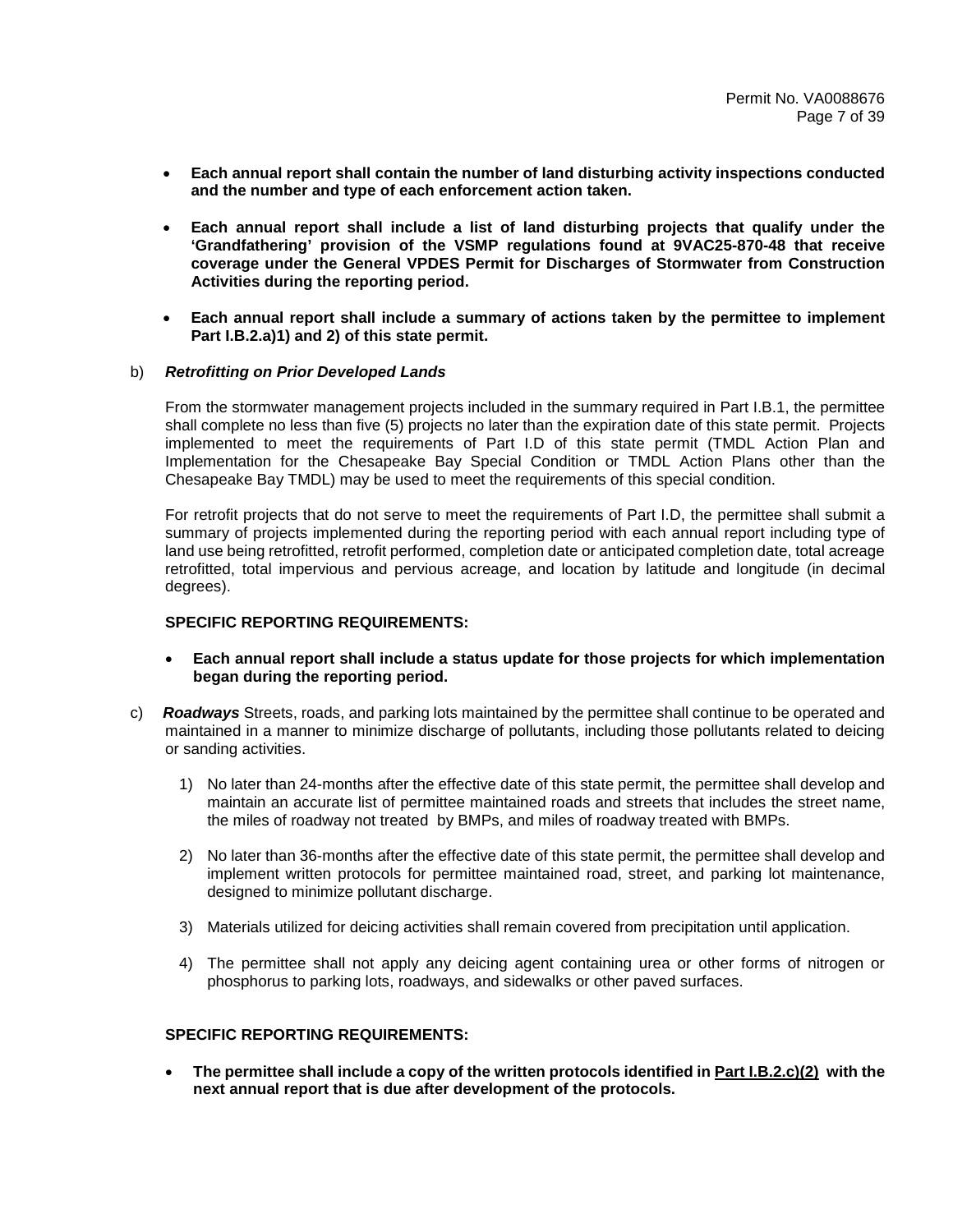- **Each annual report shall contain the number of land disturbing activity inspections conducted and the number and type of each enforcement action taken.**

- **Each annual report shall include a list of land disturbing projects that qualify under the 'Grandfathering' provision of the VSMP regulations found at 9VAC25-870-48 that receive coverage under the General VPDES Permit for Discharges of Stormwater from Construction Activities during the reporting period.**

- **Each annual report shall include a summary of actions taken by the permittee to implement Part I.B.2.a)1) and 2) of this state permit.**

b) ***Retrofitting on Prior Developed Lands***

From the stormwater management projects included in the summary required in Part I.B.1, the permittee shall complete no less than five (5) projects no later than the expiration date of this state permit. Projects implemented to meet the requirements of Part I.D of this state permit (TMDL Action Plan and Implementation for the Chesapeake Bay Special Condition or TMDL Action Plans other than the Chesapeake Bay TMDL) may be used to meet the requirements of this special condition.

For retrofit projects that do not serve to meet the requirements of Part I.D, the permittee shall submit a summary of projects implemented during the reporting period with each annual report including type of land use being retrofitted, retrofit performed, completion date or anticipated completion date, total acreage retrofitted, total impervious and pervious acreage, and location by latitude and longitude (in decimal degrees).

**SPECIFIC REPORTING REQUIREMENTS:**

- **Each annual report shall include a status update for those projects for which implementation began during the reporting period.**

c) ***Roadways*** Streets, roads, and parking lots maintained by the permittee shall continue to be operated and maintained in a manner to minimize discharge of pollutants, including those pollutants related to deicing or sanding activities.

1) No later than 24-months after the effective date of this state permit, the permittee shall develop and maintain an accurate list of permittee maintained roads and streets that includes the street name, the miles of roadway not treated by BMPs, and miles of roadway treated with BMPs.

2) No later than 36-months after the effective date of this state permit, the permittee shall develop and implement written protocols for permittee maintained road, street, and parking lot maintenance, designed to minimize pollutant discharge.

3) Materials utilized for deicing activities shall remain covered from precipitation until application.

4) The permittee shall not apply any deicing agent containing urea or other forms of nitrogen or phosphorus to parking lots, roadways, and sidewalks or other paved surfaces.

**SPECIFIC REPORTING REQUIREMENTS:**

- **The permittee shall include a copy of the written protocols identified in Part I.B.2.c)(2) with the next annual report that is due after development of the protocols.**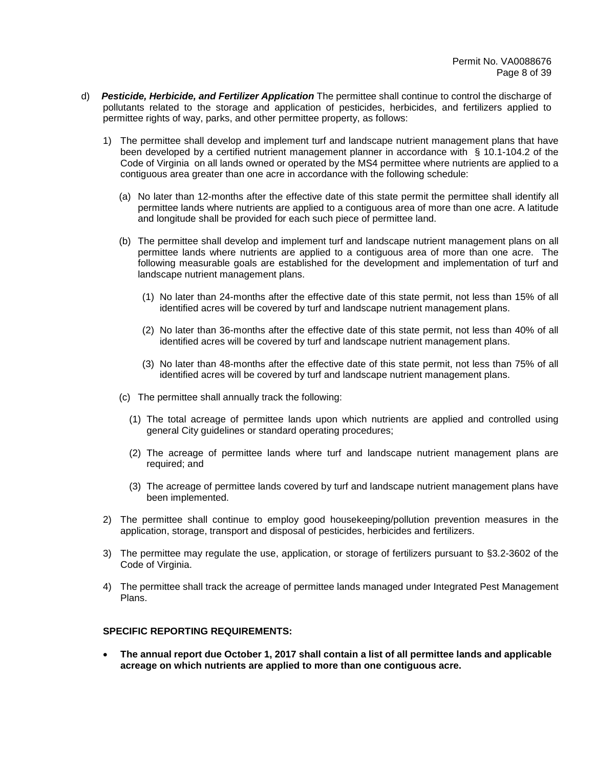d) ***Pesticide, Herbicide, and Fertilizer Application*** The permittee shall continue to control the discharge of pollutants related to the storage and application of pesticides, herbicides, and fertilizers applied to permittee rights of way, parks, and other permittee property, as follows:

1) The permittee shall develop and implement turf and landscape nutrient management plans that have been developed by a certified nutrient management planner in accordance with § 10.1-104.2 of the Code of Virginia on all lands owned or operated by the MS4 permittee where nutrients are applied to a contiguous area greater than one acre in accordance with the following schedule:

   (a) No later than 12-months after the effective date of this state permit the permittee shall identify all permittee lands where nutrients are applied to a contiguous area of more than one acre. A latitude and longitude shall be provided for each such piece of permittee land.

   (b) The permittee shall develop and implement turf and landscape nutrient management plans on all permittee lands where nutrients are applied to a contiguous area of more than one acre. The following measurable goals are established for the development and implementation of turf and landscape nutrient management plans.

      (1) No later than 24-months after the effective date of this state permit, not less than 15% of all identified acres will be covered by turf and landscape nutrient management plans.

      (2) No later than 36-months after the effective date of this state permit, not less than 40% of all identified acres will be covered by turf and landscape nutrient management plans.

      (3) No later than 48-months after the effective date of this state permit, not less than 75% of all identified acres will be covered by turf and landscape nutrient management plans.

   (c) The permittee shall annually track the following:

      (1) The total acreage of permittee lands upon which nutrients are applied and controlled using general City guidelines or standard operating procedures;

      (2) The acreage of permittee lands where turf and landscape nutrient management plans are required; and

      (3) The acreage of permittee lands covered by turf and landscape nutrient management plans have been implemented.

2) The permittee shall continue to employ good housekeeping/pollution prevention measures in the application, storage, transport and disposal of pesticides, herbicides and fertilizers.

3) The permittee may regulate the use, application, or storage of fertilizers pursuant to §3.2-3602 of the Code of Virginia.

4) The permittee shall track the acreage of permittee lands managed under Integrated Pest Management Plans.

**SPECIFIC REPORTING REQUIREMENTS:**

- **The annual report due October 1, 2017 shall contain a list of all permittee lands and applicable acreage on which nutrients are applied to more than one contiguous acre.**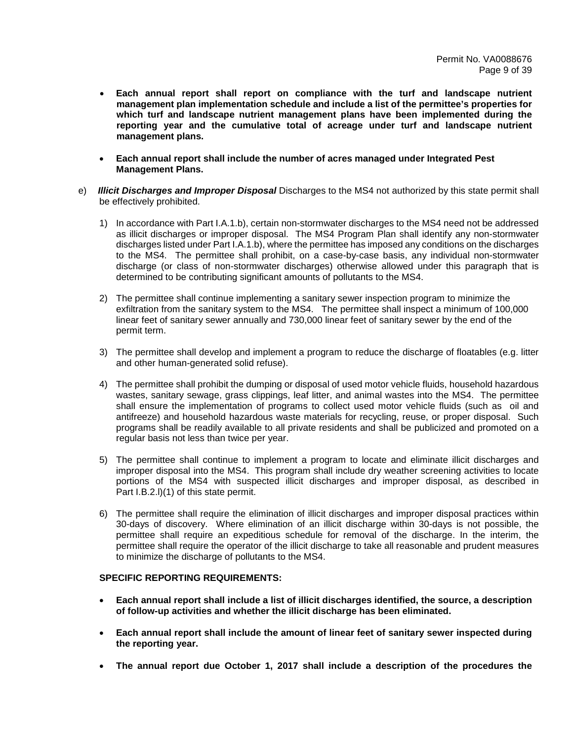- **Each annual report shall report on compliance with the turf and landscape nutrient management plan implementation schedule and include a list of the permittee's properties for which turf and landscape nutrient management plans have been implemented during the reporting year and the cumulative total of acreage under turf and landscape nutrient management plans.**

- **Each annual report shall include the number of acres managed under Integrated Pest Management Plans.**

e) ***Illicit Discharges and Improper Disposal*** Discharges to the MS4 not authorized by this state permit shall be effectively prohibited.

1) In accordance with Part I.A.1.b), certain non-stormwater discharges to the MS4 need not be addressed as illicit discharges or improper disposal. The MS4 Program Plan shall identify any non-stormwater discharges listed under Part I.A.1.b), where the permittee has imposed any conditions on the discharges to the MS4. The permittee shall prohibit, on a case-by-case basis, any individual non-stormwater discharge (or class of non-stormwater discharges) otherwise allowed under this paragraph that is determined to be contributing significant amounts of pollutants to the MS4.

2) The permittee shall continue implementing a sanitary sewer inspection program to minimize the exfiltration from the sanitary system to the MS4. The permittee shall inspect a minimum of 100,000 linear feet of sanitary sewer annually and 730,000 linear feet of sanitary sewer by the end of the permit term.

3) The permittee shall develop and implement a program to reduce the discharge of floatables (e.g. litter and other human-generated solid refuse).

4) The permittee shall prohibit the dumping or disposal of used motor vehicle fluids, household hazardous wastes, sanitary sewage, grass clippings, leaf litter, and animal wastes into the MS4. The permittee shall ensure the implementation of programs to collect used motor vehicle fluids (such as oil and antifreeze) and household hazardous waste materials for recycling, reuse, or proper disposal. Such programs shall be readily available to all private residents and shall be publicized and promoted on a regular basis not less than twice per year.

5) The permittee shall continue to implement a program to locate and eliminate illicit discharges and improper disposal into the MS4. This program shall include dry weather screening activities to locate portions of the MS4 with suspected illicit discharges and improper disposal, as described in Part I.B.2.l)(1) of this state permit.

6) The permittee shall require the elimination of illicit discharges and improper disposal practices within 30-days of discovery. Where elimination of an illicit discharge within 30-days is not possible, the permittee shall require an expeditious schedule for removal of the discharge. In the interim, the permittee shall require the operator of the illicit discharge to take all reasonable and prudent measures to minimize the discharge of pollutants to the MS4.

**SPECIFIC REPORTING REQUIREMENTS:**

- **Each annual report shall include a list of illicit discharges identified, the source, a description of follow-up activities and whether the illicit discharge has been eliminated.**

- **Each annual report shall include the amount of linear feet of sanitary sewer inspected during the reporting year.**

- **The annual report due October 1, 2017 shall include a description of the procedures the**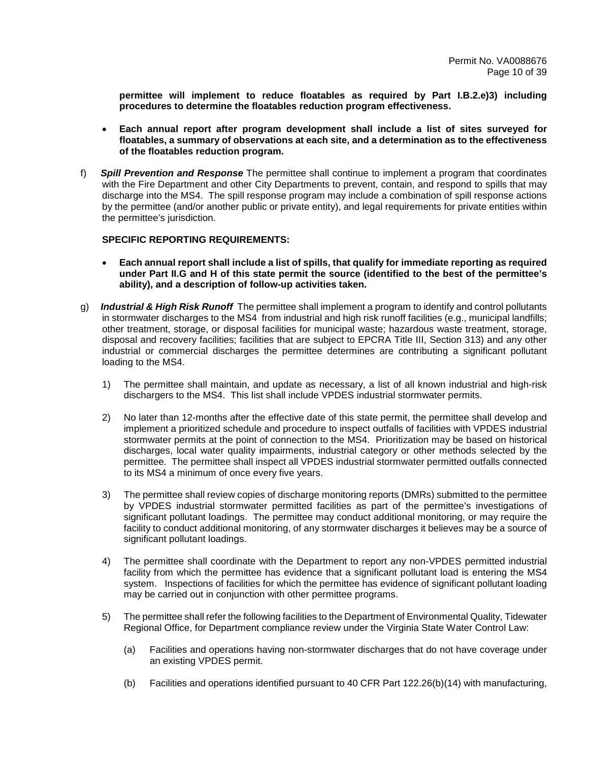**permittee will implement to reduce floatables as required by Part I.B.2.e)3) including procedures to determine the floatables reduction program effectiveness.**

- **Each annual report after program development shall include a list of sites surveyed for floatables, a summary of observations at each site, and a determination as to the effectiveness of the floatables reduction program.**

f) ***Spill Prevention and Response*** The permittee shall continue to implement a program that coordinates with the Fire Department and other City Departments to prevent, contain, and respond to spills that may discharge into the MS4. The spill response program may include a combination of spill response actions by the permittee (and/or another public or private entity), and legal requirements for private entities within the permittee's jurisdiction.

**SPECIFIC REPORTING REQUIREMENTS:**

- **Each annual report shall include a list of spills, that qualify for immediate reporting as required under Part II.G and H of this state permit the source (identified to the best of the permittee's ability), and a description of follow-up activities taken.**

g) ***Industrial & High Risk Runoff*** The permittee shall implement a program to identify and control pollutants in stormwater discharges to the MS4 from industrial and high risk runoff facilities (e.g., municipal landfills; other treatment, storage, or disposal facilities for municipal waste; hazardous waste treatment, storage, disposal and recovery facilities; facilities that are subject to EPCRA Title III, Section 313) and any other industrial or commercial discharges the permittee determines are contributing a significant pollutant loading to the MS4.

1) The permittee shall maintain, and update as necessary, a list of all known industrial and high-risk dischargers to the MS4. This list shall include VPDES industrial stormwater permits.

2) No later than 12-months after the effective date of this state permit, the permittee shall develop and implement a prioritized schedule and procedure to inspect outfalls of facilities with VPDES industrial stormwater permits at the point of connection to the MS4. Prioritization may be based on historical discharges, local water quality impairments, industrial category or other methods selected by the permittee. The permittee shall inspect all VPDES industrial stormwater permitted outfalls connected to its MS4 a minimum of once every five years.

3) The permittee shall review copies of discharge monitoring reports (DMRs) submitted to the permittee by VPDES industrial stormwater permitted facilities as part of the permittee's investigations of significant pollutant loadings. The permittee may conduct additional monitoring, or may require the facility to conduct additional monitoring, of any stormwater discharges it believes may be a source of significant pollutant loadings.

4) The permittee shall coordinate with the Department to report any non-VPDES permitted industrial facility from which the permittee has evidence that a significant pollutant load is entering the MS4 system. Inspections of facilities for which the permittee has evidence of significant pollutant loading may be carried out in conjunction with other permittee programs.

5) The permittee shall refer the following facilities to the Department of Environmental Quality, Tidewater Regional Office, for Department compliance review under the Virginia State Water Control Law:

   (a) Facilities and operations having non-stormwater discharges that do not have coverage under an existing VPDES permit.

   (b) Facilities and operations identified pursuant to 40 CFR Part 122.26(b)(14) with manufacturing,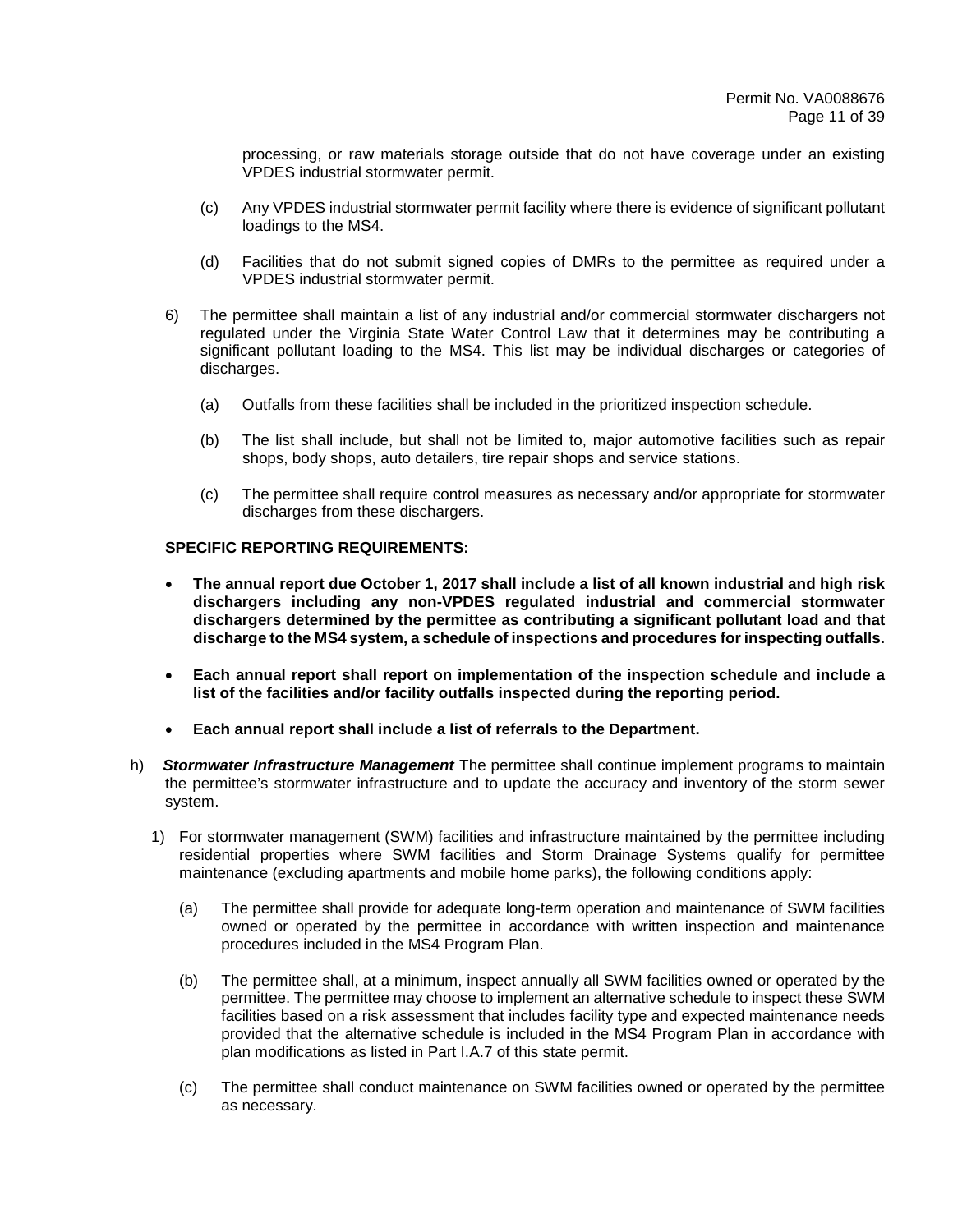processing, or raw materials storage outside that do not have coverage under an existing VPDES industrial stormwater permit.

(c) Any VPDES industrial stormwater permit facility where there is evidence of significant pollutant loadings to the MS4.

(d) Facilities that do not submit signed copies of DMRs to the permittee as required under a VPDES industrial stormwater permit.

6) The permittee shall maintain a list of any industrial and/or commercial stormwater dischargers not regulated under the Virginia State Water Control Law that it determines may be contributing a significant pollutant loading to the MS4. This list may be individual discharges or categories of discharges.

   (a) Outfalls from these facilities shall be included in the prioritized inspection schedule.

   (b) The list shall include, but shall not be limited to, major automotive facilities such as repair shops, body shops, auto detailers, tire repair shops and service stations.

   (c) The permittee shall require control measures as necessary and/or appropriate for stormwater discharges from these dischargers.

**SPECIFIC REPORTING REQUIREMENTS:**

- **The annual report due October 1, 2017 shall include a list of all known industrial and high risk dischargers including any non-VPDES regulated industrial and commercial stormwater dischargers determined by the permittee as contributing a significant pollutant load and that discharge to the MS4 system, a schedule of inspections and procedures for inspecting outfalls.**
- **Each annual report shall report on implementation of the inspection schedule and include a list of the facilities and/or facility outfalls inspected during the reporting period.**
- **Each annual report shall include a list of referrals to the Department.**

h) ***Stormwater Infrastructure Management*** The permittee shall continue implement programs to maintain the permittee's stormwater infrastructure and to update the accuracy and inventory of the storm sewer system.

1) For stormwater management (SWM) facilities and infrastructure maintained by the permittee including residential properties where SWM facilities and Storm Drainage Systems qualify for permittee maintenance (excluding apartments and mobile home parks), the following conditions apply:

   (a) The permittee shall provide for adequate long-term operation and maintenance of SWM facilities owned or operated by the permittee in accordance with written inspection and maintenance procedures included in the MS4 Program Plan.

   (b) The permittee shall, at a minimum, inspect annually all SWM facilities owned or operated by the permittee. The permittee may choose to implement an alternative schedule to inspect these SWM facilities based on a risk assessment that includes facility type and expected maintenance needs provided that the alternative schedule is included in the MS4 Program Plan in accordance with plan modifications as listed in Part I.A.7 of this state permit.

   (c) The permittee shall conduct maintenance on SWM facilities owned or operated by the permittee as necessary.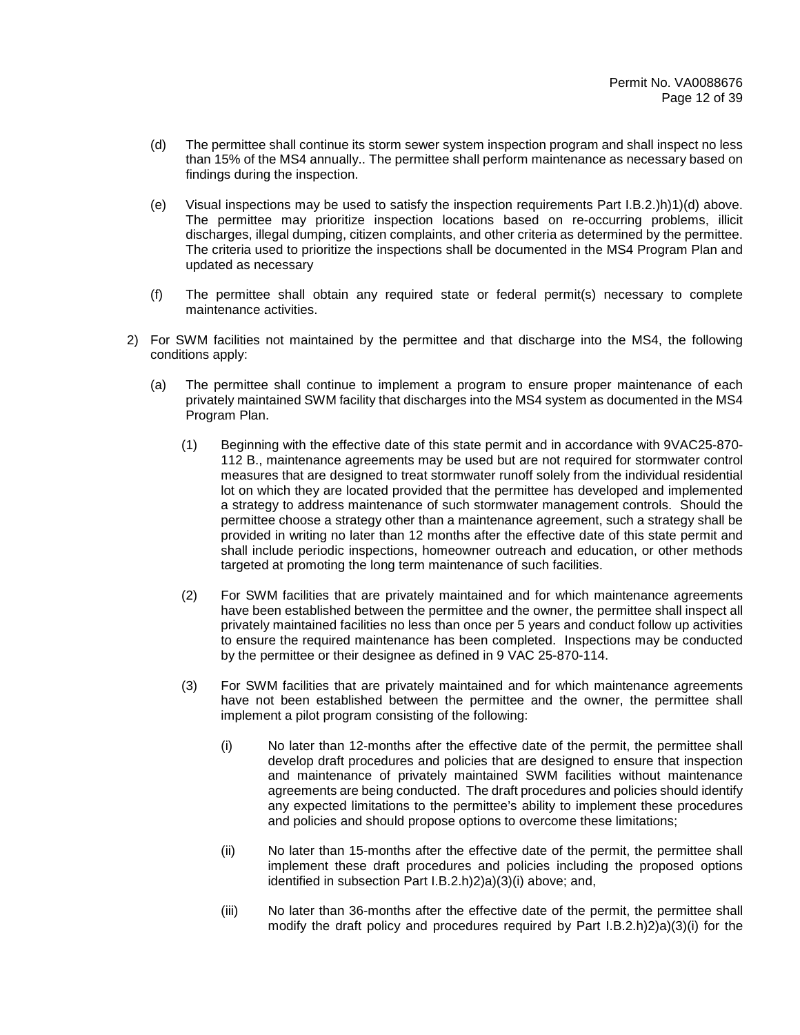(d) The permittee shall continue its storm sewer system inspection program and shall inspect no less than 15% of the MS4 annually.. The permittee shall perform maintenance as necessary based on findings during the inspection.

(e) Visual inspections may be used to satisfy the inspection requirements Part I.B.2.)h)1)(d) above. The permittee may prioritize inspection locations based on re-occurring problems, illicit discharges, illegal dumping, citizen complaints, and other criteria as determined by the permittee. The criteria used to prioritize the inspections shall be documented in the MS4 Program Plan and updated as necessary

(f) The permittee shall obtain any required state or federal permit(s) necessary to complete maintenance activities.

2) For SWM facilities not maintained by the permittee and that discharge into the MS4, the following conditions apply:

(a) The permittee shall continue to implement a program to ensure proper maintenance of each privately maintained SWM facility that discharges into the MS4 system as documented in the MS4 Program Plan.

(1) Beginning with the effective date of this state permit and in accordance with 9VAC25-870-112 B., maintenance agreements may be used but are not required for stormwater control measures that are designed to treat stormwater runoff solely from the individual residential lot on which they are located provided that the permittee has developed and implemented a strategy to address maintenance of such stormwater management controls. Should the permittee choose a strategy other than a maintenance agreement, such a strategy shall be provided in writing no later than 12 months after the effective date of this state permit and shall include periodic inspections, homeowner outreach and education, or other methods targeted at promoting the long term maintenance of such facilities.

(2) For SWM facilities that are privately maintained and for which maintenance agreements have been established between the permittee and the owner, the permittee shall inspect all privately maintained facilities no less than once per 5 years and conduct follow up activities to ensure the required maintenance has been completed. Inspections may be conducted by the permittee or their designee as defined in 9 VAC 25-870-114.

(3) For SWM facilities that are privately maintained and for which maintenance agreements have not been established between the permittee and the owner, the permittee shall implement a pilot program consisting of the following:

(i) No later than 12-months after the effective date of the permit, the permittee shall develop draft procedures and policies that are designed to ensure that inspection and maintenance of privately maintained SWM facilities without maintenance agreements are being conducted. The draft procedures and policies should identify any expected limitations to the permittee's ability to implement these procedures and policies and should propose options to overcome these limitations;

(ii) No later than 15-months after the effective date of the permit, the permittee shall implement these draft procedures and policies including the proposed options identified in subsection Part I.B.2.h)2)a)(3)(i) above; and,

(iii) No later than 36-months after the effective date of the permit, the permittee shall modify the draft policy and procedures required by Part I.B.2.h)2)a)(3)(i) for the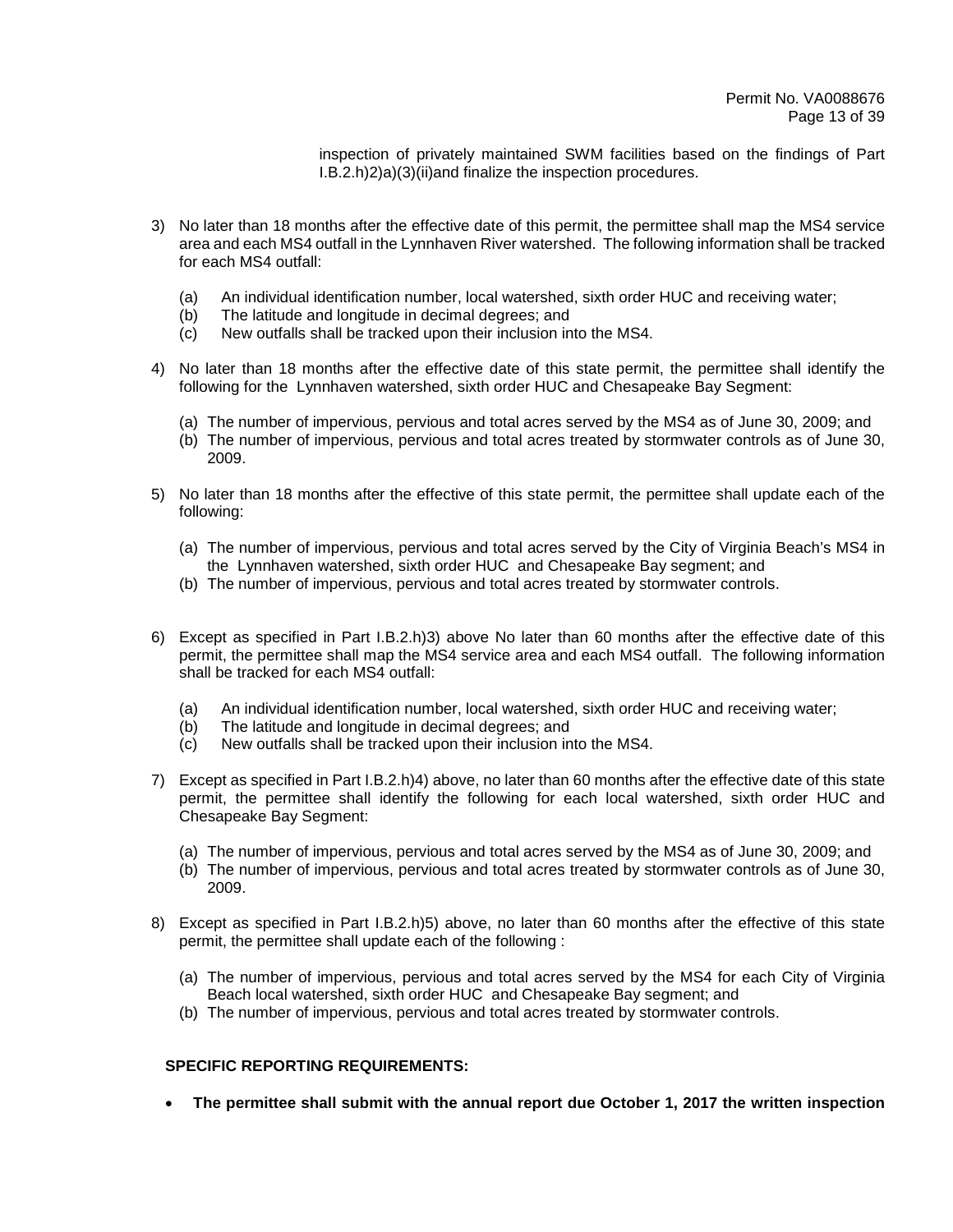inspection of privately maintained SWM facilities based on the findings of Part I.B.2.h)2)a)(3)(ii)and finalize the inspection procedures.

3) No later than 18 months after the effective date of this permit, the permittee shall map the MS4 service area and each MS4 outfall in the Lynnhaven River watershed. The following information shall be tracked for each MS4 outfall:

   (a) An individual identification number, local watershed, sixth order HUC and receiving water;
   (b) The latitude and longitude in decimal degrees; and
   (c) New outfalls shall be tracked upon their inclusion into the MS4.

4) No later than 18 months after the effective date of this state permit, the permittee shall identify the following for the Lynnhaven watershed, sixth order HUC and Chesapeake Bay Segment:

   (a) The number of impervious, pervious and total acres served by the MS4 as of June 30, 2009; and
   (b) The number of impervious, pervious and total acres treated by stormwater controls as of June 30, 2009.

5) No later than 18 months after the effective of this state permit, the permittee shall update each of the following:

   (a) The number of impervious, pervious and total acres served by the City of Virginia Beach's MS4 in the Lynnhaven watershed, sixth order HUC and Chesapeake Bay segment; and
   (b) The number of impervious, pervious and total acres treated by stormwater controls.

6) Except as specified in Part I.B.2.h)3) above No later than 60 months after the effective date of this permit, the permittee shall map the MS4 service area and each MS4 outfall. The following information shall be tracked for each MS4 outfall:

   (a) An individual identification number, local watershed, sixth order HUC and receiving water;
   (b) The latitude and longitude in decimal degrees; and
   (c) New outfalls shall be tracked upon their inclusion into the MS4.

7) Except as specified in Part I.B.2.h)4) above, no later than 60 months after the effective date of this state permit, the permittee shall identify the following for each local watershed, sixth order HUC and Chesapeake Bay Segment:

   (a) The number of impervious, pervious and total acres served by the MS4 as of June 30, 2009; and
   (b) The number of impervious, pervious and total acres treated by stormwater controls as of June 30, 2009.

8) Except as specified in Part I.B.2.h)5) above, no later than 60 months after the effective of this state permit, the permittee shall update each of the following :

   (a) The number of impervious, pervious and total acres served by the MS4 for each City of Virginia Beach local watershed, sixth order HUC and Chesapeake Bay segment; and
   (b) The number of impervious, pervious and total acres treated by stormwater controls.

**SPECIFIC REPORTING REQUIREMENTS:**

- **The permittee shall submit with the annual report due October 1, 2017 the written inspection**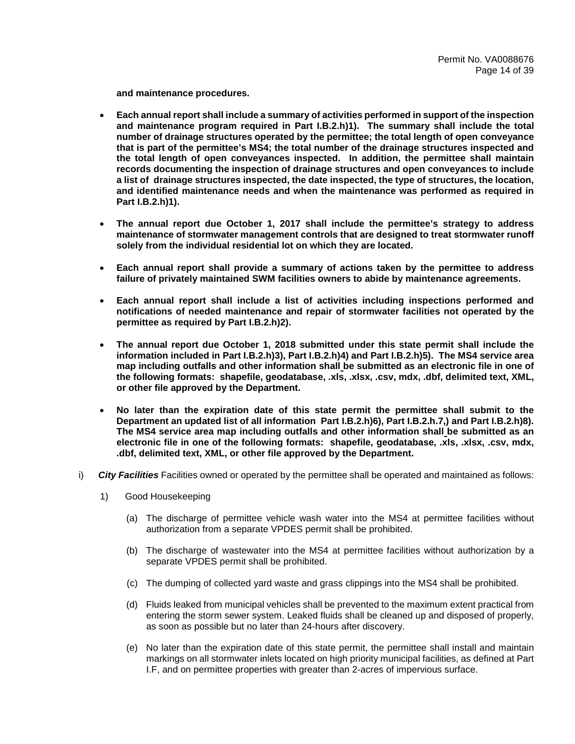**and maintenance procedures.**

- **Each annual report shall include a summary of activities performed in support of the inspection and maintenance program required in Part I.B.2.h)1). The summary shall include the total number of drainage structures operated by the permittee; the total length of open conveyance that is part of the permittee's MS4; the total number of the drainage structures inspected and the total length of open conveyances inspected. In addition, the permittee shall maintain records documenting the inspection of drainage structures and open conveyances to include a list of drainage structures inspected, the date inspected, the type of structures, the location, and identified maintenance needs and when the maintenance was performed as required in Part I.B.2.h)1).**

- **The annual report due October 1, 2017 shall include the permittee's strategy to address maintenance of stormwater management controls that are designed to treat stormwater runoff solely from the individual residential lot on which they are located.**

- **Each annual report shall provide a summary of actions taken by the permittee to address failure of privately maintained SWM facilities owners to abide by maintenance agreements.**

- **Each annual report shall include a list of activities including inspections performed and notifications of needed maintenance and repair of stormwater facilities not operated by the permittee as required by Part I.B.2.h)2).**

- **The annual report due October 1, 2018 submitted under this state permit shall include the information included in Part I.B.2.h)3), Part I.B.2.h)4) and Part I.B.2.h)5). The MS4 service area map including outfalls and other information shall be submitted as an electronic file in one of the following formats: shapefile, geodatabase, .xls, .xlsx, .csv, mdx, .dbf, delimited text, XML, or other file approved by the Department.**

- **No later than the expiration date of this state permit the permittee shall submit to the Department an updated list of all information Part I.B.2.h)6), Part I.B.2.h.7,) and Part I.B.2.h)8). The MS4 service area map including outfalls and other information shall be submitted as an electronic file in one of the following formats: shapefile, geodatabase, .xls, .xlsx, .csv, mdx, .dbf, delimited text, XML, or other file approved by the Department.**

i) ***City Facilities*** Facilities owned or operated by the permittee shall be operated and maintained as follows:

1) Good Housekeeping

(a) The discharge of permittee vehicle wash water into the MS4 at permittee facilities without authorization from a separate VPDES permit shall be prohibited.

(b) The discharge of wastewater into the MS4 at permittee facilities without authorization by a separate VPDES permit shall be prohibited.

(c) The dumping of collected yard waste and grass clippings into the MS4 shall be prohibited.

(d) Fluids leaked from municipal vehicles shall be prevented to the maximum extent practical from entering the storm sewer system. Leaked fluids shall be cleaned up and disposed of properly, as soon as possible but no later than 24-hours after discovery.

(e) No later than the expiration date of this state permit, the permittee shall install and maintain markings on all stormwater inlets located on high priority municipal facilities, as defined at Part I.F, and on permittee properties with greater than 2-acres of impervious surface.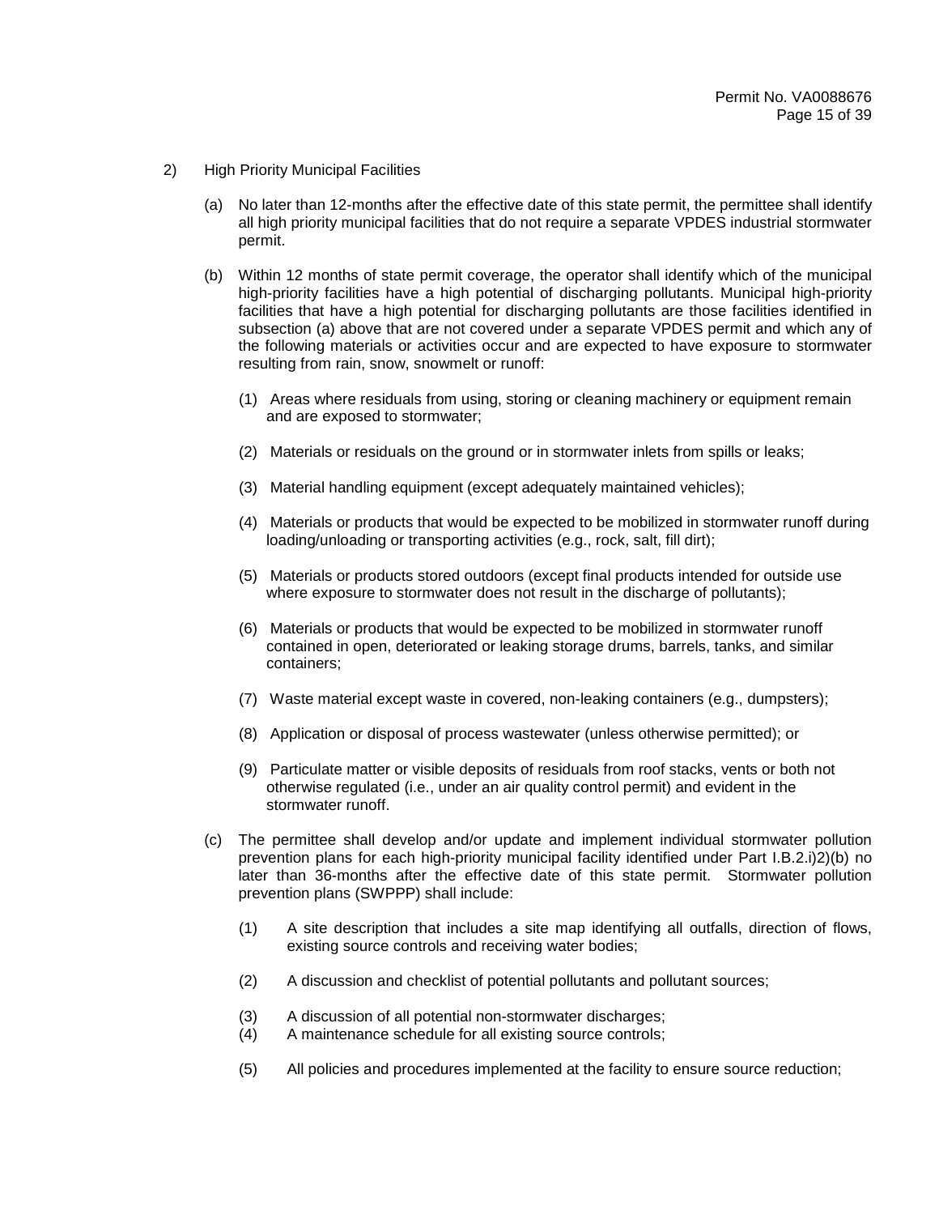2) High Priority Municipal Facilities

(a) No later than 12-months after the effective date of this state permit, the permittee shall identify all high priority municipal facilities that do not require a separate VPDES industrial stormwater permit.

(b) Within 12 months of state permit coverage, the operator shall identify which of the municipal high-priority facilities have a high potential of discharging pollutants. Municipal high-priority facilities that have a high potential for discharging pollutants are those facilities identified in subsection (a) above that are not covered under a separate VPDES permit and which any of the following materials or activities occur and are expected to have exposure to stormwater resulting from rain, snow, snowmelt or runoff:

(1) Areas where residuals from using, storing or cleaning machinery or equipment remain and are exposed to stormwater;

(2) Materials or residuals on the ground or in stormwater inlets from spills or leaks;

(3) Material handling equipment (except adequately maintained vehicles);

(4) Materials or products that would be expected to be mobilized in stormwater runoff during loading/unloading or transporting activities (e.g., rock, salt, fill dirt);

(5) Materials or products stored outdoors (except final products intended for outside use where exposure to stormwater does not result in the discharge of pollutants);

(6) Materials or products that would be expected to be mobilized in stormwater runoff contained in open, deteriorated or leaking storage drums, barrels, tanks, and similar containers;

(7) Waste material except waste in covered, non-leaking containers (e.g., dumpsters);

(8) Application or disposal of process wastewater (unless otherwise permitted); or

(9) Particulate matter or visible deposits of residuals from roof stacks, vents or both not otherwise regulated (i.e., under an air quality control permit) and evident in the stormwater runoff.

(c) The permittee shall develop and/or update and implement individual stormwater pollution prevention plans for each high-priority municipal facility identified under Part I.B.2.i)2)(b) no later than 36-months after the effective date of this state permit. Stormwater pollution prevention plans (SWPPP) shall include:

(1) A site description that includes a site map identifying all outfalls, direction of flows, existing source controls and receiving water bodies;

(2) A discussion and checklist of potential pollutants and pollutant sources;

(3) A discussion of all potential non-stormwater discharges;

(4) A maintenance schedule for all existing source controls;

(5) All policies and procedures implemented at the facility to ensure source reduction;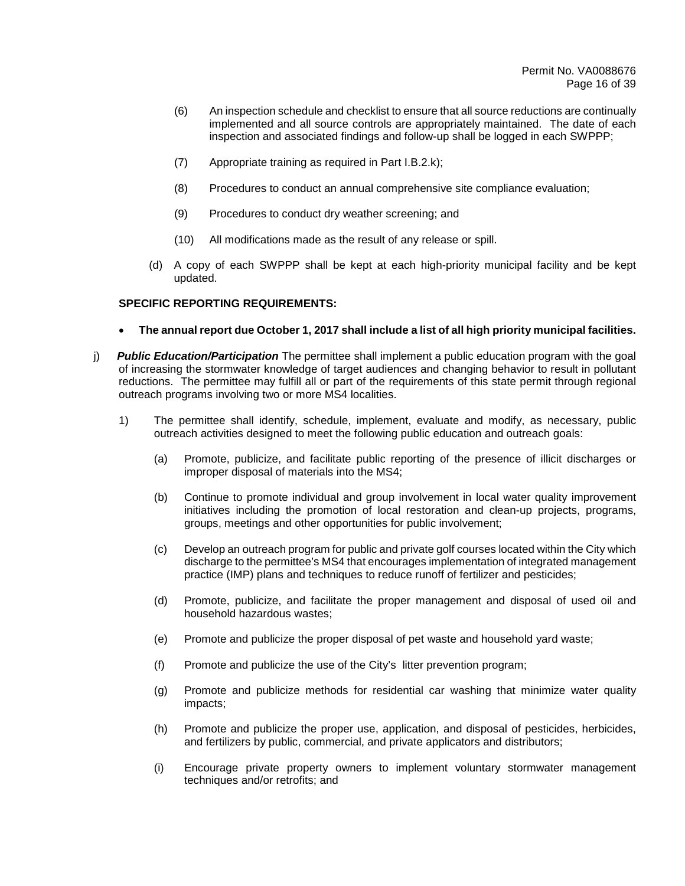(6) An inspection schedule and checklist to ensure that all source reductions are continually implemented and all source controls are appropriately maintained. The date of each inspection and associated findings and follow-up shall be logged in each SWPPP;

(7) Appropriate training as required in Part I.B.2.k);

(8) Procedures to conduct an annual comprehensive site compliance evaluation;

(9) Procedures to conduct dry weather screening; and

(10) All modifications made as the result of any release or spill.

(d) A copy of each SWPPP shall be kept at each high-priority municipal facility and be kept updated.

**SPECIFIC REPORTING REQUIREMENTS:**

- **The annual report due October 1, 2017 shall include a list of all high priority municipal facilities.**

j) ***Public Education/Participation*** The permittee shall implement a public education program with the goal of increasing the stormwater knowledge of target audiences and changing behavior to result in pollutant reductions. The permittee may fulfill all or part of the requirements of this state permit through regional outreach programs involving two or more MS4 localities.

1) The permittee shall identify, schedule, implement, evaluate and modify, as necessary, public outreach activities designed to meet the following public education and outreach goals:

(a) Promote, publicize, and facilitate public reporting of the presence of illicit discharges or improper disposal of materials into the MS4;

(b) Continue to promote individual and group involvement in local water quality improvement initiatives including the promotion of local restoration and clean-up projects, programs, groups, meetings and other opportunities for public involvement;

(c) Develop an outreach program for public and private golf courses located within the City which discharge to the permittee's MS4 that encourages implementation of integrated management practice (IMP) plans and techniques to reduce runoff of fertilizer and pesticides;

(d) Promote, publicize, and facilitate the proper management and disposal of used oil and household hazardous wastes;

(e) Promote and publicize the proper disposal of pet waste and household yard waste;

(f) Promote and publicize the use of the City's litter prevention program;

(g) Promote and publicize methods for residential car washing that minimize water quality impacts;

(h) Promote and publicize the proper use, application, and disposal of pesticides, herbicides, and fertilizers by public, commercial, and private applicators and distributors;

(i) Encourage private property owners to implement voluntary stormwater management techniques and/or retrofits; and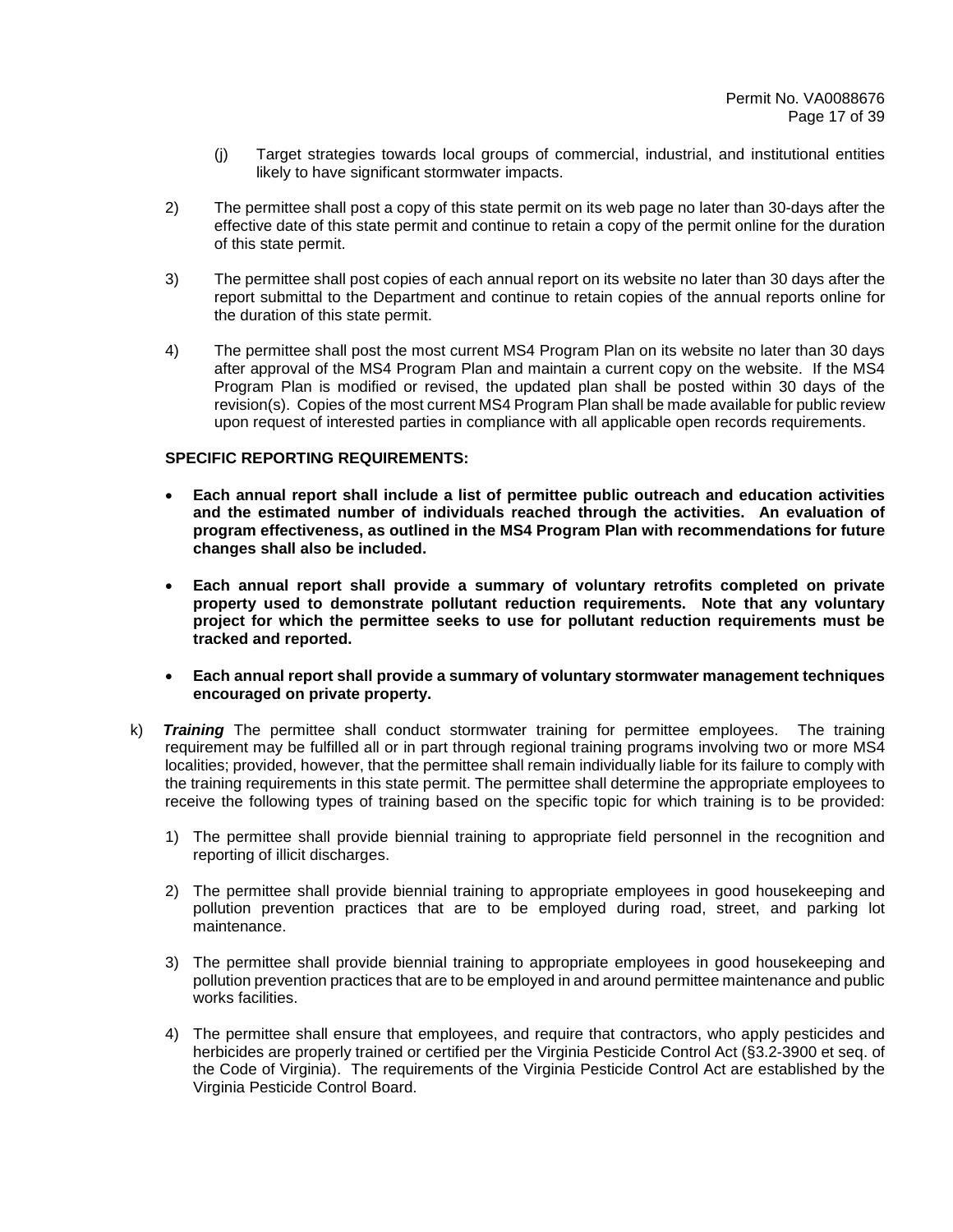(j) Target strategies towards local groups of commercial, industrial, and institutional entities likely to have significant stormwater impacts.

2) The permittee shall post a copy of this state permit on its web page no later than 30-days after the effective date of this state permit and continue to retain a copy of the permit online for the duration of this state permit.

3) The permittee shall post copies of each annual report on its website no later than 30 days after the report submittal to the Department and continue to retain copies of the annual reports online for the duration of this state permit.

4) The permittee shall post the most current MS4 Program Plan on its website no later than 30 days after approval of the MS4 Program Plan and maintain a current copy on the website. If the MS4 Program Plan is modified or revised, the updated plan shall be posted within 30 days of the revision(s). Copies of the most current MS4 Program Plan shall be made available for public review upon request of interested parties in compliance with all applicable open records requirements.

**SPECIFIC REPORTING REQUIREMENTS:**

- **Each annual report shall include a list of permittee public outreach and education activities and the estimated number of individuals reached through the activities. An evaluation of program effectiveness, as outlined in the MS4 Program Plan with recommendations for future changes shall also be included.**

- **Each annual report shall provide a summary of voluntary retrofits completed on private property used to demonstrate pollutant reduction requirements. Note that any voluntary project for which the permittee seeks to use for pollutant reduction requirements must be tracked and reported.**

- **Each annual report shall provide a summary of voluntary stormwater management techniques encouraged on private property.**

k) ***Training*** The permittee shall conduct stormwater training for permittee employees. The training requirement may be fulfilled all or in part through regional training programs involving two or more MS4 localities; provided, however, that the permittee shall remain individually liable for its failure to comply with the training requirements in this state permit. The permittee shall determine the appropriate employees to receive the following types of training based on the specific topic for which training is to be provided:

1) The permittee shall provide biennial training to appropriate field personnel in the recognition and reporting of illicit discharges.

2) The permittee shall provide biennial training to appropriate employees in good housekeeping and pollution prevention practices that are to be employed during road, street, and parking lot maintenance.

3) The permittee shall provide biennial training to appropriate employees in good housekeeping and pollution prevention practices that are to be employed in and around permittee maintenance and public works facilities.

4) The permittee shall ensure that employees, and require that contractors, who apply pesticides and herbicides are properly trained or certified per the Virginia Pesticide Control Act (§3.2-3900 et seq. of the Code of Virginia). The requirements of the Virginia Pesticide Control Act are established by the Virginia Pesticide Control Board.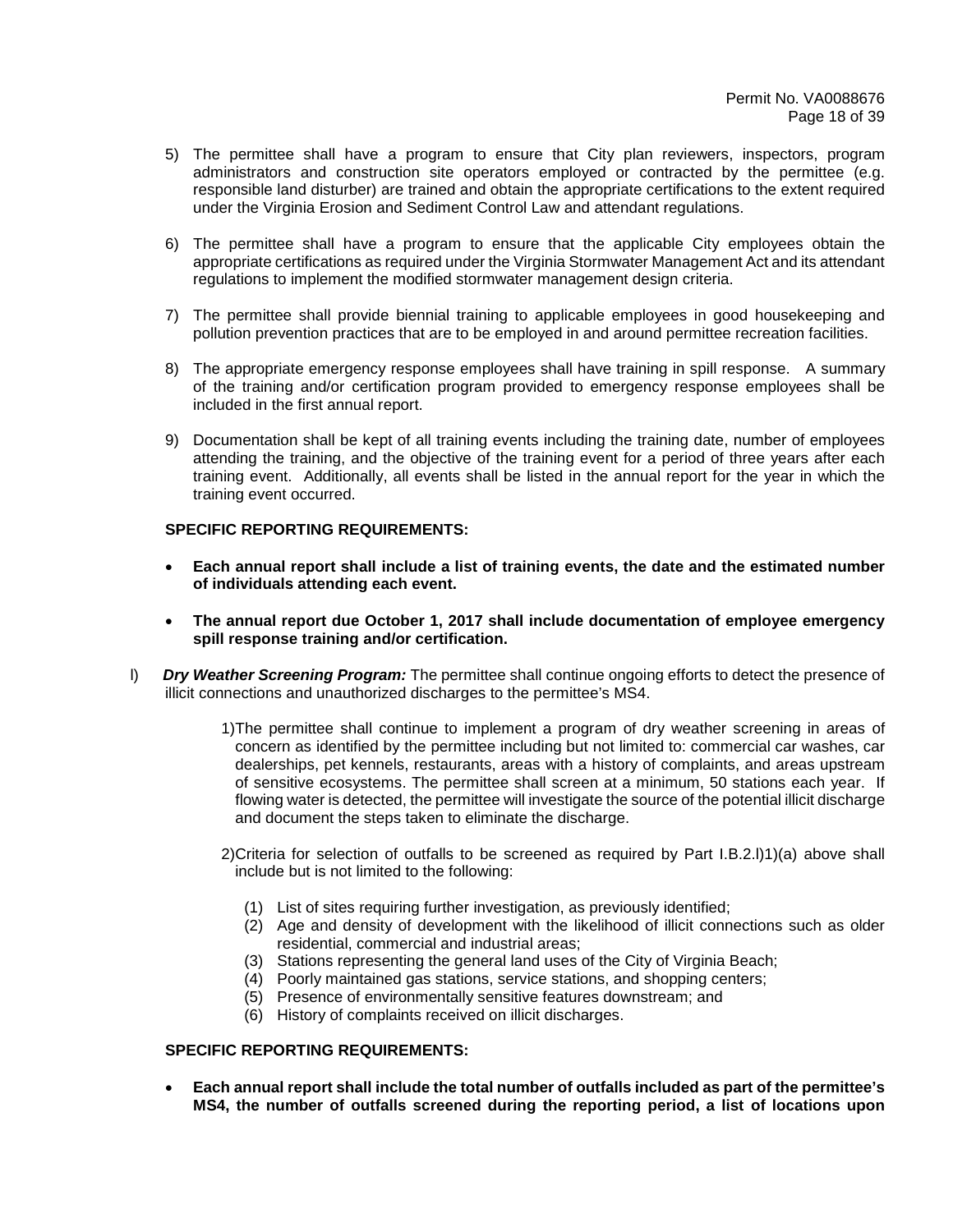5) The permittee shall have a program to ensure that City plan reviewers, inspectors, program administrators and construction site operators employed or contracted by the permittee (e.g. responsible land disturber) are trained and obtain the appropriate certifications to the extent required under the Virginia Erosion and Sediment Control Law and attendant regulations.

6) The permittee shall have a program to ensure that the applicable City employees obtain the appropriate certifications as required under the Virginia Stormwater Management Act and its attendant regulations to implement the modified stormwater management design criteria.

7) The permittee shall provide biennial training to applicable employees in good housekeeping and pollution prevention practices that are to be employed in and around permittee recreation facilities.

8) The appropriate emergency response employees shall have training in spill response. A summary of the training and/or certification program provided to emergency response employees shall be included in the first annual report.

9) Documentation shall be kept of all training events including the training date, number of employees attending the training, and the objective of the training event for a period of three years after each training event. Additionally, all events shall be listed in the annual report for the year in which the training event occurred.

**SPECIFIC REPORTING REQUIREMENTS:**

- **Each annual report shall include a list of training events, the date and the estimated number of individuals attending each event.**
- **The annual report due October 1, 2017 shall include documentation of employee emergency spill response training and/or certification.**

l) ***Dry Weather Screening Program:*** The permittee shall continue ongoing efforts to detect the presence of illicit connections and unauthorized discharges to the permittee's MS4.

1) The permittee shall continue to implement a program of dry weather screening in areas of concern as identified by the permittee including but not limited to: commercial car washes, car dealerships, pet kennels, restaurants, areas with a history of complaints, and areas upstream of sensitive ecosystems. The permittee shall screen at a minimum, 50 stations each year. If flowing water is detected, the permittee will investigate the source of the potential illicit discharge and document the steps taken to eliminate the discharge.

2) Criteria for selection of outfalls to be screened as required by Part I.B.2.l)1)(a) above shall include but is not limited to the following:

   (1) List of sites requiring further investigation, as previously identified;
   (2) Age and density of development with the likelihood of illicit connections such as older residential, commercial and industrial areas;
   (3) Stations representing the general land uses of the City of Virginia Beach;
   (4) Poorly maintained gas stations, service stations, and shopping centers;
   (5) Presence of environmentally sensitive features downstream; and
   (6) History of complaints received on illicit discharges.

**SPECIFIC REPORTING REQUIREMENTS:**

- **Each annual report shall include the total number of outfalls included as part of the permittee's MS4, the number of outfalls screened during the reporting period, a list of locations upon**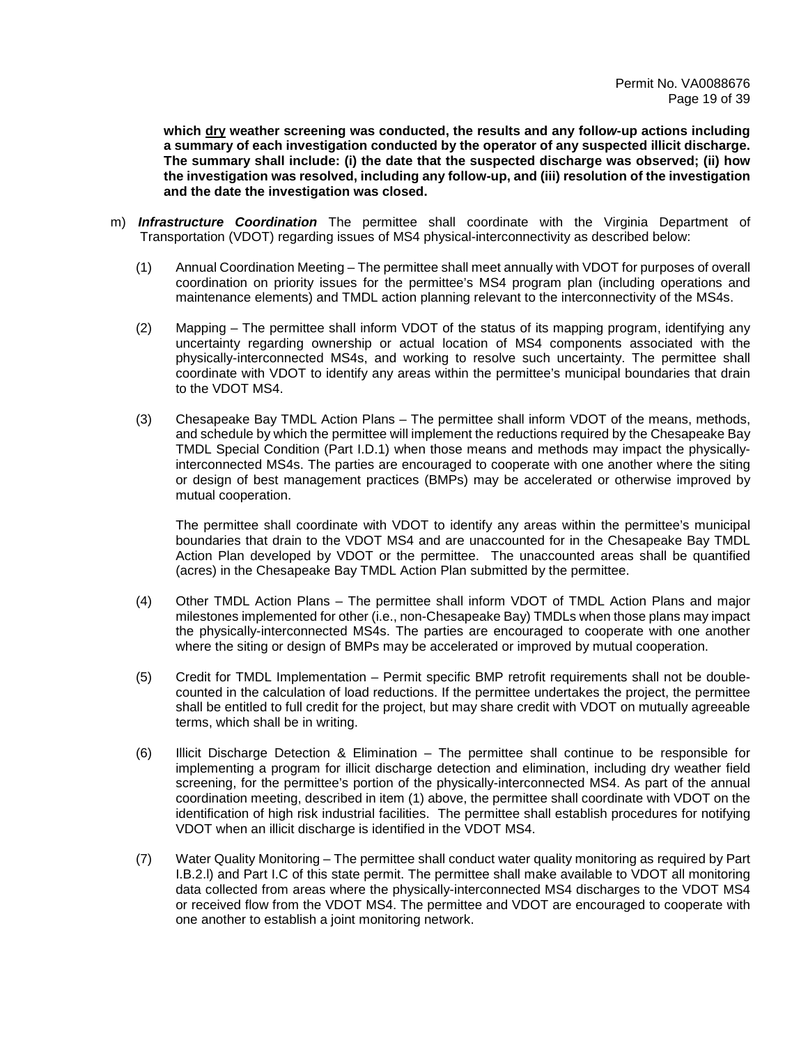**which <u>dry</u> weather screening was conducted, the results and any follow-up actions including a summary of each investigation conducted by the operator of any suspected illicit discharge. The summary shall include: (i) the date that the suspected discharge was observed; (ii) how the investigation was resolved, including any follow-up, and (iii) resolution of the investigation and the date the investigation was closed.**

m) ***Infrastructure Coordination*** The permittee shall coordinate with the Virginia Department of Transportation (VDOT) regarding issues of MS4 physical-interconnectivity as described below:

(1) Annual Coordination Meeting – The permittee shall meet annually with VDOT for purposes of overall coordination on priority issues for the permittee's MS4 program plan (including operations and maintenance elements) and TMDL action planning relevant to the interconnectivity of the MS4s.

(2) Mapping – The permittee shall inform VDOT of the status of its mapping program, identifying any uncertainty regarding ownership or actual location of MS4 components associated with the physically-interconnected MS4s, and working to resolve such uncertainty. The permittee shall coordinate with VDOT to identify any areas within the permittee's municipal boundaries that drain to the VDOT MS4.

(3) Chesapeake Bay TMDL Action Plans – The permittee shall inform VDOT of the means, methods, and schedule by which the permittee will implement the reductions required by the Chesapeake Bay TMDL Special Condition (Part I.D.1) when those means and methods may impact the physically-interconnected MS4s. The parties are encouraged to cooperate with one another where the siting or design of best management practices (BMPs) may be accelerated or otherwise improved by mutual cooperation.

The permittee shall coordinate with VDOT to identify any areas within the permittee's municipal boundaries that drain to the VDOT MS4 and are unaccounted for in the Chesapeake Bay TMDL Action Plan developed by VDOT or the permittee. The unaccounted areas shall be quantified (acres) in the Chesapeake Bay TMDL Action Plan submitted by the permittee.

(4) Other TMDL Action Plans – The permittee shall inform VDOT of TMDL Action Plans and major milestones implemented for other (i.e., non-Chesapeake Bay) TMDLs when those plans may impact the physically-interconnected MS4s. The parties are encouraged to cooperate with one another where the siting or design of BMPs may be accelerated or improved by mutual cooperation.

(5) Credit for TMDL Implementation – Permit specific BMP retrofit requirements shall not be double-counted in the calculation of load reductions. If the permittee undertakes the project, the permittee shall be entitled to full credit for the project, but may share credit with VDOT on mutually agreeable terms, which shall be in writing.

(6) Illicit Discharge Detection & Elimination – The permittee shall continue to be responsible for implementing a program for illicit discharge detection and elimination, including dry weather field screening, for the permittee's portion of the physically-interconnected MS4. As part of the annual coordination meeting, described in item (1) above, the permittee shall coordinate with VDOT on the identification of high risk industrial facilities. The permittee shall establish procedures for notifying VDOT when an illicit discharge is identified in the VDOT MS4.

(7) Water Quality Monitoring – The permittee shall conduct water quality monitoring as required by Part I.B.2.l) and Part I.C of this state permit. The permittee shall make available to VDOT all monitoring data collected from areas where the physically-interconnected MS4 discharges to the VDOT MS4 or received flow from the VDOT MS4. The permittee and VDOT are encouraged to cooperate with one another to establish a joint monitoring network.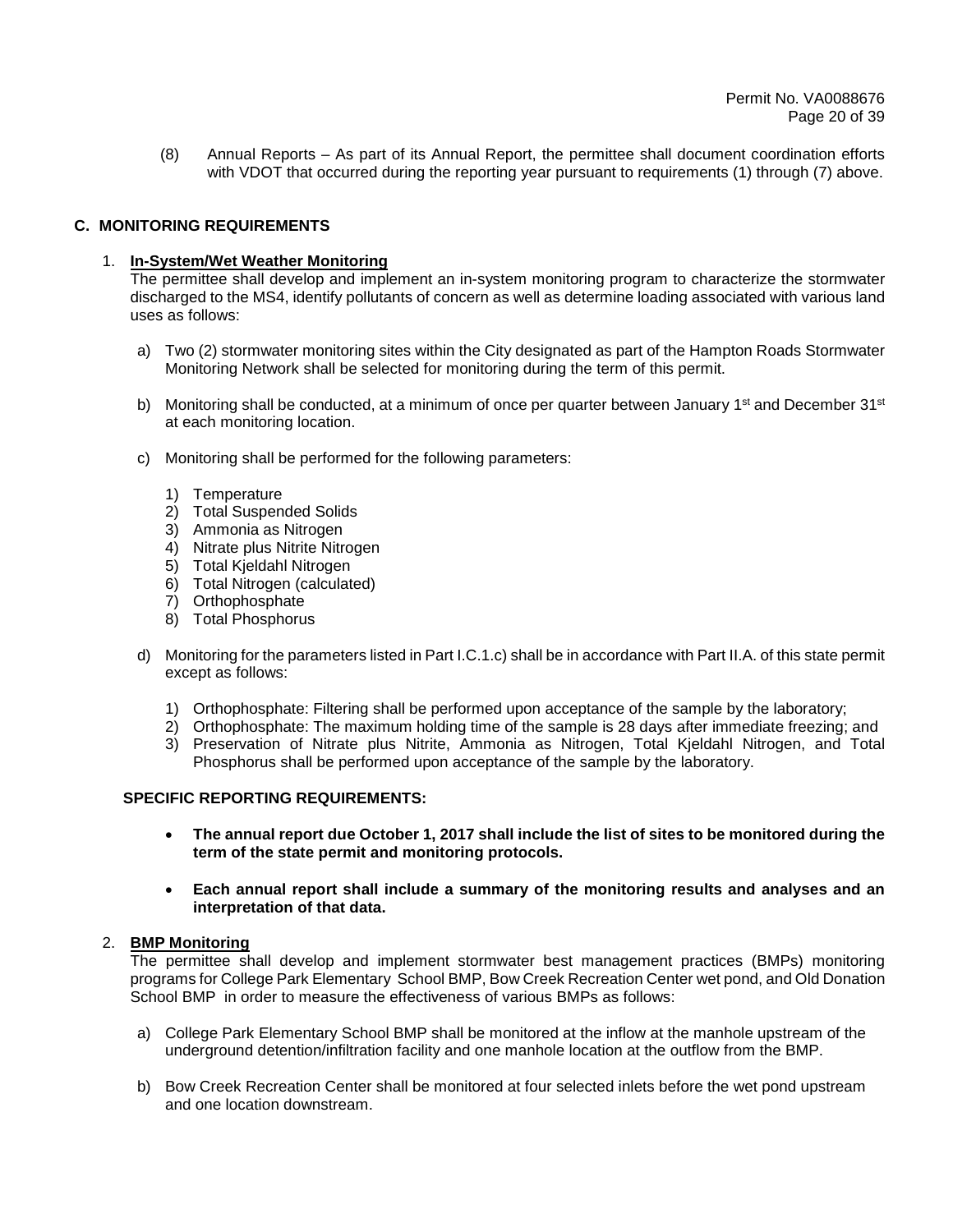(8) Annual Reports – As part of its Annual Report, the permittee shall document coordination efforts with VDOT that occurred during the reporting year pursuant to requirements (1) through (7) above.

## C. MONITORING REQUIREMENTS

1. **In-System/Wet Weather Monitoring**

   The permittee shall develop and implement an in-system monitoring program to characterize the stormwater discharged to the MS4, identify pollutants of concern as well as determine loading associated with various land uses as follows:

   a) Two (2) stormwater monitoring sites within the City designated as part of the Hampton Roads Stormwater Monitoring Network shall be selected for monitoring during the term of this permit.

   b) Monitoring shall be conducted, at a minimum of once per quarter between January 1st and December 31st at each monitoring location.

   c) Monitoring shall be performed for the following parameters:

      1) Temperature
      2) Total Suspended Solids
      3) Ammonia as Nitrogen
      4) Nitrate plus Nitrite Nitrogen
      5) Total Kjeldahl Nitrogen
      6) Total Nitrogen (calculated)
      7) Orthophosphate
      8) Total Phosphorus

   d) Monitoring for the parameters listed in Part I.C.1.c) shall be in accordance with Part II.A. of this state permit except as follows:

      1) Orthophosphate: Filtering shall be performed upon acceptance of the sample by the laboratory;
      2) Orthophosphate: The maximum holding time of the sample is 28 days after immediate freezing; and
      3) Preservation of Nitrate plus Nitrite, Ammonia as Nitrogen, Total Kjeldahl Nitrogen, and Total Phosphorus shall be performed upon acceptance of the sample by the laboratory.

   **SPECIFIC REPORTING REQUIREMENTS:**

   - **The annual report due October 1, 2017 shall include the list of sites to be monitored during the term of the state permit and monitoring protocols.**
   - **Each annual report shall include a summary of the monitoring results and analyses and an interpretation of that data.**

2. **BMP Monitoring**

   The permittee shall develop and implement stormwater best management practices (BMPs) monitoring programs for College Park Elementary School BMP, Bow Creek Recreation Center wet pond, and Old Donation School BMP in order to measure the effectiveness of various BMPs as follows:

   a) College Park Elementary School BMP shall be monitored at the inflow at the manhole upstream of the underground detention/infiltration facility and one manhole location at the outflow from the BMP.

   b) Bow Creek Recreation Center shall be monitored at four selected inlets before the wet pond upstream and one location downstream.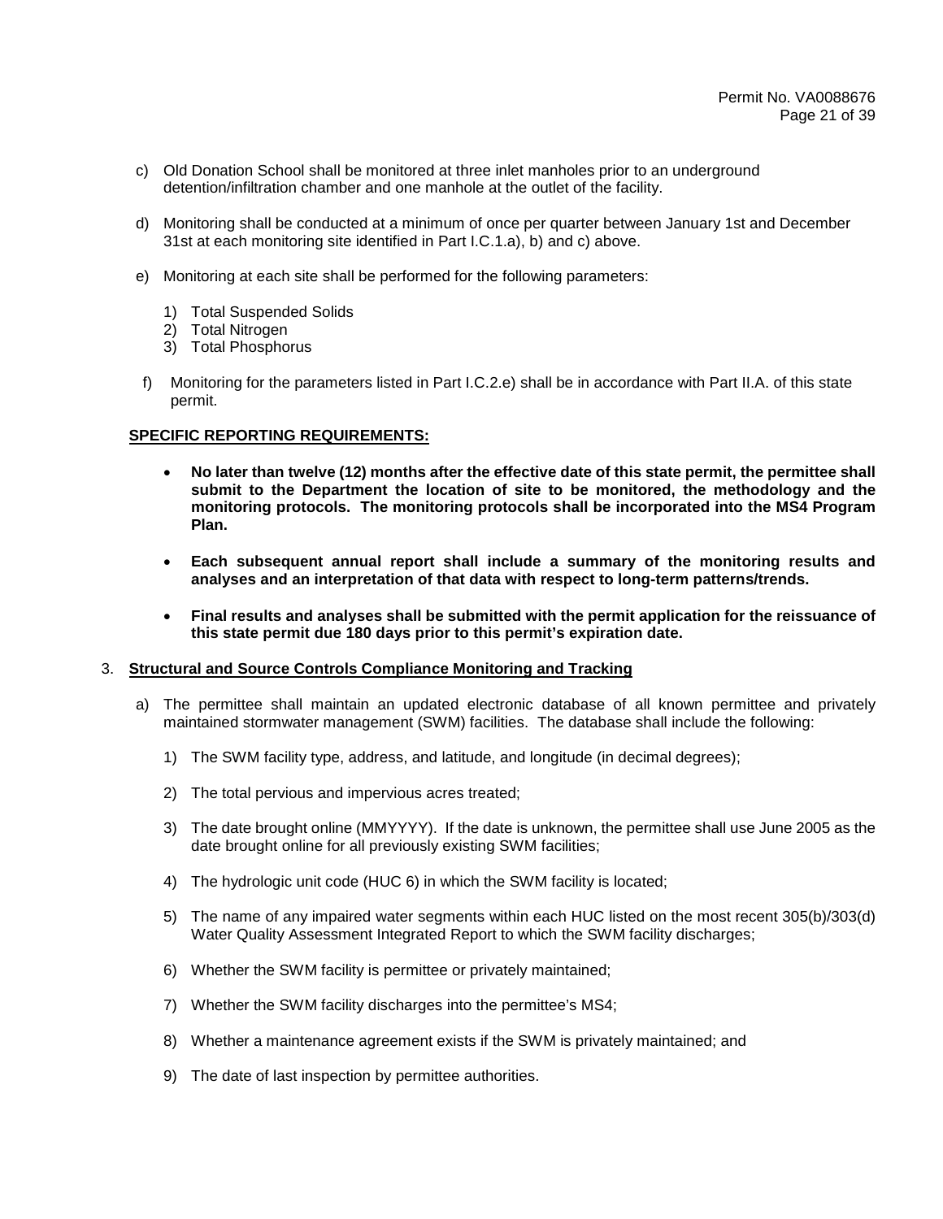c) Old Donation School shall be monitored at three inlet manholes prior to an underground detention/infiltration chamber and one manhole at the outlet of the facility.

d) Monitoring shall be conducted at a minimum of once per quarter between January 1st and December 31st at each monitoring site identified in Part I.C.1.a), b) and c) above.

e) Monitoring at each site shall be performed for the following parameters:

   1) Total Suspended Solids
   2) Total Nitrogen
   3) Total Phosphorus

f) Monitoring for the parameters listed in Part I.C.2.e) shall be in accordance with Part II.A. of this state permit.

**SPECIFIC REPORTING REQUIREMENTS:**

- **No later than twelve (12) months after the effective date of this state permit, the permittee shall submit to the Department the location of site to be monitored, the methodology and the monitoring protocols. The monitoring protocols shall be incorporated into the MS4 Program Plan.**

- **Each subsequent annual report shall include a summary of the monitoring results and analyses and an interpretation of that data with respect to long-term patterns/trends.**

- **Final results and analyses shall be submitted with the permit application for the reissuance of this state permit due 180 days prior to this permit's expiration date.**

3. **Structural and Source Controls Compliance Monitoring and Tracking**

   a) The permittee shall maintain an updated electronic database of all known permittee and privately maintained stormwater management (SWM) facilities. The database shall include the following:

      1) The SWM facility type, address, and latitude, and longitude (in decimal degrees);

      2) The total pervious and impervious acres treated;

      3) The date brought online (MMYYYY). If the date is unknown, the permittee shall use June 2005 as the date brought online for all previously existing SWM facilities;

      4) The hydrologic unit code (HUC 6) in which the SWM facility is located;

      5) The name of any impaired water segments within each HUC listed on the most recent 305(b)/303(d) Water Quality Assessment Integrated Report to which the SWM facility discharges;

      6) Whether the SWM facility is permittee or privately maintained;

      7) Whether the SWM facility discharges into the permittee's MS4;

      8) Whether a maintenance agreement exists if the SWM is privately maintained; and

      9) The date of last inspection by permittee authorities.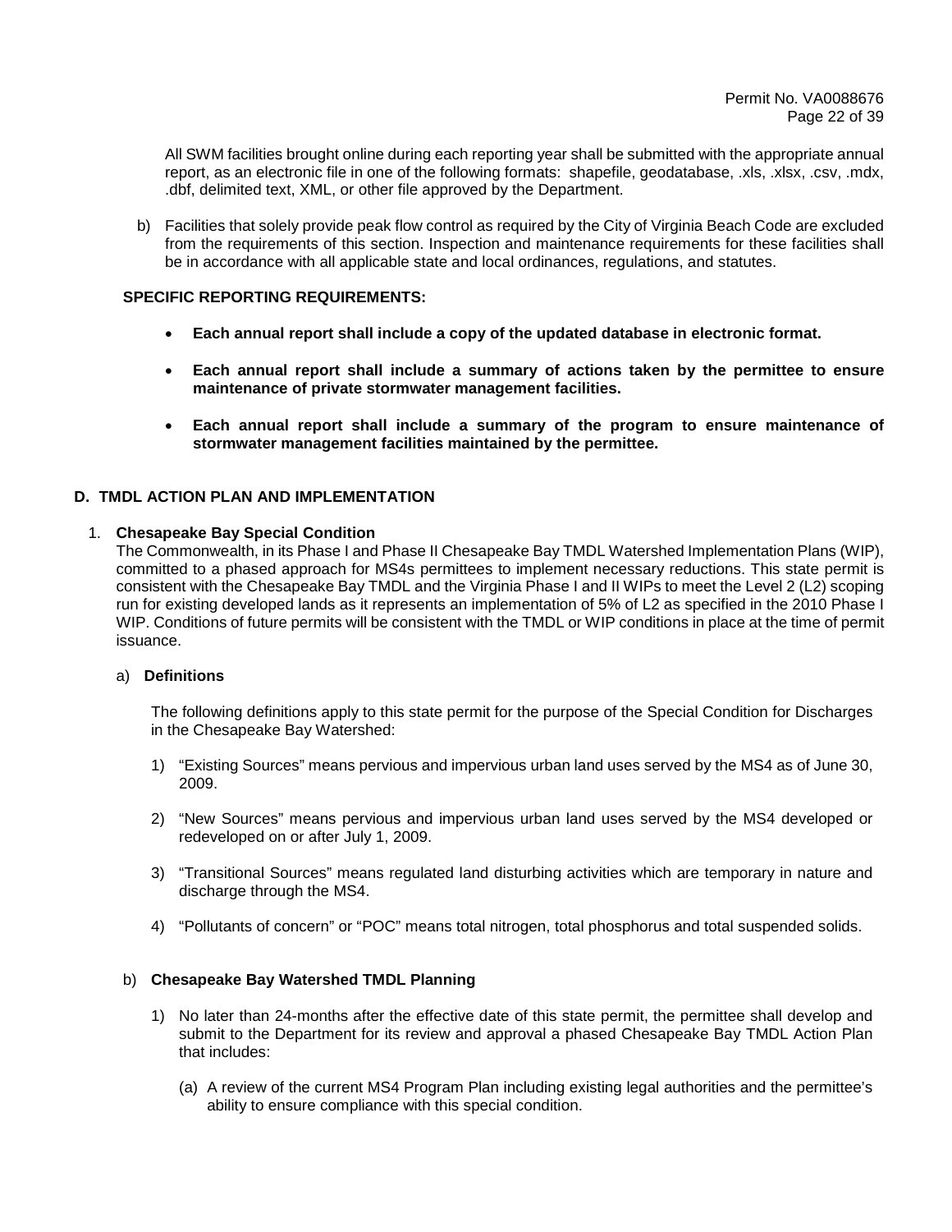All SWM facilities brought online during each reporting year shall be submitted with the appropriate annual report, as an electronic file in one of the following formats: shapefile, geodatabase, .xls, .xlsx, .csv, .mdx, .dbf, delimited text, XML, or other file approved by the Department.

b) Facilities that solely provide peak flow control as required by the City of Virginia Beach Code are excluded from the requirements of this section. Inspection and maintenance requirements for these facilities shall be in accordance with all applicable state and local ordinances, regulations, and statutes.

**SPECIFIC REPORTING REQUIREMENTS:**

- **Each annual report shall include a copy of the updated database in electronic format.**
- **Each annual report shall include a summary of actions taken by the permittee to ensure maintenance of private stormwater management facilities.**
- **Each annual report shall include a summary of the program to ensure maintenance of stormwater management facilities maintained by the permittee.**

## D. TMDL ACTION PLAN AND IMPLEMENTATION

1. **Chesapeake Bay Special Condition**

The Commonwealth, in its Phase I and Phase II Chesapeake Bay TMDL Watershed Implementation Plans (WIP), committed to a phased approach for MS4s permittees to implement necessary reductions. This state permit is consistent with the Chesapeake Bay TMDL and the Virginia Phase I and II WIPs to meet the Level 2 (L2) scoping run for existing developed lands as it represents an implementation of 5% of L2 as specified in the 2010 Phase I WIP. Conditions of future permits will be consistent with the TMDL or WIP conditions in place at the time of permit issuance.

a) **Definitions**

The following definitions apply to this state permit for the purpose of the Special Condition for Discharges in the Chesapeake Bay Watershed:

1) "Existing Sources" means pervious and impervious urban land uses served by the MS4 as of June 30, 2009.

2) "New Sources" means pervious and impervious urban land uses served by the MS4 developed or redeveloped on or after July 1, 2009.

3) "Transitional Sources" means regulated land disturbing activities which are temporary in nature and discharge through the MS4.

4) "Pollutants of concern" or "POC" means total nitrogen, total phosphorus and total suspended solids.

b) **Chesapeake Bay Watershed TMDL Planning**

1) No later than 24-months after the effective date of this state permit, the permittee shall develop and submit to the Department for its review and approval a phased Chesapeake Bay TMDL Action Plan that includes:

(a) A review of the current MS4 Program Plan including existing legal authorities and the permittee's ability to ensure compliance with this special condition.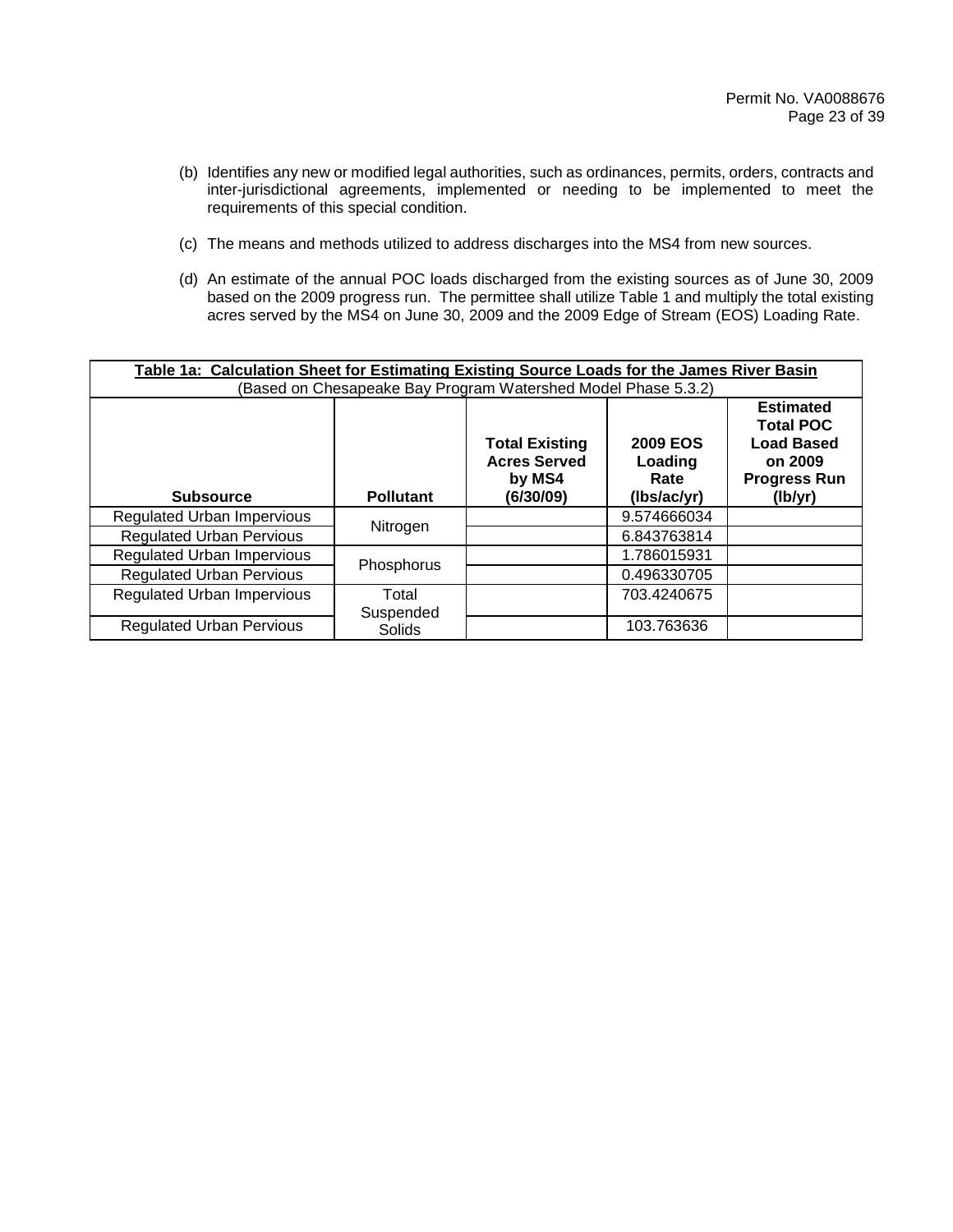(b) Identifies any new or modified legal authorities, such as ordinances, permits, orders, contracts and inter-jurisdictional agreements, implemented or needing to be implemented to meet the requirements of this special condition.

(c) The means and methods utilized to address discharges into the MS4 from new sources.

(d) An estimate of the annual POC loads discharged from the existing sources as of June 30, 2009 based on the 2009 progress run. The permittee shall utilize Table 1 and multiply the total existing acres served by the MS4 on June 30, 2009 and the 2009 Edge of Stream (EOS) Loading Rate.

**Table 1a: Calculation Sheet for Estimating Existing Source Loads for the James River Basin**
(Based on Chesapeake Bay Program Watershed Model Phase 5.3.2)

| Subsource | Pollutant | Total Existing Acres Served by MS4 (6/30/09) | 2009 EOS Loading Rate (lbs/ac/yr) | Estimated Total POC Load Based on 2009 Progress Run (lb/yr) |
|---|---|---|---|---|
| Regulated Urban Impervious | Nitrogen | | 9.574666034 | |
| Regulated Urban Pervious | | | 6.843763814 | |
| Regulated Urban Impervious | Phosphorus | | 1.786015931 | |
| Regulated Urban Pervious | | | 0.496330705 | |
| Regulated Urban Impervious | Total Suspended Solids | | 703.4240675 | |
| Regulated Urban Pervious | | | 103.763636 | |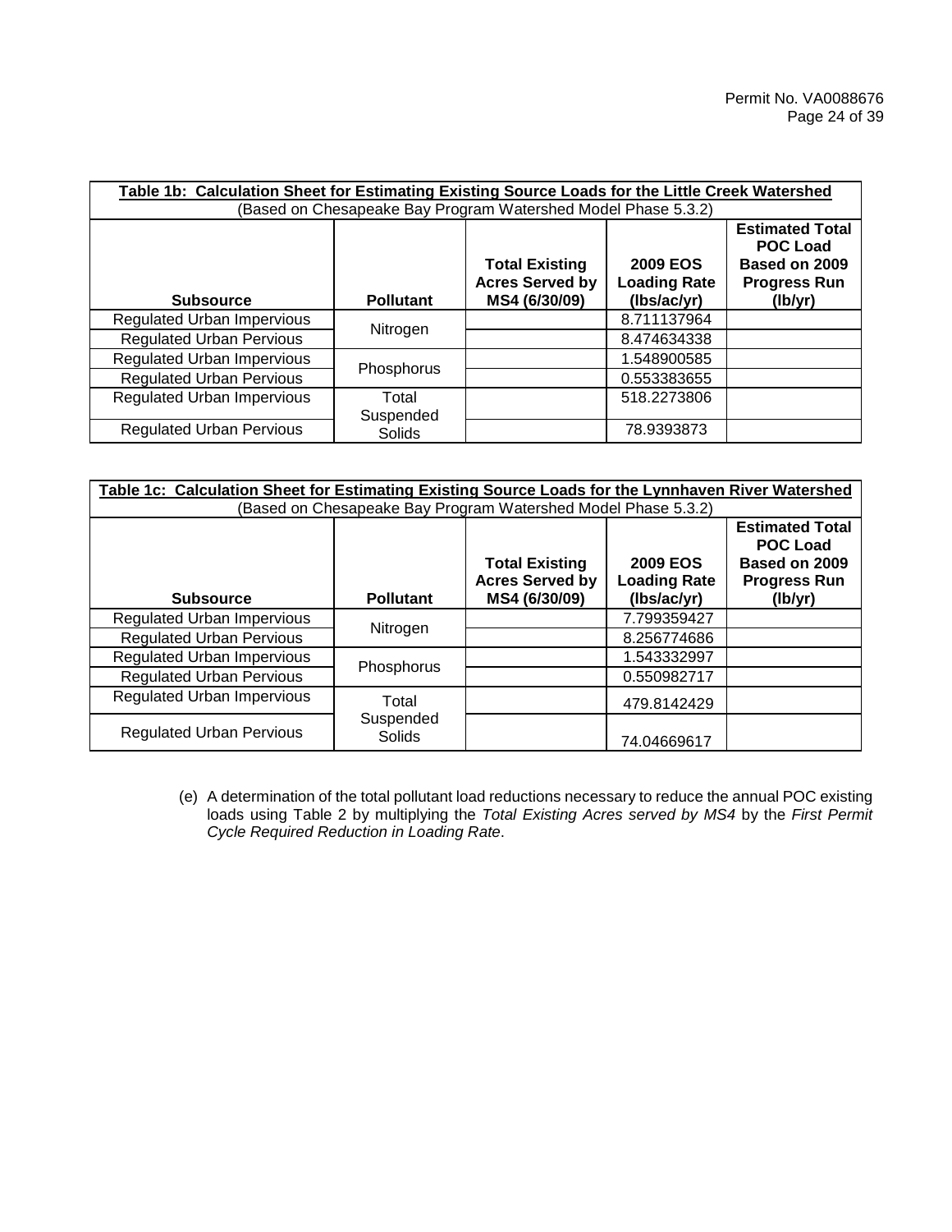| **Table 1b: Calculation Sheet for Estimating Existing Source Loads for the Little Creek Watershed** (Based on Chesapeake Bay Program Watershed Model Phase 5.3.2) | | | | |
|---|---|---|---|---|
| **Subsource** | **Pollutant** | **Total Existing Acres Served by MS4 (6/30/09)** | **2009 EOS Loading Rate (lbs/ac/yr)** | **Estimated Total POC Load Based on 2009 Progress Run (lb/yr)** |
| Regulated Urban Impervious | Nitrogen | | 8.711137964 | |
| Regulated Urban Pervious | | | 8.474634338 | |
| Regulated Urban Impervious | Phosphorus | | 1.548900585 | |
| Regulated Urban Pervious | | | 0.553383655 | |
| Regulated Urban Impervious | Total Suspended Solids | | 518.2273806 | |
| Regulated Urban Pervious | | | 78.9393873 | |

| **Table 1c: Calculation Sheet for Estimating Existing Source Loads for the Lynnhaven River Watershed** (Based on Chesapeake Bay Program Watershed Model Phase 5.3.2) | | | | |
|---|---|---|---|---|
| **Subsource** | **Pollutant** | **Total Existing Acres Served by MS4 (6/30/09)** | **2009 EOS Loading Rate (lbs/ac/yr)** | **Estimated Total POC Load Based on 2009 Progress Run (lb/yr)** |
| Regulated Urban Impervious | Nitrogen | | 7.799359427 | |
| Regulated Urban Pervious | | | 8.256774686 | |
| Regulated Urban Impervious | Phosphorus | | 1.543332997 | |
| Regulated Urban Pervious | | | 0.550982717 | |
| Regulated Urban Impervious | Total Suspended Solids | | 479.8142429 | |
| Regulated Urban Pervious | | | 74.04669617 | |

(e) A determination of the total pollutant load reductions necessary to reduce the annual POC existing loads using Table 2 by multiplying the *Total Existing Acres served by MS4* by the *First Permit Cycle Required Reduction in Loading Rate*.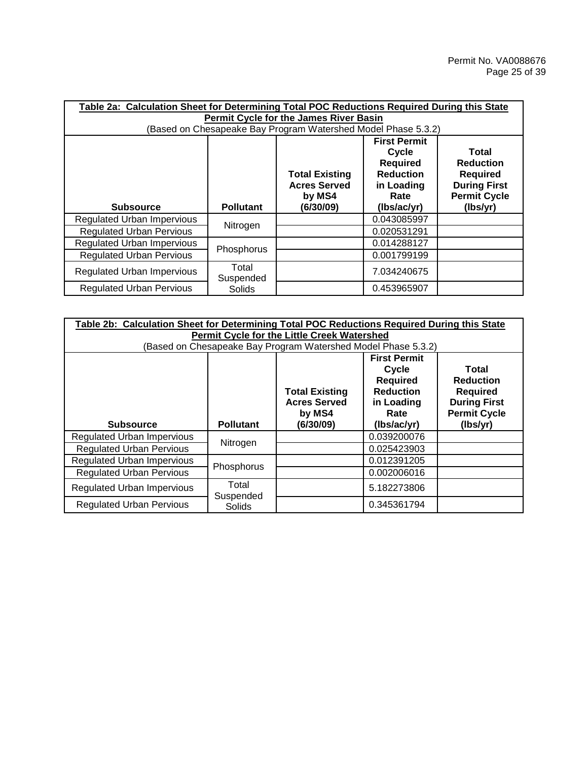| Table 2a: Calculation Sheet for Determining Total POC Reductions Required During this State Permit Cycle for the James River Basin (Based on Chesapeake Bay Program Watershed Model Phase 5.3.2) | | | | |
|---|---|---|---|---|
| **Subsource** | **Pollutant** | **Total Existing Acres Served by MS4 (6/30/09)** | **First Permit Cycle Required Reduction in Loading Rate (lbs/ac/yr)** | **Total Reduction Required During First Permit Cycle (lbs/yr)** |
| Regulated Urban Impervious | Nitrogen | | 0.043085997 | |
| Regulated Urban Pervious | | | 0.020531291 | |
| Regulated Urban Impervious | Phosphorus | | 0.014288127 | |
| Regulated Urban Pervious | | | 0.001799199 | |
| Regulated Urban Impervious | Total Suspended Solids | | 7.034240675 | |
| Regulated Urban Pervious | | | 0.453965907 | |

| Table 2b: Calculation Sheet for Determining Total POC Reductions Required During this State Permit Cycle for the Little Creek Watershed (Based on Chesapeake Bay Program Watershed Model Phase 5.3.2) | | | | |
|---|---|---|---|---|
| **Subsource** | **Pollutant** | **Total Existing Acres Served by MS4 (6/30/09)** | **First Permit Cycle Required Reduction in Loading Rate (lbs/ac/yr)** | **Total Reduction Required During First Permit Cycle (lbs/yr)** |
| Regulated Urban Impervious | Nitrogen | | 0.039200076 | |
| Regulated Urban Pervious | | | 0.025423903 | |
| Regulated Urban Impervious | Phosphorus | | 0.012391205 | |
| Regulated Urban Pervious | | | 0.002006016 | |
| Regulated Urban Impervious | Total Suspended Solids | | 5.182273806 | |
| Regulated Urban Pervious | | | 0.345361794 | |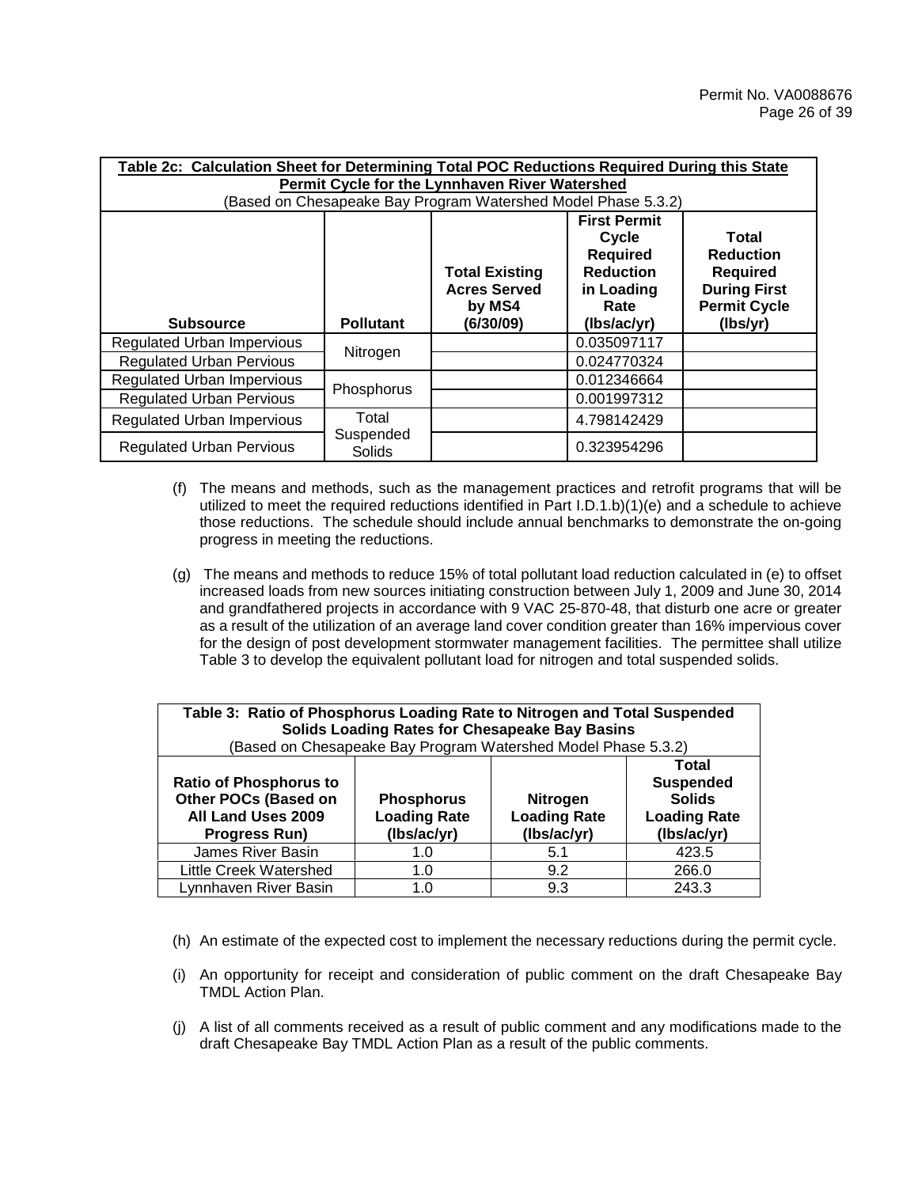| Table 2c: Calculation Sheet for Determining Total POC Reductions Required During this State Permit Cycle for the Lynnhaven River Watershed (Based on Chesapeake Bay Program Watershed Model Phase 5.3.2) | | | | |
|---|---|---|---|---|
| **Subsource** | **Pollutant** | **Total Existing Acres Served by MS4 (6/30/09)** | **First Permit Cycle Required Reduction in Loading Rate (lbs/ac/yr)** | **Total Reduction Required During First Permit Cycle (lbs/yr)** |
| Regulated Urban Impervious | Nitrogen | | 0.035097117 | |
| Regulated Urban Pervious | | | 0.024770324 | |
| Regulated Urban Impervious | Phosphorus | | 0.012346664 | |
| Regulated Urban Pervious | | | 0.001997312 | |
| Regulated Urban Impervious | Total Suspended Solids | | 4.798142429 | |
| Regulated Urban Pervious | | | 0.323954296 | |

(f) The means and methods, such as the management practices and retrofit programs that will be utilized to meet the required reductions identified in Part I.D.1.b)(1)(e) and a schedule to achieve those reductions. The schedule should include annual benchmarks to demonstrate the on-going progress in meeting the reductions.

(g) The means and methods to reduce 15% of total pollutant load reduction calculated in (e) to offset increased loads from new sources initiating construction between July 1, 2009 and June 30, 2014 and grandfathered projects in accordance with 9 VAC 25-870-48, that disturb one acre or greater as a result of the utilization of an average land cover condition greater than 16% impervious cover for the design of post development stormwater management facilities. The permittee shall utilize Table 3 to develop the equivalent pollutant load for nitrogen and total suspended solids.

| Table 3: Ratio of Phosphorus Loading Rate to Nitrogen and Total Suspended Solids Loading Rates for Chesapeake Bay Basins (Based on Chesapeake Bay Program Watershed Model Phase 5.3.2) | | | |
|---|---|---|---|
| **Ratio of Phosphorus to Other POCs (Based on All Land Uses 2009 Progress Run)** | **Phosphorus Loading Rate (lbs/ac/yr)** | **Nitrogen Loading Rate (lbs/ac/yr)** | **Total Suspended Solids Loading Rate (lbs/ac/yr)** |
| James River Basin | 1.0 | 5.1 | 423.5 |
| Little Creek Watershed | 1.0 | 9.2 | 266.0 |
| Lynnhaven River Basin | 1.0 | 9.3 | 243.3 |

(h) An estimate of the expected cost to implement the necessary reductions during the permit cycle.

(i) An opportunity for receipt and consideration of public comment on the draft Chesapeake Bay TMDL Action Plan.

(j) A list of all comments received as a result of public comment and any modifications made to the draft Chesapeake Bay TMDL Action Plan as a result of the public comments.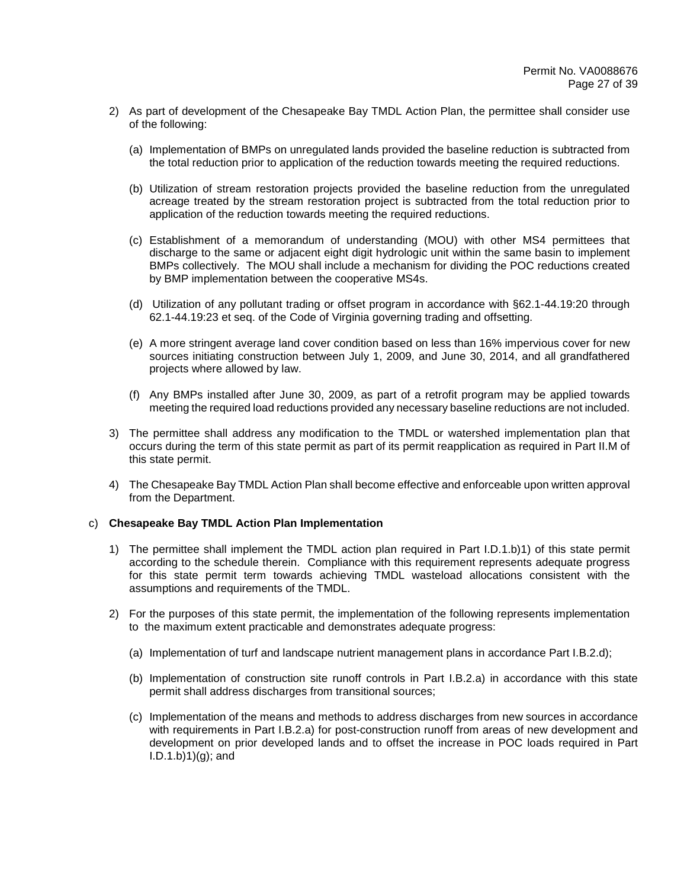2) As part of development of the Chesapeake Bay TMDL Action Plan, the permittee shall consider use of the following:

   (a) Implementation of BMPs on unregulated lands provided the baseline reduction is subtracted from the total reduction prior to application of the reduction towards meeting the required reductions.

   (b) Utilization of stream restoration projects provided the baseline reduction from the unregulated acreage treated by the stream restoration project is subtracted from the total reduction prior to application of the reduction towards meeting the required reductions.

   (c) Establishment of a memorandum of understanding (MOU) with other MS4 permittees that discharge to the same or adjacent eight digit hydrologic unit within the same basin to implement BMPs collectively. The MOU shall include a mechanism for dividing the POC reductions created by BMP implementation between the cooperative MS4s.

   (d) Utilization of any pollutant trading or offset program in accordance with §62.1-44.19:20 through 62.1-44.19:23 et seq. of the Code of Virginia governing trading and offsetting.

   (e) A more stringent average land cover condition based on less than 16% impervious cover for new sources initiating construction between July 1, 2009, and June 30, 2014, and all grandfathered projects where allowed by law.

   (f) Any BMPs installed after June 30, 2009, as part of a retrofit program may be applied towards meeting the required load reductions provided any necessary baseline reductions are not included.

3) The permittee shall address any modification to the TMDL or watershed implementation plan that occurs during the term of this state permit as part of its permit reapplication as required in Part II.M of this state permit.

4) The Chesapeake Bay TMDL Action Plan shall become effective and enforceable upon written approval from the Department.

c) **Chesapeake Bay TMDL Action Plan Implementation**

1) The permittee shall implement the TMDL action plan required in Part I.D.1.b)1) of this state permit according to the schedule therein. Compliance with this requirement represents adequate progress for this state permit term towards achieving TMDL wasteload allocations consistent with the assumptions and requirements of the TMDL.

2) For the purposes of this state permit, the implementation of the following represents implementation to the maximum extent practicable and demonstrates adequate progress:

   (a) Implementation of turf and landscape nutrient management plans in accordance Part I.B.2.d);

   (b) Implementation of construction site runoff controls in Part I.B.2.a) in accordance with this state permit shall address discharges from transitional sources;

   (c) Implementation of the means and methods to address discharges from new sources in accordance with requirements in Part I.B.2.a) for post-construction runoff from areas of new development and development on prior developed lands and to offset the increase in POC loads required in Part I.D.1.b)1)(g); and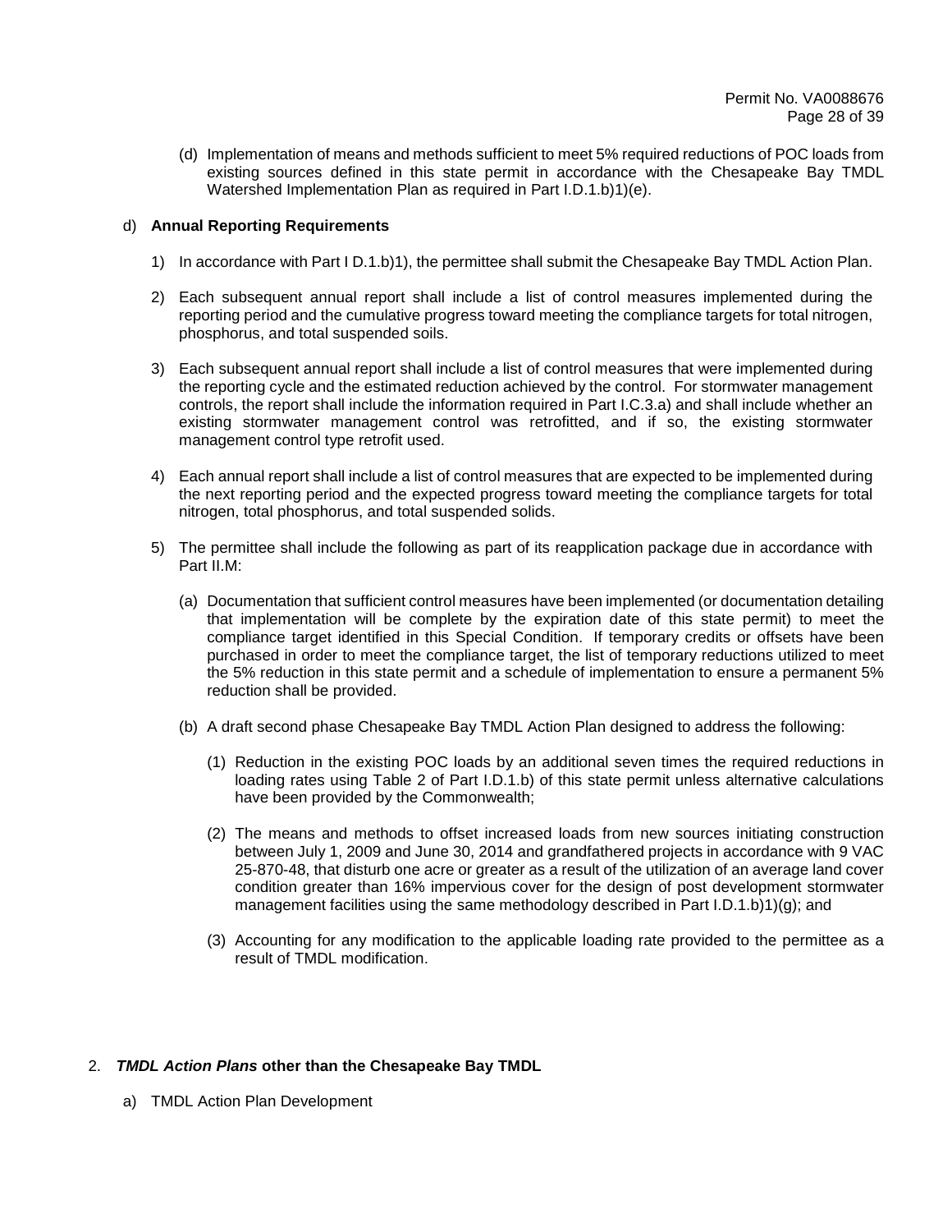(d) Implementation of means and methods sufficient to meet 5% required reductions of POC loads from existing sources defined in this state permit in accordance with the Chesapeake Bay TMDL Watershed Implementation Plan as required in Part I.D.1.b)1)(e).

d) **Annual Reporting Requirements**

1) In accordance with Part I D.1.b)1), the permittee shall submit the Chesapeake Bay TMDL Action Plan.

2) Each subsequent annual report shall include a list of control measures implemented during the reporting period and the cumulative progress toward meeting the compliance targets for total nitrogen, phosphorus, and total suspended soils.

3) Each subsequent annual report shall include a list of control measures that were implemented during the reporting cycle and the estimated reduction achieved by the control. For stormwater management controls, the report shall include the information required in Part I.C.3.a) and shall include whether an existing stormwater management control was retrofitted, and if so, the existing stormwater management control type retrofit used.

4) Each annual report shall include a list of control measures that are expected to be implemented during the next reporting period and the expected progress toward meeting the compliance targets for total nitrogen, total phosphorus, and total suspended solids.

5) The permittee shall include the following as part of its reapplication package due in accordance with Part II.M:

   (a) Documentation that sufficient control measures have been implemented (or documentation detailing that implementation will be complete by the expiration date of this state permit) to meet the compliance target identified in this Special Condition. If temporary credits or offsets have been purchased in order to meet the compliance target, the list of temporary reductions utilized to meet the 5% reduction in this state permit and a schedule of implementation to ensure a permanent 5% reduction shall be provided.

   (b) A draft second phase Chesapeake Bay TMDL Action Plan designed to address the following:

      (1) Reduction in the existing POC loads by an additional seven times the required reductions in loading rates using Table 2 of Part I.D.1.b) of this state permit unless alternative calculations have been provided by the Commonwealth;

      (2) The means and methods to offset increased loads from new sources initiating construction between July 1, 2009 and June 30, 2014 and grandfathered projects in accordance with 9 VAC 25-870-48, that disturb one acre or greater as a result of the utilization of an average land cover condition greater than 16% impervious cover for the design of post development stormwater management facilities using the same methodology described in Part I.D.1.b)1)(g); and

      (3) Accounting for any modification to the applicable loading rate provided to the permittee as a result of TMDL modification.

2. ***TMDL Action Plans*** **other than the Chesapeake Bay TMDL**

a) TMDL Action Plan Development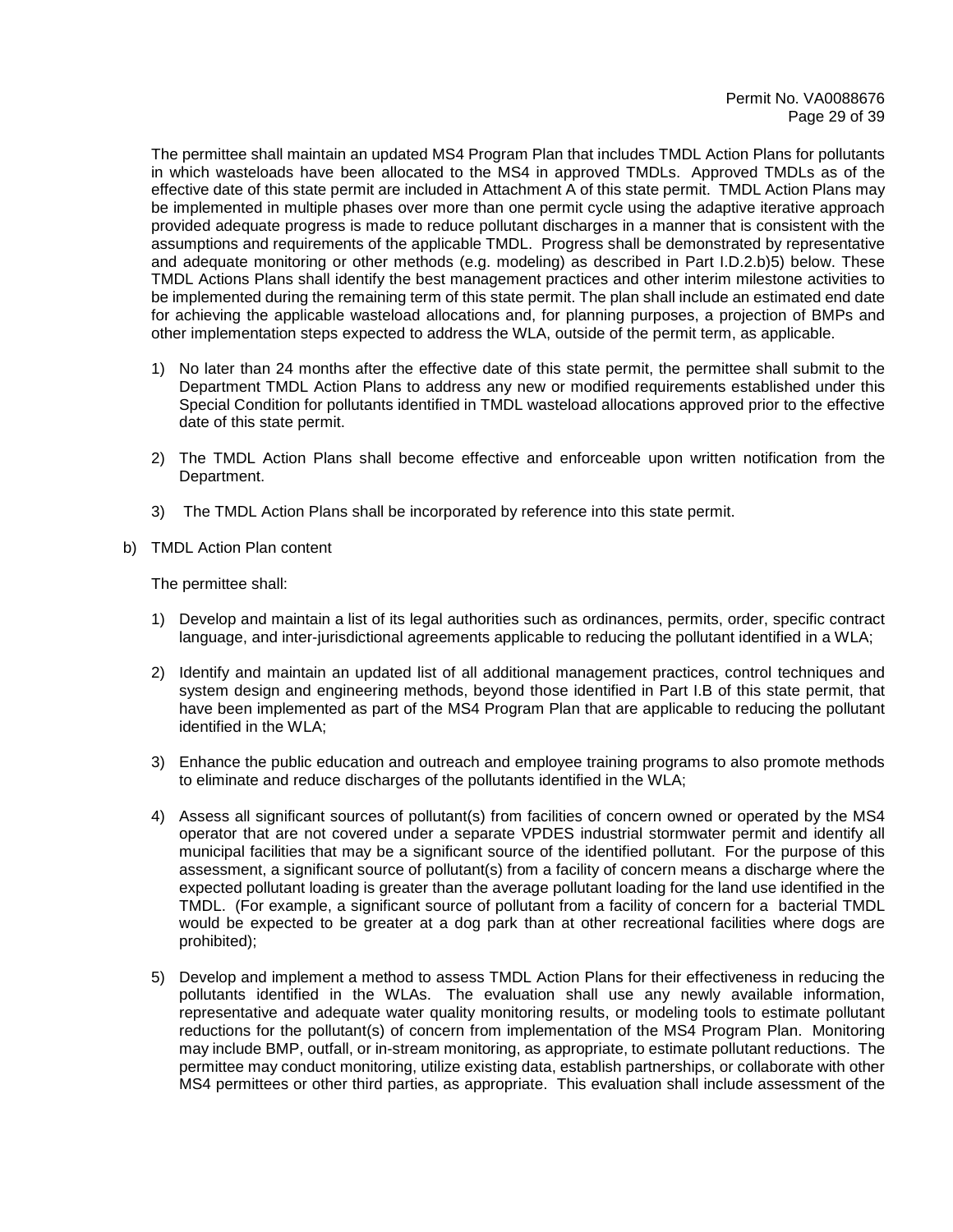The permittee shall maintain an updated MS4 Program Plan that includes TMDL Action Plans for pollutants in which wasteloads have been allocated to the MS4 in approved TMDLs. Approved TMDLs as of the effective date of this state permit are included in Attachment A of this state permit. TMDL Action Plans may be implemented in multiple phases over more than one permit cycle using the adaptive iterative approach provided adequate progress is made to reduce pollutant discharges in a manner that is consistent with the assumptions and requirements of the applicable TMDL. Progress shall be demonstrated by representative and adequate monitoring or other methods (e.g. modeling) as described in Part I.D.2.b)5) below. These TMDL Actions Plans shall identify the best management practices and other interim milestone activities to be implemented during the remaining term of this state permit. The plan shall include an estimated end date for achieving the applicable wasteload allocations and, for planning purposes, a projection of BMPs and other implementation steps expected to address the WLA, outside of the permit term, as applicable.

1) No later than 24 months after the effective date of this state permit, the permittee shall submit to the Department TMDL Action Plans to address any new or modified requirements established under this Special Condition for pollutants identified in TMDL wasteload allocations approved prior to the effective date of this state permit.

2) The TMDL Action Plans shall become effective and enforceable upon written notification from the Department.

3) The TMDL Action Plans shall be incorporated by reference into this state permit.

b) TMDL Action Plan content

The permittee shall:

1) Develop and maintain a list of its legal authorities such as ordinances, permits, order, specific contract language, and inter-jurisdictional agreements applicable to reducing the pollutant identified in a WLA;

2) Identify and maintain an updated list of all additional management practices, control techniques and system design and engineering methods, beyond those identified in Part I.B of this state permit, that have been implemented as part of the MS4 Program Plan that are applicable to reducing the pollutant identified in the WLA;

3) Enhance the public education and outreach and employee training programs to also promote methods to eliminate and reduce discharges of the pollutants identified in the WLA;

4) Assess all significant sources of pollutant(s) from facilities of concern owned or operated by the MS4 operator that are not covered under a separate VPDES industrial stormwater permit and identify all municipal facilities that may be a significant source of the identified pollutant. For the purpose of this assessment, a significant source of pollutant(s) from a facility of concern means a discharge where the expected pollutant loading is greater than the average pollutant loading for the land use identified in the TMDL. (For example, a significant source of pollutant from a facility of concern for a bacterial TMDL would be expected to be greater at a dog park than at other recreational facilities where dogs are prohibited);

5) Develop and implement a method to assess TMDL Action Plans for their effectiveness in reducing the pollutants identified in the WLAs. The evaluation shall use any newly available information, representative and adequate water quality monitoring results, or modeling tools to estimate pollutant reductions for the pollutant(s) of concern from implementation of the MS4 Program Plan. Monitoring may include BMP, outfall, or in-stream monitoring, as appropriate, to estimate pollutant reductions. The permittee may conduct monitoring, utilize existing data, establish partnerships, or collaborate with other MS4 permittees or other third parties, as appropriate. This evaluation shall include assessment of the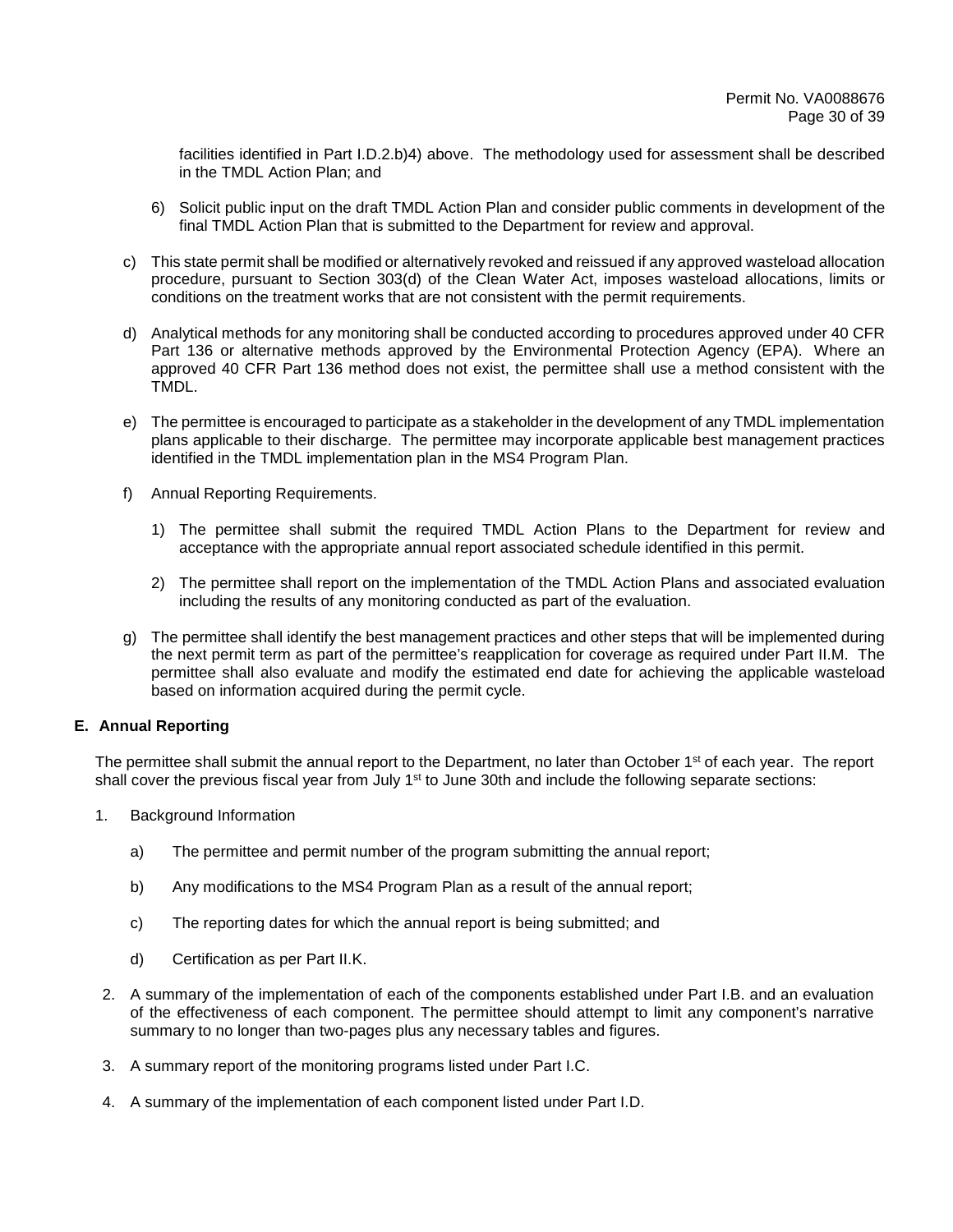facilities identified in Part I.D.2.b)4) above. The methodology used for assessment shall be described in the TMDL Action Plan; and

6) Solicit public input on the draft TMDL Action Plan and consider public comments in development of the final TMDL Action Plan that is submitted to the Department for review and approval.

c) This state permit shall be modified or alternatively revoked and reissued if any approved wasteload allocation procedure, pursuant to Section 303(d) of the Clean Water Act, imposes wasteload allocations, limits or conditions on the treatment works that are not consistent with the permit requirements.

d) Analytical methods for any monitoring shall be conducted according to procedures approved under 40 CFR Part 136 or alternative methods approved by the Environmental Protection Agency (EPA). Where an approved 40 CFR Part 136 method does not exist, the permittee shall use a method consistent with the TMDL.

e) The permittee is encouraged to participate as a stakeholder in the development of any TMDL implementation plans applicable to their discharge. The permittee may incorporate applicable best management practices identified in the TMDL implementation plan in the MS4 Program Plan.

f) Annual Reporting Requirements.

1) The permittee shall submit the required TMDL Action Plans to the Department for review and acceptance with the appropriate annual report associated schedule identified in this permit.

2) The permittee shall report on the implementation of the TMDL Action Plans and associated evaluation including the results of any monitoring conducted as part of the evaluation.

g) The permittee shall identify the best management practices and other steps that will be implemented during the next permit term as part of the permittee's reapplication for coverage as required under Part II.M. The permittee shall also evaluate and modify the estimated end date for achieving the applicable wasteload based on information acquired during the permit cycle.

## E. Annual Reporting

The permittee shall submit the annual report to the Department, no later than October 1st of each year. The report shall cover the previous fiscal year from July 1st to June 30th and include the following separate sections:

1. Background Information

   a) The permittee and permit number of the program submitting the annual report;

   b) Any modifications to the MS4 Program Plan as a result of the annual report;

   c) The reporting dates for which the annual report is being submitted; and

   d) Certification as per Part II.K.

2. A summary of the implementation of each of the components established under Part I.B. and an evaluation of the effectiveness of each component. The permittee should attempt to limit any component's narrative summary to no longer than two-pages plus any necessary tables and figures.

3. A summary report of the monitoring programs listed under Part I.C.

4. A summary of the implementation of each component listed under Part I.D.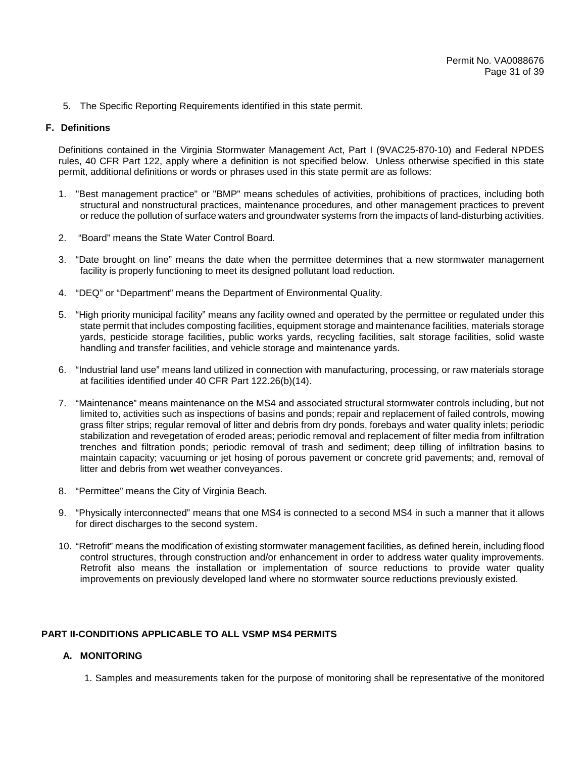5. The Specific Reporting Requirements identified in this state permit.

### F. Definitions

Definitions contained in the Virginia Stormwater Management Act, Part I (9VAC25-870-10) and Federal NPDES rules, 40 CFR Part 122, apply where a definition is not specified below. Unless otherwise specified in this state permit, additional definitions or words or phrases used in this state permit are as follows:

1. "Best management practice" or "BMP" means schedules of activities, prohibitions of practices, including both structural and nonstructural practices, maintenance procedures, and other management practices to prevent or reduce the pollution of surface waters and groundwater systems from the impacts of land-disturbing activities.
2. "Board" means the State Water Control Board.
3. "Date brought on line" means the date when the permittee determines that a new stormwater management facility is properly functioning to meet its designed pollutant load reduction.
4. "DEQ" or "Department" means the Department of Environmental Quality.
5. "High priority municipal facility" means any facility owned and operated by the permittee or regulated under this state permit that includes composting facilities, equipment storage and maintenance facilities, materials storage yards, pesticide storage facilities, public works yards, recycling facilities, salt storage facilities, solid waste handling and transfer facilities, and vehicle storage and maintenance yards.
6. "Industrial land use" means land utilized in connection with manufacturing, processing, or raw materials storage at facilities identified under 40 CFR Part 122.26(b)(14).
7. "Maintenance" means maintenance on the MS4 and associated structural stormwater controls including, but not limited to, activities such as inspections of basins and ponds; repair and replacement of failed controls, mowing grass filter strips; regular removal of litter and debris from dry ponds, forebays and water quality inlets; periodic stabilization and revegetation of eroded areas; periodic removal and replacement of filter media from infiltration trenches and filtration ponds; periodic removal of trash and sediment; deep tilling of infiltration basins to maintain capacity; vacuuming or jet hosing of porous pavement or concrete grid pavements; and, removal of litter and debris from wet weather conveyances.
8. "Permittee" means the City of Virginia Beach.
9. "Physically interconnected" means that one MS4 is connected to a second MS4 in such a manner that it allows for direct discharges to the second system.
10. "Retrofit" means the modification of existing stormwater management facilities, as defined herein, including flood control structures, through construction and/or enhancement in order to address water quality improvements. Retrofit also means the installation or implementation of source reductions to provide water quality improvements on previously developed land where no stormwater source reductions previously existed.

## PART II-CONDITIONS APPLICABLE TO ALL VSMP MS4 PERMITS

### A. MONITORING

1. Samples and measurements taken for the purpose of monitoring shall be representative of the monitored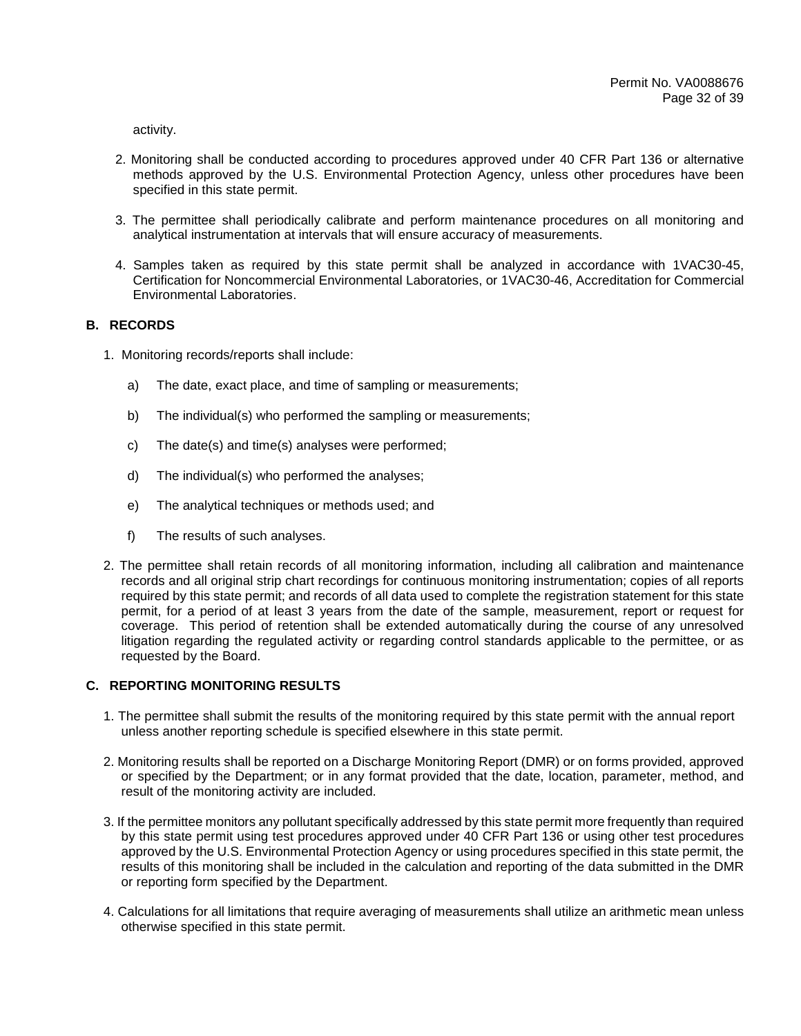activity.

2. Monitoring shall be conducted according to procedures approved under 40 CFR Part 136 or alternative methods approved by the U.S. Environmental Protection Agency, unless other procedures have been specified in this state permit.

3. The permittee shall periodically calibrate and perform maintenance procedures on all monitoring and analytical instrumentation at intervals that will ensure accuracy of measurements.

4. Samples taken as required by this state permit shall be analyzed in accordance with 1VAC30-45, Certification for Noncommercial Environmental Laboratories, or 1VAC30-46, Accreditation for Commercial Environmental Laboratories.

### B. RECORDS

1. Monitoring records/reports shall include:

   a) The date, exact place, and time of sampling or measurements;

   b) The individual(s) who performed the sampling or measurements;

   c) The date(s) and time(s) analyses were performed;

   d) The individual(s) who performed the analyses;

   e) The analytical techniques or methods used; and

   f) The results of such analyses.

2. The permittee shall retain records of all monitoring information, including all calibration and maintenance records and all original strip chart recordings for continuous monitoring instrumentation; copies of all reports required by this state permit; and records of all data used to complete the registration statement for this state permit, for a period of at least 3 years from the date of the sample, measurement, report or request for coverage. This period of retention shall be extended automatically during the course of any unresolved litigation regarding the regulated activity or regarding control standards applicable to the permittee, or as requested by the Board.

### C. REPORTING MONITORING RESULTS

1. The permittee shall submit the results of the monitoring required by this state permit with the annual report unless another reporting schedule is specified elsewhere in this state permit.

2. Monitoring results shall be reported on a Discharge Monitoring Report (DMR) or on forms provided, approved or specified by the Department; or in any format provided that the date, location, parameter, method, and result of the monitoring activity are included.

3. If the permittee monitors any pollutant specifically addressed by this state permit more frequently than required by this state permit using test procedures approved under 40 CFR Part 136 or using other test procedures approved by the U.S. Environmental Protection Agency or using procedures specified in this state permit, the results of this monitoring shall be included in the calculation and reporting of the data submitted in the DMR or reporting form specified by the Department.

4. Calculations for all limitations that require averaging of measurements shall utilize an arithmetic mean unless otherwise specified in this state permit.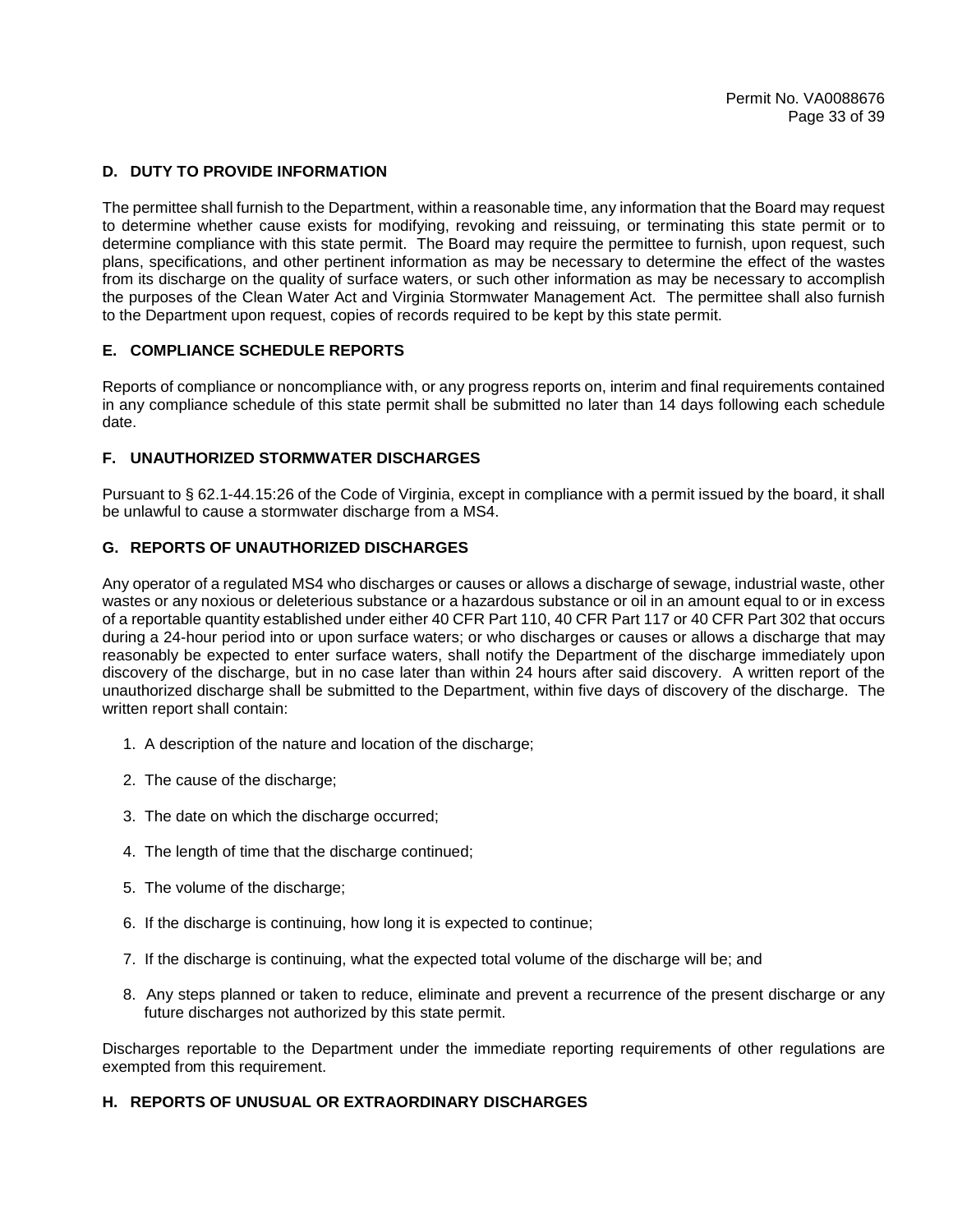### D. DUTY TO PROVIDE INFORMATION

The permittee shall furnish to the Department, within a reasonable time, any information that the Board may request to determine whether cause exists for modifying, revoking and reissuing, or terminating this state permit or to determine compliance with this state permit. The Board may require the permittee to furnish, upon request, such plans, specifications, and other pertinent information as may be necessary to determine the effect of the wastes from its discharge on the quality of surface waters, or such other information as may be necessary to accomplish the purposes of the Clean Water Act and Virginia Stormwater Management Act. The permittee shall also furnish to the Department upon request, copies of records required to be kept by this state permit.

### E. COMPLIANCE SCHEDULE REPORTS

Reports of compliance or noncompliance with, or any progress reports on, interim and final requirements contained in any compliance schedule of this state permit shall be submitted no later than 14 days following each schedule date.

### F. UNAUTHORIZED STORMWATER DISCHARGES

Pursuant to § 62.1-44.15:26 of the Code of Virginia, except in compliance with a permit issued by the board, it shall be unlawful to cause a stormwater discharge from a MS4.

### G. REPORTS OF UNAUTHORIZED DISCHARGES

Any operator of a regulated MS4 who discharges or causes or allows a discharge of sewage, industrial waste, other wastes or any noxious or deleterious substance or a hazardous substance or oil in an amount equal to or in excess of a reportable quantity established under either 40 CFR Part 110, 40 CFR Part 117 or 40 CFR Part 302 that occurs during a 24-hour period into or upon surface waters; or who discharges or causes or allows a discharge that may reasonably be expected to enter surface waters, shall notify the Department of the discharge immediately upon discovery of the discharge, but in no case later than within 24 hours after said discovery. A written report of the unauthorized discharge shall be submitted to the Department, within five days of discovery of the discharge. The written report shall contain:

1. A description of the nature and location of the discharge;
2. The cause of the discharge;
3. The date on which the discharge occurred;
4. The length of time that the discharge continued;
5. The volume of the discharge;
6. If the discharge is continuing, how long it is expected to continue;
7. If the discharge is continuing, what the expected total volume of the discharge will be; and
8. Any steps planned or taken to reduce, eliminate and prevent a recurrence of the present discharge or any future discharges not authorized by this state permit.

Discharges reportable to the Department under the immediate reporting requirements of other regulations are exempted from this requirement.

### H. REPORTS OF UNUSUAL OR EXTRAORDINARY DISCHARGES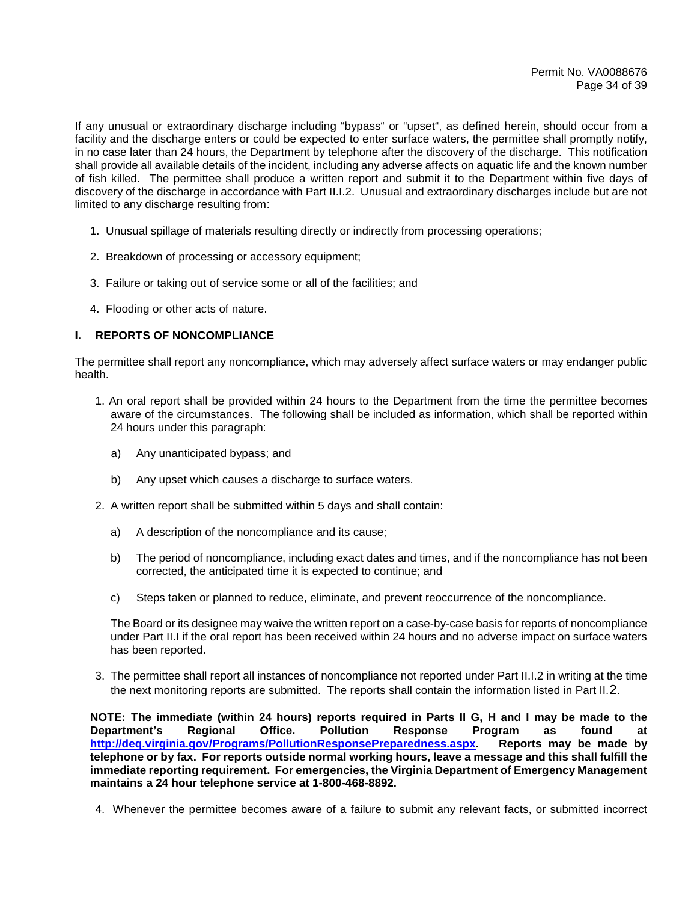If any unusual or extraordinary discharge including "bypass" or "upset", as defined herein, should occur from a facility and the discharge enters or could be expected to enter surface waters, the permittee shall promptly notify, in no case later than 24 hours, the Department by telephone after the discovery of the discharge. This notification shall provide all available details of the incident, including any adverse affects on aquatic life and the known number of fish killed. The permittee shall produce a written report and submit it to the Department within five days of discovery of the discharge in accordance with Part II.I.2. Unusual and extraordinary discharges include but are not limited to any discharge resulting from:

1. Unusual spillage of materials resulting directly or indirectly from processing operations;

2. Breakdown of processing or accessory equipment;

3. Failure or taking out of service some or all of the facilities; and

4. Flooding or other acts of nature.

### I. REPORTS OF NONCOMPLIANCE

The permittee shall report any noncompliance, which may adversely affect surface waters or may endanger public health.

1. An oral report shall be provided within 24 hours to the Department from the time the permittee becomes aware of the circumstances. The following shall be included as information, which shall be reported within 24 hours under this paragraph:

   a) Any unanticipated bypass; and

   b) Any upset which causes a discharge to surface waters.

2. A written report shall be submitted within 5 days and shall contain:

   a) A description of the noncompliance and its cause;

   b) The period of noncompliance, including exact dates and times, and if the noncompliance has not been corrected, the anticipated time it is expected to continue; and

   c) Steps taken or planned to reduce, eliminate, and prevent reoccurrence of the noncompliance.

   The Board or its designee may waive the written report on a case-by-case basis for reports of noncompliance under Part II.I if the oral report has been received within 24 hours and no adverse impact on surface waters has been reported.

3. The permittee shall report all instances of noncompliance not reported under Part II.I.2 in writing at the time the next monitoring reports are submitted. The reports shall contain the information listed in Part II.2.

**NOTE: The immediate (within 24 hours) reports required in Parts II G, H and I may be made to the Department's Regional Office. Pollution Response Program as found at http://deq.virginia.gov/Programs/PollutionResponsePreparedness.aspx. Reports may be made by telephone or by fax. For reports outside normal working hours, leave a message and this shall fulfill the immediate reporting requirement. For emergencies, the Virginia Department of Emergency Management maintains a 24 hour telephone service at 1-800-468-8892.**

4. Whenever the permittee becomes aware of a failure to submit any relevant facts, or submitted incorrect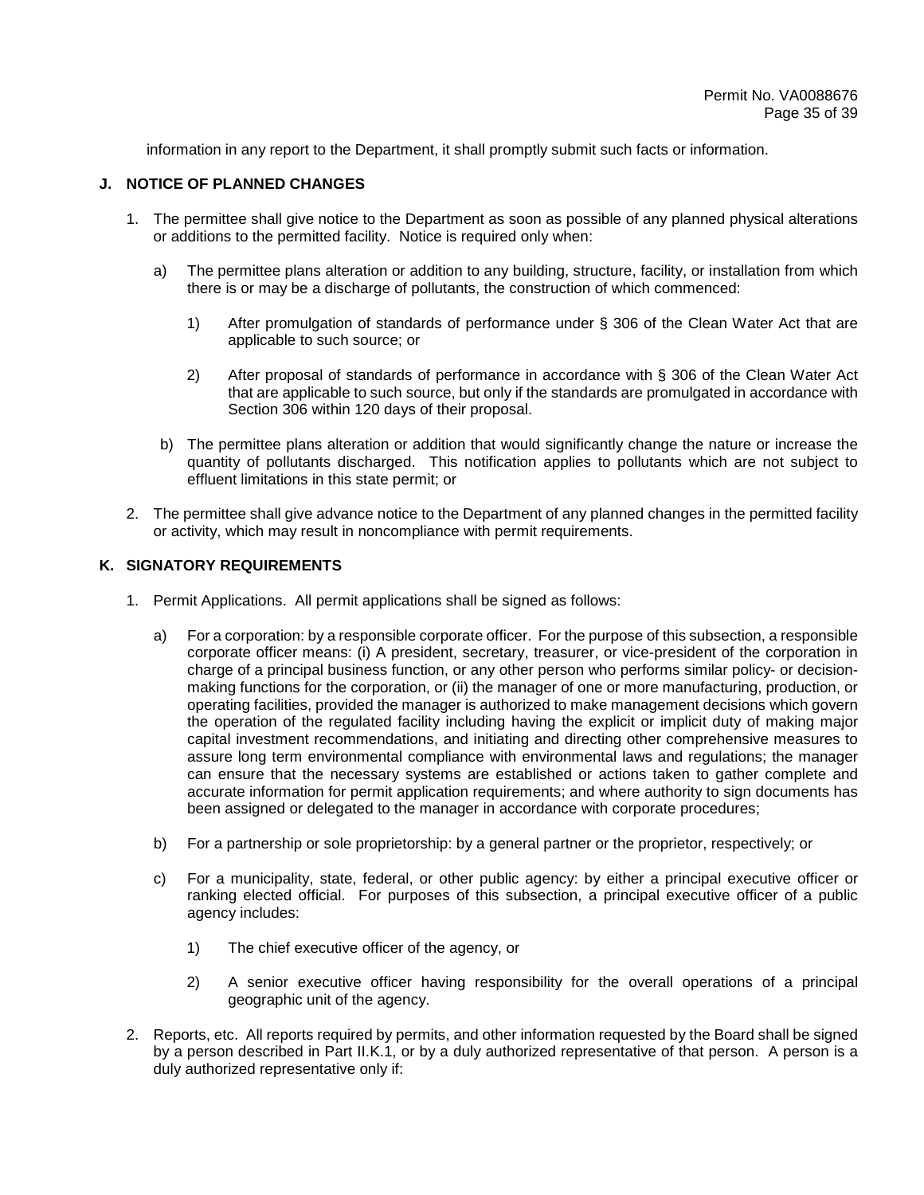information in any report to the Department, it shall promptly submit such facts or information.

**J. NOTICE OF PLANNED CHANGES**

1. The permittee shall give notice to the Department as soon as possible of any planned physical alterations or additions to the permitted facility. Notice is required only when:

   a) The permittee plans alteration or addition to any building, structure, facility, or installation from which there is or may be a discharge of pollutants, the construction of which commenced:

      1) After promulgation of standards of performance under § 306 of the Clean Water Act that are applicable to such source; or

      2) After proposal of standards of performance in accordance with § 306 of the Clean Water Act that are applicable to such source, but only if the standards are promulgated in accordance with Section 306 within 120 days of their proposal.

   b) The permittee plans alteration or addition that would significantly change the nature or increase the quantity of pollutants discharged. This notification applies to pollutants which are not subject to effluent limitations in this state permit; or

2. The permittee shall give advance notice to the Department of any planned changes in the permitted facility or activity, which may result in noncompliance with permit requirements.

**K. SIGNATORY REQUIREMENTS**

1. Permit Applications. All permit applications shall be signed as follows:

   a) For a corporation: by a responsible corporate officer. For the purpose of this subsection, a responsible corporate officer means: (i) A president, secretary, treasurer, or vice-president of the corporation in charge of a principal business function, or any other person who performs similar policy- or decision-making functions for the corporation, or (ii) the manager of one or more manufacturing, production, or operating facilities, provided the manager is authorized to make management decisions which govern the operation of the regulated facility including having the explicit or implicit duty of making major capital investment recommendations, and initiating and directing other comprehensive measures to assure long term environmental compliance with environmental laws and regulations; the manager can ensure that the necessary systems are established or actions taken to gather complete and accurate information for permit application requirements; and where authority to sign documents has been assigned or delegated to the manager in accordance with corporate procedures;

   b) For a partnership or sole proprietorship: by a general partner or the proprietor, respectively; or

   c) For a municipality, state, federal, or other public agency: by either a principal executive officer or ranking elected official. For purposes of this subsection, a principal executive officer of a public agency includes:

      1) The chief executive officer of the agency, or

      2) A senior executive officer having responsibility for the overall operations of a principal geographic unit of the agency.

2. Reports, etc. All reports required by permits, and other information requested by the Board shall be signed by a person described in Part II.K.1, or by a duly authorized representative of that person. A person is a duly authorized representative only if: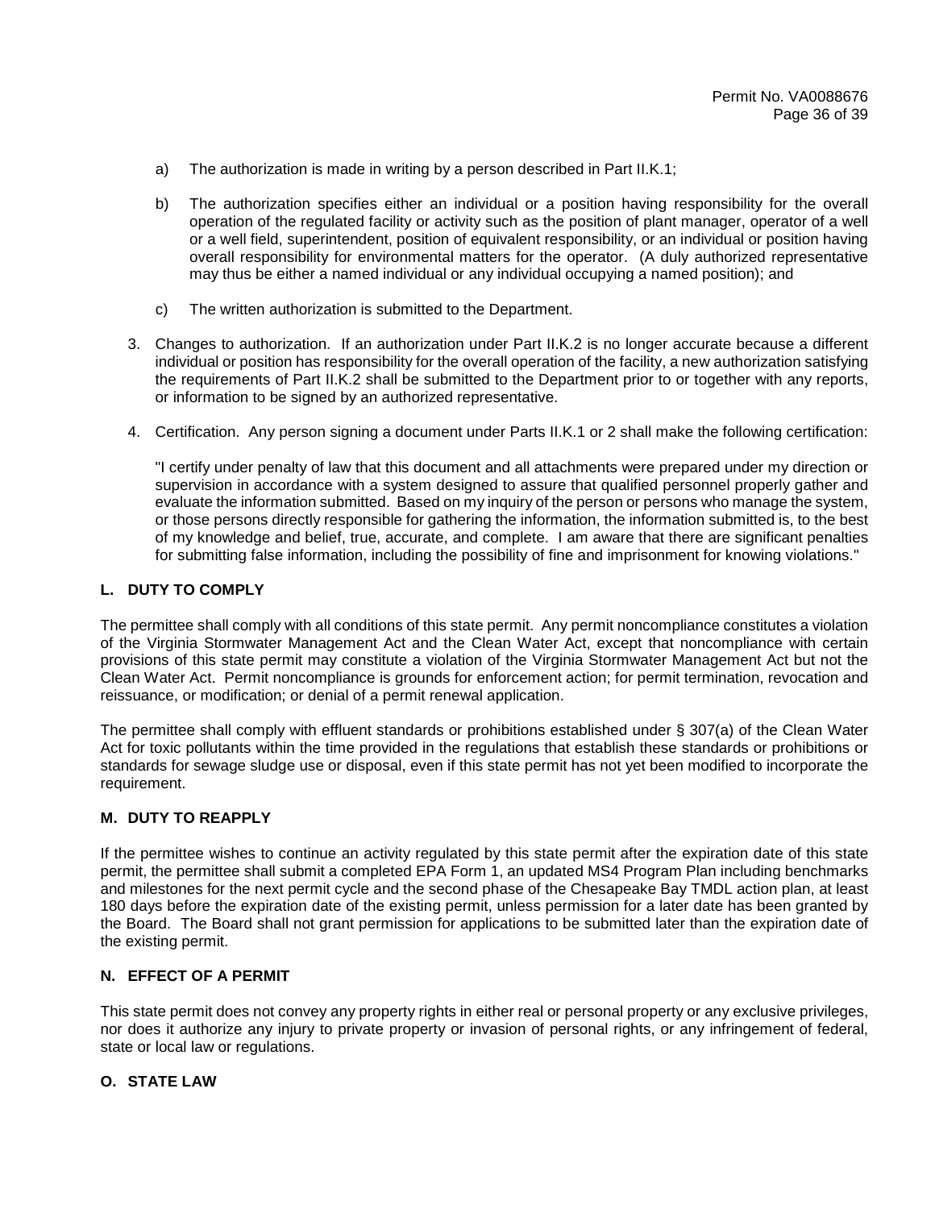a) The authorization is made in writing by a person described in Part II.K.1;

b) The authorization specifies either an individual or a position having responsibility for the overall operation of the regulated facility or activity such as the position of plant manager, operator of a well or a well field, superintendent, position of equivalent responsibility, or an individual or position having overall responsibility for environmental matters for the operator. (A duly authorized representative may thus be either a named individual or any individual occupying a named position); and

c) The written authorization is submitted to the Department.

3. Changes to authorization. If an authorization under Part II.K.2 is no longer accurate because a different individual or position has responsibility for the overall operation of the facility, a new authorization satisfying the requirements of Part II.K.2 shall be submitted to the Department prior to or together with any reports, or information to be signed by an authorized representative.

4. Certification. Any person signing a document under Parts II.K.1 or 2 shall make the following certification:

   "I certify under penalty of law that this document and all attachments were prepared under my direction or supervision in accordance with a system designed to assure that qualified personnel properly gather and evaluate the information submitted. Based on my inquiry of the person or persons who manage the system, or those persons directly responsible for gathering the information, the information submitted is, to the best of my knowledge and belief, true, accurate, and complete. I am aware that there are significant penalties for submitting false information, including the possibility of fine and imprisonment for knowing violations."

### L. DUTY TO COMPLY

The permittee shall comply with all conditions of this state permit. Any permit noncompliance constitutes a violation of the Virginia Stormwater Management Act and the Clean Water Act, except that noncompliance with certain provisions of this state permit may constitute a violation of the Virginia Stormwater Management Act but not the Clean Water Act. Permit noncompliance is grounds for enforcement action; for permit termination, revocation and reissuance, or modification; or denial of a permit renewal application.

The permittee shall comply with effluent standards or prohibitions established under § 307(a) of the Clean Water Act for toxic pollutants within the time provided in the regulations that establish these standards or prohibitions or standards for sewage sludge use or disposal, even if this state permit has not yet been modified to incorporate the requirement.

### M. DUTY TO REAPPLY

If the permittee wishes to continue an activity regulated by this state permit after the expiration date of this state permit, the permittee shall submit a completed EPA Form 1, an updated MS4 Program Plan including benchmarks and milestones for the next permit cycle and the second phase of the Chesapeake Bay TMDL action plan, at least 180 days before the expiration date of the existing permit, unless permission for a later date has been granted by the Board. The Board shall not grant permission for applications to be submitted later than the expiration date of the existing permit.

### N. EFFECT OF A PERMIT

This state permit does not convey any property rights in either real or personal property or any exclusive privileges, nor does it authorize any injury to private property or invasion of personal rights, or any infringement of federal, state or local law or regulations.

### O. STATE LAW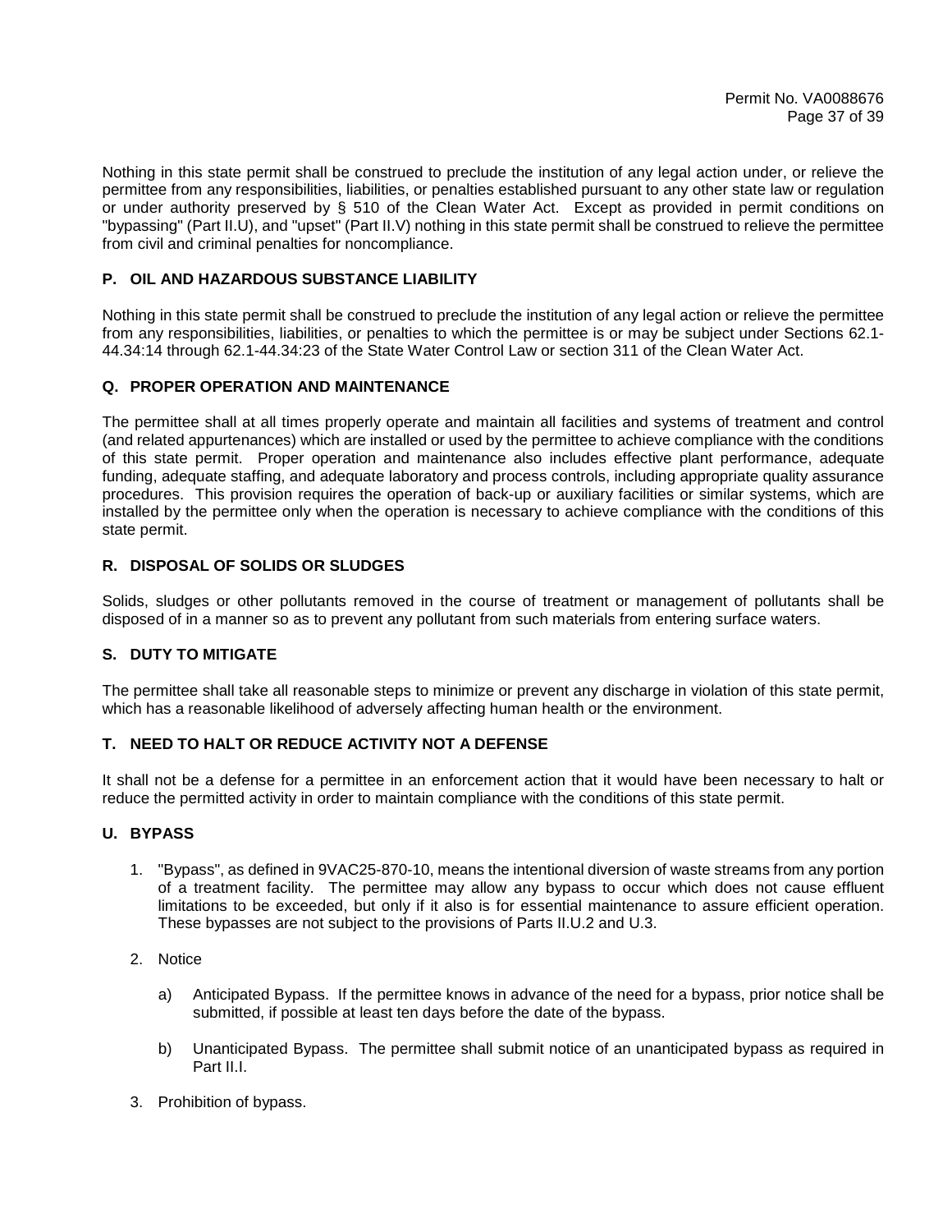Nothing in this state permit shall be construed to preclude the institution of any legal action under, or relieve the permittee from any responsibilities, liabilities, or penalties established pursuant to any other state law or regulation or under authority preserved by § 510 of the Clean Water Act. Except as provided in permit conditions on "bypassing" (Part II.U), and "upset" (Part II.V) nothing in this state permit shall be construed to relieve the permittee from civil and criminal penalties for noncompliance.

### P. OIL AND HAZARDOUS SUBSTANCE LIABILITY

Nothing in this state permit shall be construed to preclude the institution of any legal action or relieve the permittee from any responsibilities, liabilities, or penalties to which the permittee is or may be subject under Sections 62.1-44.34:14 through 62.1-44.34:23 of the State Water Control Law or section 311 of the Clean Water Act.

### Q. PROPER OPERATION AND MAINTENANCE

The permittee shall at all times properly operate and maintain all facilities and systems of treatment and control (and related appurtenances) which are installed or used by the permittee to achieve compliance with the conditions of this state permit. Proper operation and maintenance also includes effective plant performance, adequate funding, adequate staffing, and adequate laboratory and process controls, including appropriate quality assurance procedures. This provision requires the operation of back-up or auxiliary facilities or similar systems, which are installed by the permittee only when the operation is necessary to achieve compliance with the conditions of this state permit.

### R. DISPOSAL OF SOLIDS OR SLUDGES

Solids, sludges or other pollutants removed in the course of treatment or management of pollutants shall be disposed of in a manner so as to prevent any pollutant from such materials from entering surface waters.

### S. DUTY TO MITIGATE

The permittee shall take all reasonable steps to minimize or prevent any discharge in violation of this state permit, which has a reasonable likelihood of adversely affecting human health or the environment.

### T. NEED TO HALT OR REDUCE ACTIVITY NOT A DEFENSE

It shall not be a defense for a permittee in an enforcement action that it would have been necessary to halt or reduce the permitted activity in order to maintain compliance with the conditions of this state permit.

### U. BYPASS

1. "Bypass", as defined in 9VAC25-870-10, means the intentional diversion of waste streams from any portion of a treatment facility. The permittee may allow any bypass to occur which does not cause effluent limitations to be exceeded, but only if it also is for essential maintenance to assure efficient operation. These bypasses are not subject to the provisions of Parts II.U.2 and U.3.

2. Notice

   a) Anticipated Bypass. If the permittee knows in advance of the need for a bypass, prior notice shall be submitted, if possible at least ten days before the date of the bypass.

   b) Unanticipated Bypass. The permittee shall submit notice of an unanticipated bypass as required in Part II.I.

3. Prohibition of bypass.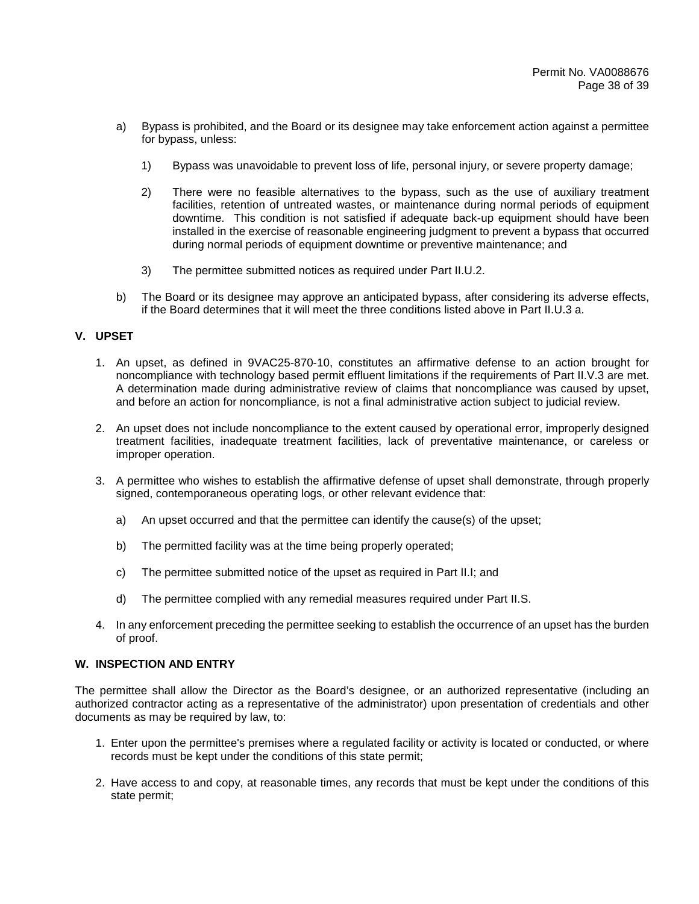a) Bypass is prohibited, and the Board or its designee may take enforcement action against a permittee for bypass, unless:

   1) Bypass was unavoidable to prevent loss of life, personal injury, or severe property damage;

   2) There were no feasible alternatives to the bypass, such as the use of auxiliary treatment facilities, retention of untreated wastes, or maintenance during normal periods of equipment downtime. This condition is not satisfied if adequate back-up equipment should have been installed in the exercise of reasonable engineering judgment to prevent a bypass that occurred during normal periods of equipment downtime or preventive maintenance; and

   3) The permittee submitted notices as required under Part II.U.2.

b) The Board or its designee may approve an anticipated bypass, after considering its adverse effects, if the Board determines that it will meet the three conditions listed above in Part II.U.3 a.

**V. UPSET**

1. An upset, as defined in 9VAC25-870-10, constitutes an affirmative defense to an action brought for noncompliance with technology based permit effluent limitations if the requirements of Part II.V.3 are met. A determination made during administrative review of claims that noncompliance was caused by upset, and before an action for noncompliance, is not a final administrative action subject to judicial review.

2. An upset does not include noncompliance to the extent caused by operational error, improperly designed treatment facilities, inadequate treatment facilities, lack of preventative maintenance, or careless or improper operation.

3. A permittee who wishes to establish the affirmative defense of upset shall demonstrate, through properly signed, contemporaneous operating logs, or other relevant evidence that:

   a) An upset occurred and that the permittee can identify the cause(s) of the upset;

   b) The permitted facility was at the time being properly operated;

   c) The permittee submitted notice of the upset as required in Part II.I; and

   d) The permittee complied with any remedial measures required under Part II.S.

4. In any enforcement preceding the permittee seeking to establish the occurrence of an upset has the burden of proof.

**W. INSPECTION AND ENTRY**

The permittee shall allow the Director as the Board's designee, or an authorized representative (including an authorized contractor acting as a representative of the administrator) upon presentation of credentials and other documents as may be required by law, to:

1. Enter upon the permittee's premises where a regulated facility or activity is located or conducted, or where records must be kept under the conditions of this state permit;

2. Have access to and copy, at reasonable times, any records that must be kept under the conditions of this state permit;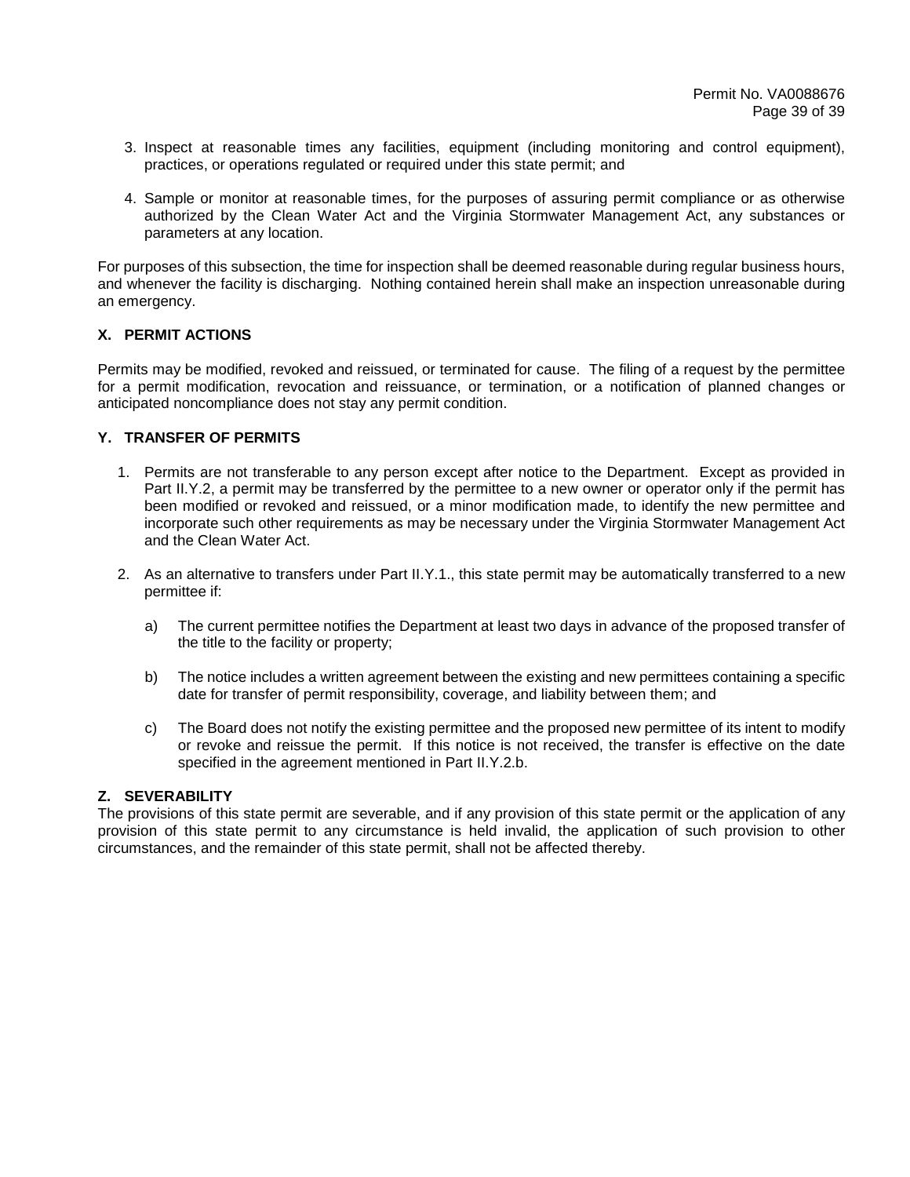3. Inspect at reasonable times any facilities, equipment (including monitoring and control equipment), practices, or operations regulated or required under this state permit; and

4. Sample or monitor at reasonable times, for the purposes of assuring permit compliance or as otherwise authorized by the Clean Water Act and the Virginia Stormwater Management Act, any substances or parameters at any location.

For purposes of this subsection, the time for inspection shall be deemed reasonable during regular business hours, and whenever the facility is discharging. Nothing contained herein shall make an inspection unreasonable during an emergency.

### X. PERMIT ACTIONS

Permits may be modified, revoked and reissued, or terminated for cause. The filing of a request by the permittee for a permit modification, revocation and reissuance, or termination, or a notification of planned changes or anticipated noncompliance does not stay any permit condition.

### Y. TRANSFER OF PERMITS

1. Permits are not transferable to any person except after notice to the Department. Except as provided in Part II.Y.2, a permit may be transferred by the permittee to a new owner or operator only if the permit has been modified or revoked and reissued, or a minor modification made, to identify the new permittee and incorporate such other requirements as may be necessary under the Virginia Stormwater Management Act and the Clean Water Act.

2. As an alternative to transfers under Part II.Y.1., this state permit may be automatically transferred to a new permittee if:

   a) The current permittee notifies the Department at least two days in advance of the proposed transfer of the title to the facility or property;

   b) The notice includes a written agreement between the existing and new permittees containing a specific date for transfer of permit responsibility, coverage, and liability between them; and

   c) The Board does not notify the existing permittee and the proposed new permittee of its intent to modify or revoke and reissue the permit. If this notice is not received, the transfer is effective on the date specified in the agreement mentioned in Part II.Y.2.b.

### Z. SEVERABILITY

The provisions of this state permit are severable, and if any provision of this state permit or the application of any provision of this state permit to any circumstance is held invalid, the application of such provision to other circumstances, and the remainder of this state permit, shall not be affected thereby.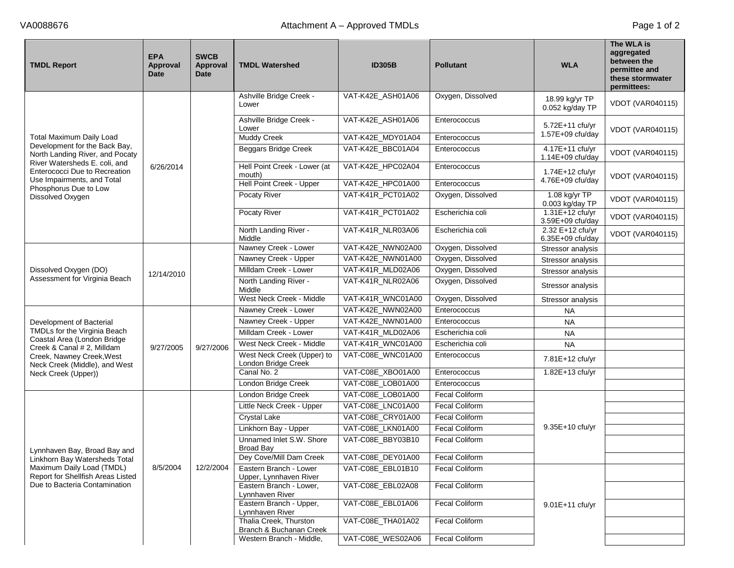# Attachment A – Approved TMDLs

| TMDL Report | EPA Approval Date | SWCB Approval Date | TMDL Watershed | ID305B | Pollutant | WLA | The WLA is aggregated between the permittee and these stormwater permittees: |
|---|---|---|---|---|---|---|---|
| Total Maximum Daily Load Development for the Back Bay, North Landing River, and Pocaty River Watersheds E. coli, and Enterococci Due to Recreation Use Impairments, and Total Phosphorus Due to Low Dissolved Oxygen | 6/26/2014 | | Ashville Bridge Creek - Lower | VAT-K42E_ASH01A06 | Oxygen, Dissolved | 18.99 kg/yr TP 0.052 kg/day TP | VDOT (VAR040115) |
| | | | Ashville Bridge Creek - Lower | VAT-K42E_ASH01A06 | Enterococcus | 5.72E+11 cfu/yr 1.57E+09 cfu/day | VDOT (VAR040115) |
| | | | Muddy Creek | VAT-K42E_MDY01A04 | Enterococcus | | |
| | | | Beggars Bridge Creek | VAT-K42E_BBC01A04 | Enterococcus | 4.17E+11 cfu/yr 1.14E+09 cfu/day | VDOT (VAR040115) |
| | | | Hell Point Creek - Lower (at mouth) | VAT-K42E_HPC02A04 | Enterococcus | 1.74E+12 cfu/yr 4.76E+09 cfu/day | VDOT (VAR040115) |
| | | | Hell Point Creek - Upper | VAT-K42E_HPC01A00 | Enterococcus | | |
| | | | Pocaty River | VAT-K41R_PCT01A02 | Oxygen, Dissolved | 1.08 kg/yr TP 0.003 kg/day TP | VDOT (VAR040115) |
| | | | Pocaty River | VAT-K41R_PCT01A02 | Escherichia coli | 1.31E+12 cfu/yr 3.59E+09 cfu/day | VDOT (VAR040115) |
| | | | North Landing River - Middle | VAT-K41R_NLR03A06 | Escherichia coli | 2.32 E+12 cfu/yr 6.35E+09 cfu/day | VDOT (VAR040115) |
| Dissolved Oxygen (DO) Assessment for Virginia Beach | 12/14/2010 | | Nawney Creek - Lower | VAT-K42E_NWN02A00 | Oxygen, Dissolved | Stressor analysis | |
| | | | Nawney Creek - Upper | VAT-K42E_NWN01A00 | Oxygen, Dissolved | Stressor analysis | |
| | | | Milldam Creek - Lower | VAT-K41R_MLD02A06 | Oxygen, Dissolved | Stressor analysis | |
| | | | North Landing River - Middle | VAT-K41R_NLR02A06 | Oxygen, Dissolved | Stressor analysis | |
| | | | West Neck Creek - Middle | VAT-K41R_WNC01A00 | Oxygen, Dissolved | Stressor analysis | |
| Development of Bacterial TMDLs for the Virginia Beach Coastal Area (London Bridge Creek & Canal # 2, Milldam Creek, Nawney Creek,West Neck Creek (Middle), and West Neck Creek (Upper)) | 9/27/2005 | 9/27/2006 | Nawney Creek - Lower | VAT-K42E_NWN02A00 | Enterococcus | NA | |
| | | | Nawney Creek - Upper | VAT-K42E_NWN01A00 | Enterococcus | NA | |
| | | | Milldam Creek - Lower | VAT-K41R_MLD02A06 | Escherichia coli | NA | |
| | | | West Neck Creek - Middle | VAT-K41R_WNC01A00 | Escherichia coli | NA | |
| | | | West Neck Creek (Upper) to London Bridge Creek | VAT-C08E_WNC01A00 | Enterococcus | 7.81E+12 cfu/yr | |
| | | | Canal No. 2 | VAT-C08E_XBO01A00 | Enterococcus | 1.82E+13 cfu/yr | |
| | | | London Bridge Creek | VAT-C08E_LOB01A00 | Enterococcus | | |
| Lynnhaven Bay, Broad Bay and Linkhorn Bay Watersheds Total Maximum Daily Load (TMDL) Report for Shellfish Areas Listed Due to Bacteria Contamination | 8/5/2004 | 12/2/2004 | London Bridge Creek | VAT-C08E_LOB01A00 | Fecal Coliform | 9.35E+10 cfu/yr | |
| | | | Little Neck Creek - Upper | VAT-C08E_LNC01A00 | Fecal Coliform | | |
| | | | Crystal Lake | VAT-C08E_CRY01A00 | Fecal Coliform | | |
| | | | Linkhorn Bay - Upper | VAT-C08E_LKN01A00 | Fecal Coliform | | |
| | | | Unnamed Inlet S.W. Shore Broad Bay | VAT-C08E_BBY03B10 | Fecal Coliform | | |
| | | | Dey Cove/Mill Dam Creek | VAT-C08E_DEY01A00 | Fecal Coliform | | |
| | | | Eastern Branch - Lower Upper, Lynnhaven River | VAT-C08E_EBL01B10 | Fecal Coliform | 9.01E+11 cfu/yr | |
| | | | Eastern Branch - Lower, Lynnhaven River | VAT-C08E_EBL02A08 | Fecal Coliform | | |
| | | | Eastern Branch - Upper, Lynnhaven River | VAT-C08E_EBL01A06 | Fecal Coliform | | |
| | | | Thalia Creek, Thurston Branch & Buchanan Creek | VAT-C08E_THA01A02 | Fecal Coliform | | |
| | | | Western Branch - Middle, | VAT-C08E_WES02A06 | Fecal Coliform | | |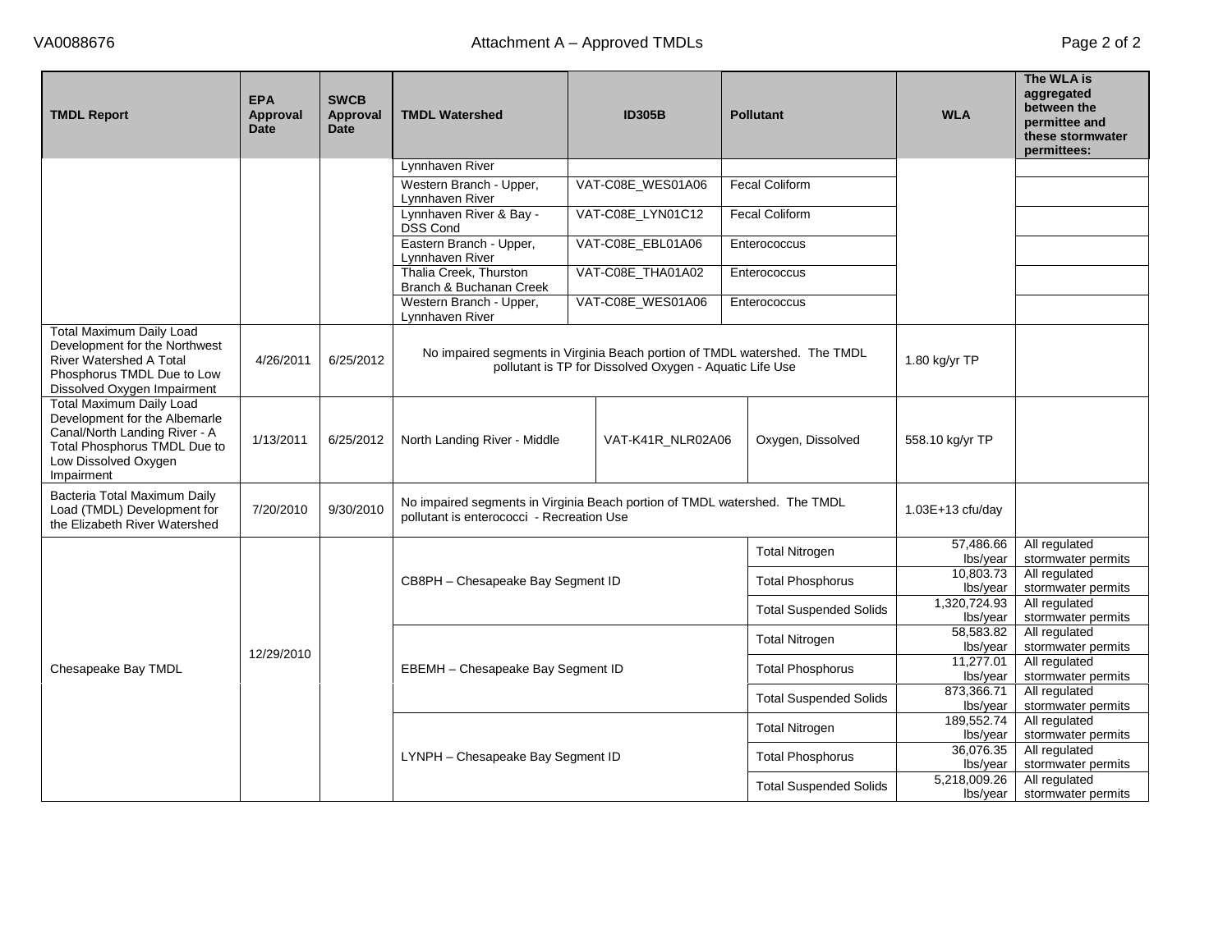| TMDL Report | EPA Approval Date | SWCB Approval Date | TMDL Watershed | ID305B | Pollutant | WLA | The WLA is aggregated between the permittee and these stormwater permittees: |
|---|---|---|---|---|---|---|---|
| | | | Lynnhaven River | | | | |
| | | | Western Branch - Upper, Lynnhaven River | VAT-C08E_WES01A06 | Fecal Coliform | | |
| | | | Lynnhaven River & Bay - DSS Cond | VAT-C08E_LYN01C12 | Fecal Coliform | | |
| | | | Eastern Branch - Upper, Lynnhaven River | VAT-C08E_EBL01A06 | Enterococcus | | |
| | | | Thalia Creek, Thurston Branch & Buchanan Creek | VAT-C08E_THA01A02 | Enterococcus | | |
| | | | Western Branch - Upper, Lynnhaven River | VAT-C08E_WES01A06 | Enterococcus | | |
| Total Maximum Daily Load Development for the Northwest River Watershed A Total Phosphorus TMDL Due to Low Dissolved Oxygen Impairment | 4/26/2011 | 6/25/2012 | No impaired segments in Virginia Beach portion of TMDL watershed. The TMDL pollutant is TP for Dissolved Oxygen - Aquatic Life Use | | | 1.80 kg/yr TP | |
| Total Maximum Daily Load Development for the Albemarle Canal/North Landing River - A Total Phosphorus TMDL Due to Low Dissolved Oxygen Impairment | 1/13/2011 | 6/25/2012 | North Landing River - Middle | VAT-K41R_NLR02A06 | Oxygen, Dissolved | 558.10 kg/yr TP | |
| Bacteria Total Maximum Daily Load (TMDL) Development for the Elizabeth River Watershed | 7/20/2010 | 9/30/2010 | No impaired segments in Virginia Beach portion of TMDL watershed. The TMDL pollutant is enterococci - Recreation Use | | | 1.03E+13 cfu/day | |
| Chesapeake Bay TMDL | 12/29/2010 | | CB8PH – Chesapeake Bay Segment ID | | Total Nitrogen | 57,486.66 lbs/year | All regulated stormwater permits |
| | | | | | Total Phosphorus | 10,803.73 lbs/year | All regulated stormwater permits |
| | | | | | Total Suspended Solids | 1,320,724.93 lbs/year | All regulated stormwater permits |
| | | | EBEMH – Chesapeake Bay Segment ID | | Total Nitrogen | 58,583.82 lbs/year | All regulated stormwater permits |
| | | | | | Total Phosphorus | 11,277.01 lbs/year | All regulated stormwater permits |
| | | | | | Total Suspended Solids | 873,366.71 lbs/year | All regulated stormwater permits |
| | | | LYNPH – Chesapeake Bay Segment ID | | Total Nitrogen | 189,552.74 lbs/year | All regulated stormwater permits |
| | | | | | Total Phosphorus | 36,076.35 lbs/year | All regulated stormwater permits |
| | | | | | Total Suspended Solids | 5,218,009.26 lbs/year | All regulated stormwater permits |